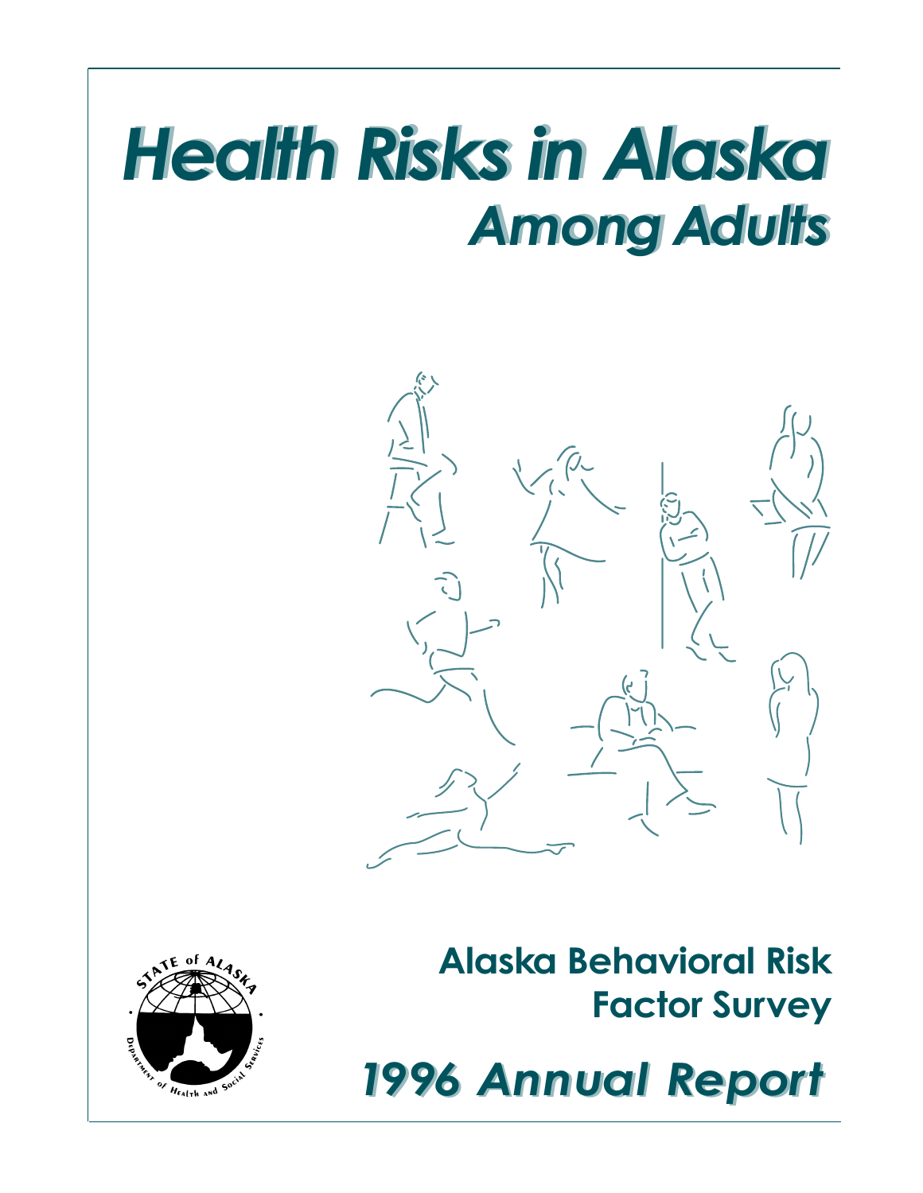# Health Risks in Alaska

## Among Adults

**Alaska Behavioral Risk Factor Survey**

## *1996 Annual Report*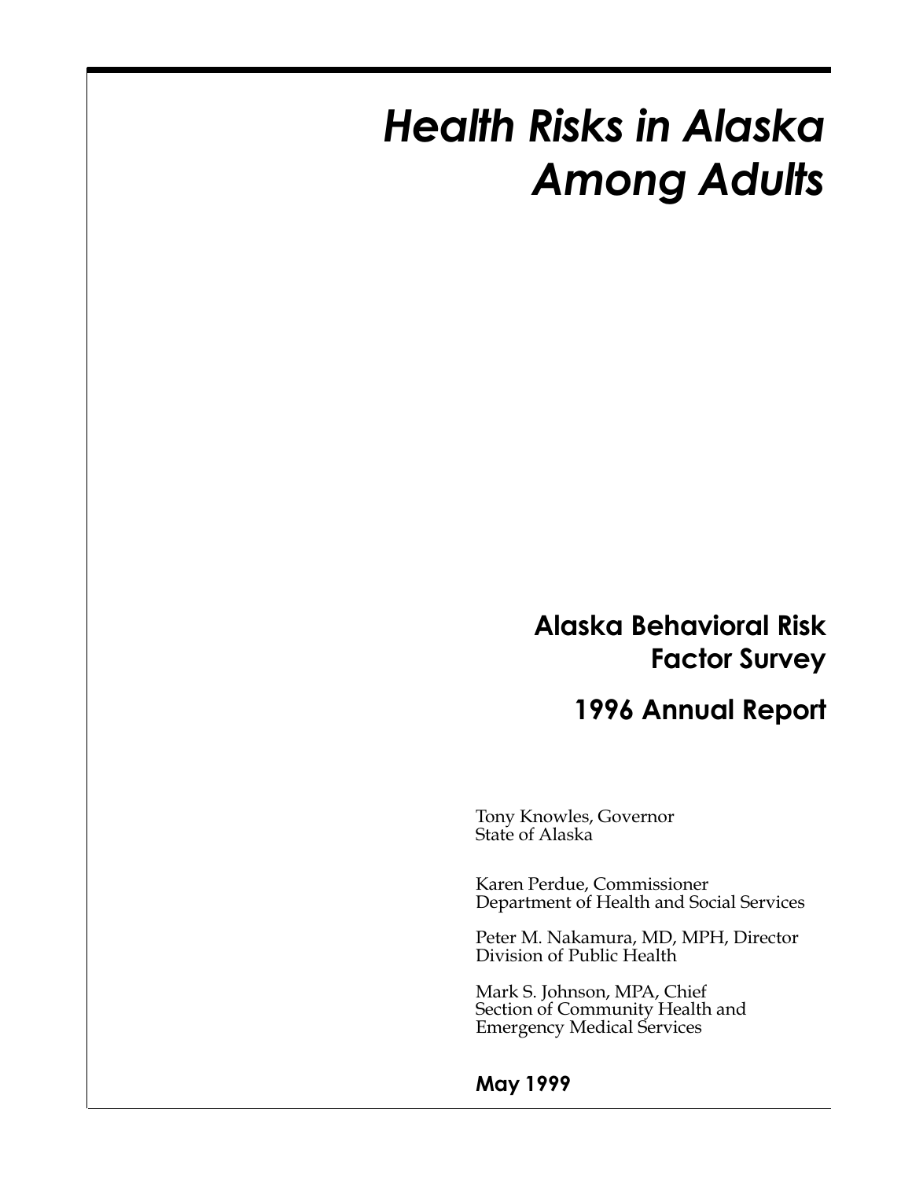# *Health Risks in Alaska Among Adults*

## Alaska Behavioral Risk Factor Survey

## 1996 Annual Report

Tony Knowles, Governor
State of Alaska

Karen Perdue, Commissioner
Department of Health and Social Services

Peter M. Nakamura, MD, MPH, Director
Division of Public Health

Mark S. Johnson, MPA, Chief
Section of Community Health and
Emergency Medical Services

**May 1999**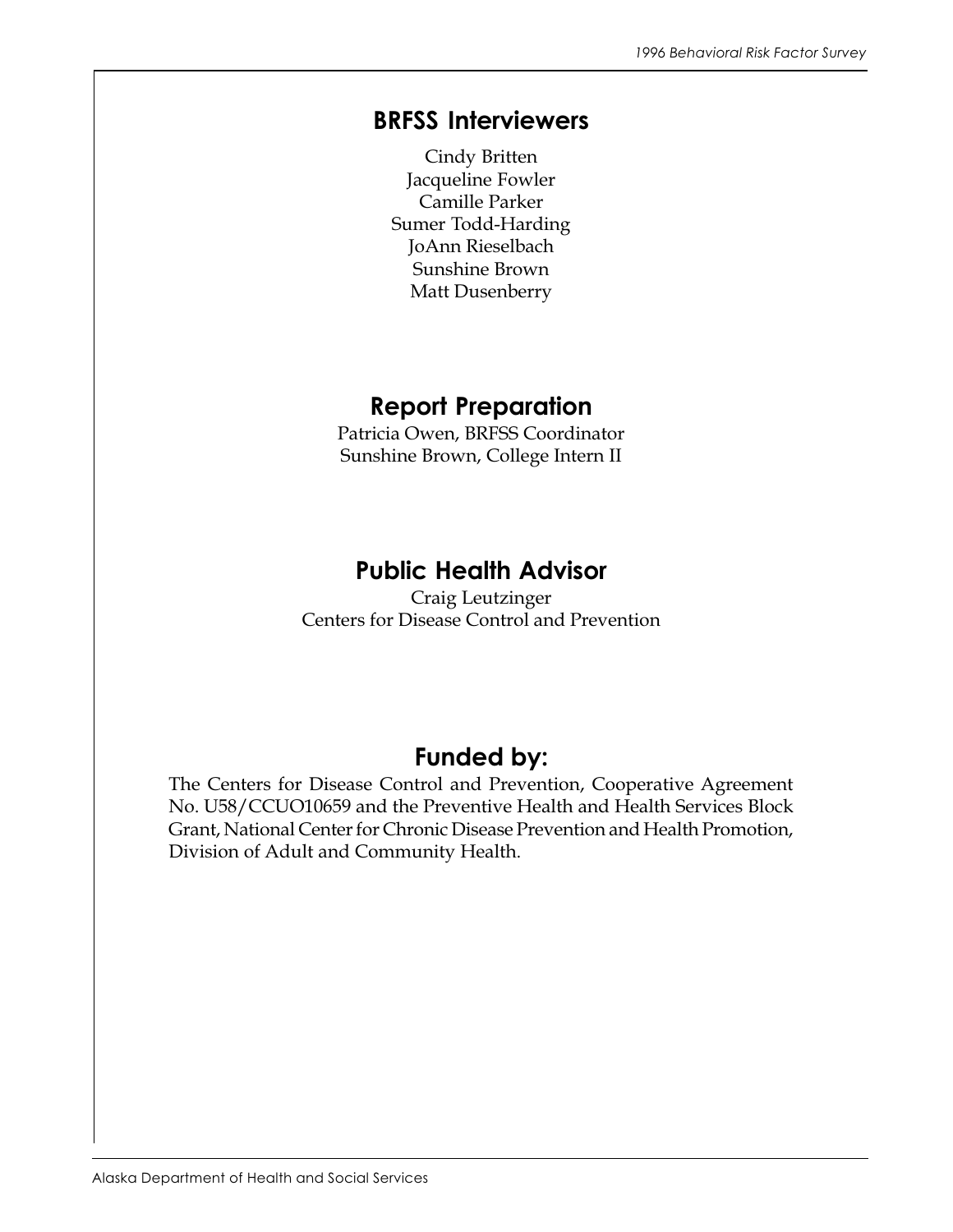## BRFSS Interviewers

Cindy Britten
Jacqueline Fowler
Camille Parker
Sumer Todd-Harding
JoAnn Rieselbach
Sunshine Brown
Matt Dusenberry

## Report Preparation

Patricia Owen, BRFSS Coordinator
Sunshine Brown, College Intern II

## Public Health Advisor

Craig Leutzinger
Centers for Disease Control and Prevention

## Funded by:

The Centers for Disease Control and Prevention, Cooperative Agreement No. U58/CCUO10659 and the Preventive Health and Health Services Block Grant, National Center for Chronic Disease Prevention and Health Promotion, Division of Adult and Community Health.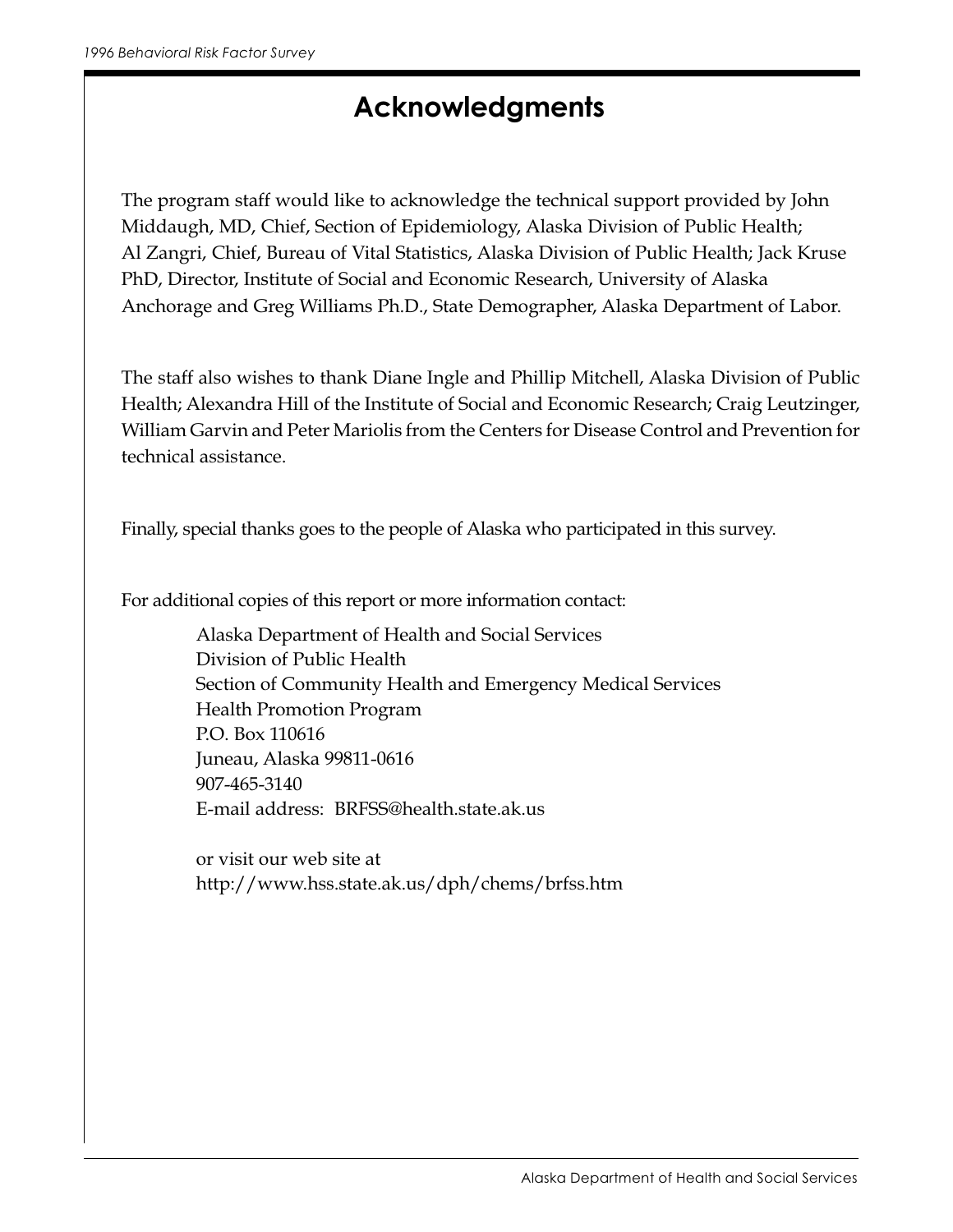# Acknowledgments

The program staff would like to acknowledge the technical support provided by John Middaugh, MD, Chief, Section of Epidemiology, Alaska Division of Public Health; Al Zangri, Chief, Bureau of Vital Statistics, Alaska Division of Public Health; Jack Kruse PhD, Director, Institute of Social and Economic Research, University of Alaska Anchorage and Greg Williams Ph.D., State Demographer, Alaska Department of Labor.

The staff also wishes to thank Diane Ingle and Phillip Mitchell, Alaska Division of Public Health; Alexandra Hill of the Institute of Social and Economic Research; Craig Leutzinger, William Garvin and Peter Mariolis from the Centers for Disease Control and Prevention for technical assistance.

Finally, special thanks goes to the people of Alaska who participated in this survey.

For additional copies of this report or more information contact:

Alaska Department of Health and Social Services
Division of Public Health
Section of Community Health and Emergency Medical Services
Health Promotion Program
P.O. Box 110616
Juneau, Alaska 99811-0616
907-465-3140
E-mail address: BRFSS@health.state.ak.us

or visit our web site at
http://www.hss.state.ak.us/dph/chems/brfss.htm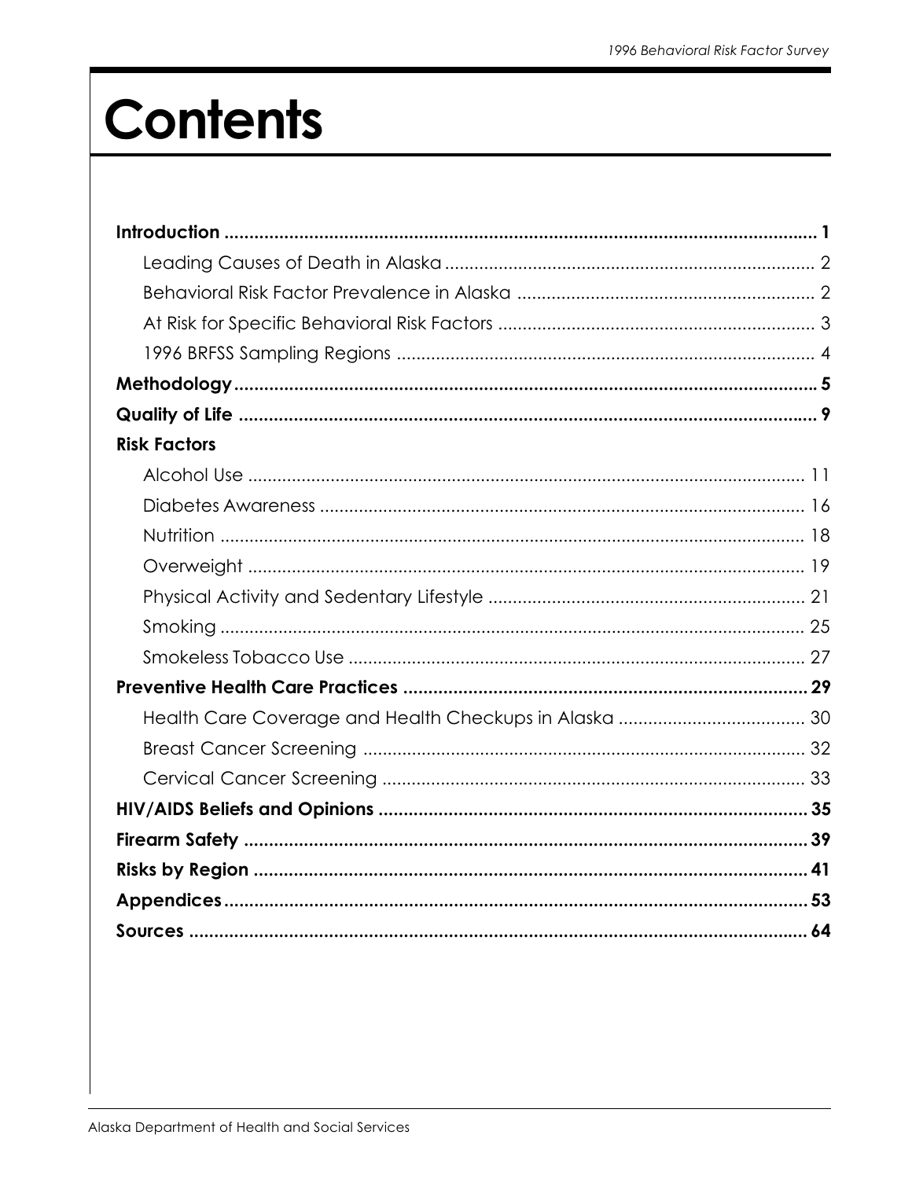# Contents

**Introduction** .................................................. **1**
- Leading Causes of Death in Alaska .................................................. 2
- Behavioral Risk Factor Prevalence in Alaska .................................................. 2
- At Risk for Specific Behavioral Risk Factors .................................................. 3
- 1996 BRFSS Sampling Regions .................................................. 4

**Methodology** .................................................. **5**

**Quality of Life** .................................................. **9**

**Risk Factors**
- Alcohol Use .................................................. 11
- Diabetes Awareness .................................................. 16
- Nutrition .................................................. 18
- Overweight .................................................. 19
- Physical Activity and Sedentary Lifestyle .................................................. 21
- Smoking .................................................. 25
- Smokeless Tobacco Use .................................................. 27

**Preventive Health Care Practices** .................................................. **29**
- Health Care Coverage and Health Checkups in Alaska .................................................. 30
- Breast Cancer Screening .................................................. 32
- Cervical Cancer Screening .................................................. 33

**HIV/AIDS Beliefs and Opinions** .................................................. **35**

**Firearm Safety** .................................................. **39**

**Risks by Region** .................................................. **41**

**Appendices** .................................................. **53**

**Sources** .................................................. **64**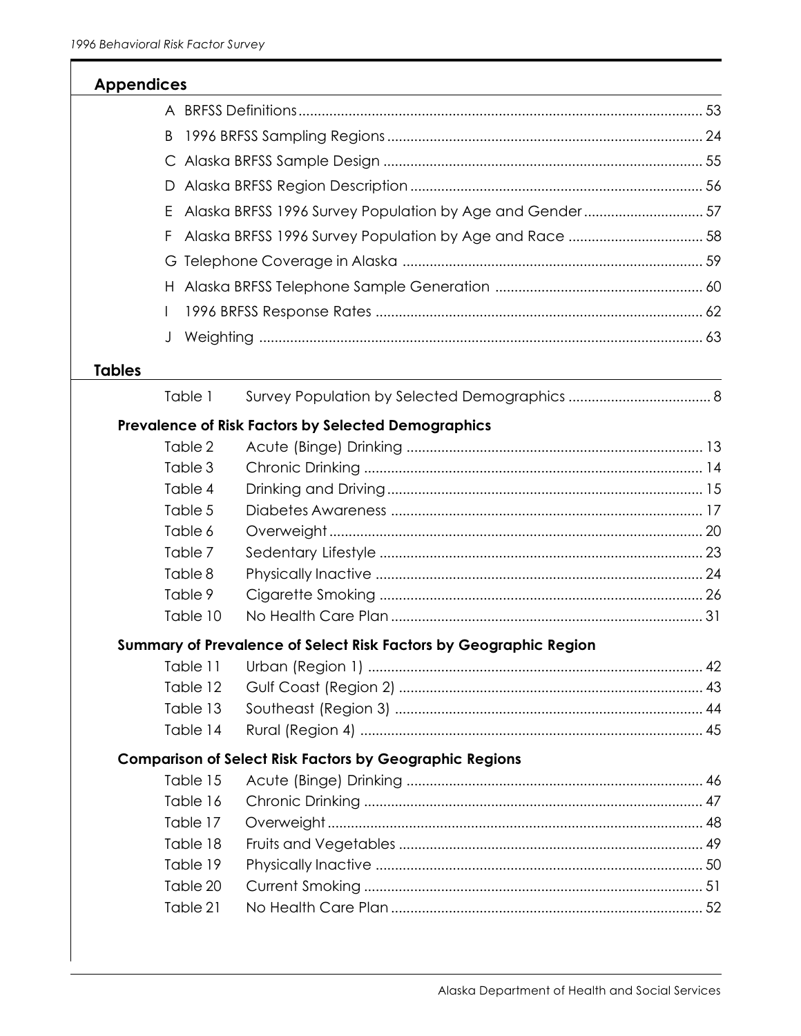## Appendices

| | | |
|---|---|---|
| A | BRFSS Definitions | 53 |
| B | 1996 BRFSS Sampling Regions | 24 |
| C | Alaska BRFSS Sample Design | 55 |
| D | Alaska BRFSS Region Description | 56 |
| E | Alaska BRFSS 1996 Survey Population by Age and Gender | 57 |
| F | Alaska BRFSS 1996 Survey Population by Age and Race | 58 |
| G | Telephone Coverage in Alaska | 59 |
| H | Alaska BRFSS Telephone Sample Generation | 60 |
| I | 1996 BRFSS Response Rates | 62 |
| J | Weighting | 63 |

## Tables

| | | |
|---|---|---|
| Table 1 | Survey Population by Selected Demographics | 8 |

### Prevalence of Risk Factors by Selected Demographics

| | | |
|---|---|---|
| Table 2 | Acute (Binge) Drinking | 13 |
| Table 3 | Chronic Drinking | 14 |
| Table 4 | Drinking and Driving | 15 |
| Table 5 | Diabetes Awareness | 17 |
| Table 6 | Overweight | 20 |
| Table 7 | Sedentary Lifestyle | 23 |
| Table 8 | Physically Inactive | 24 |
| Table 9 | Cigarette Smoking | 26 |
| Table 10 | No Health Care Plan | 31 |

### Summary of Prevalence of Select Risk Factors by Geographic Region

| | | |
|---|---|---|
| Table 11 | Urban (Region 1) | 42 |
| Table 12 | Gulf Coast (Region 2) | 43 |
| Table 13 | Southeast (Region 3) | 44 |
| Table 14 | Rural (Region 4) | 45 |

### Comparison of Select Risk Factors by Geographic Regions

| | | |
|---|---|---|
| Table 15 | Acute (Binge) Drinking | 46 |
| Table 16 | Chronic Drinking | 47 |
| Table 17 | Overweight | 48 |
| Table 18 | Fruits and Vegetables | 49 |
| Table 19 | Physically Inactive | 50 |
| Table 20 | Current Smoking | 51 |
| Table 21 | No Health Care Plan | 52 |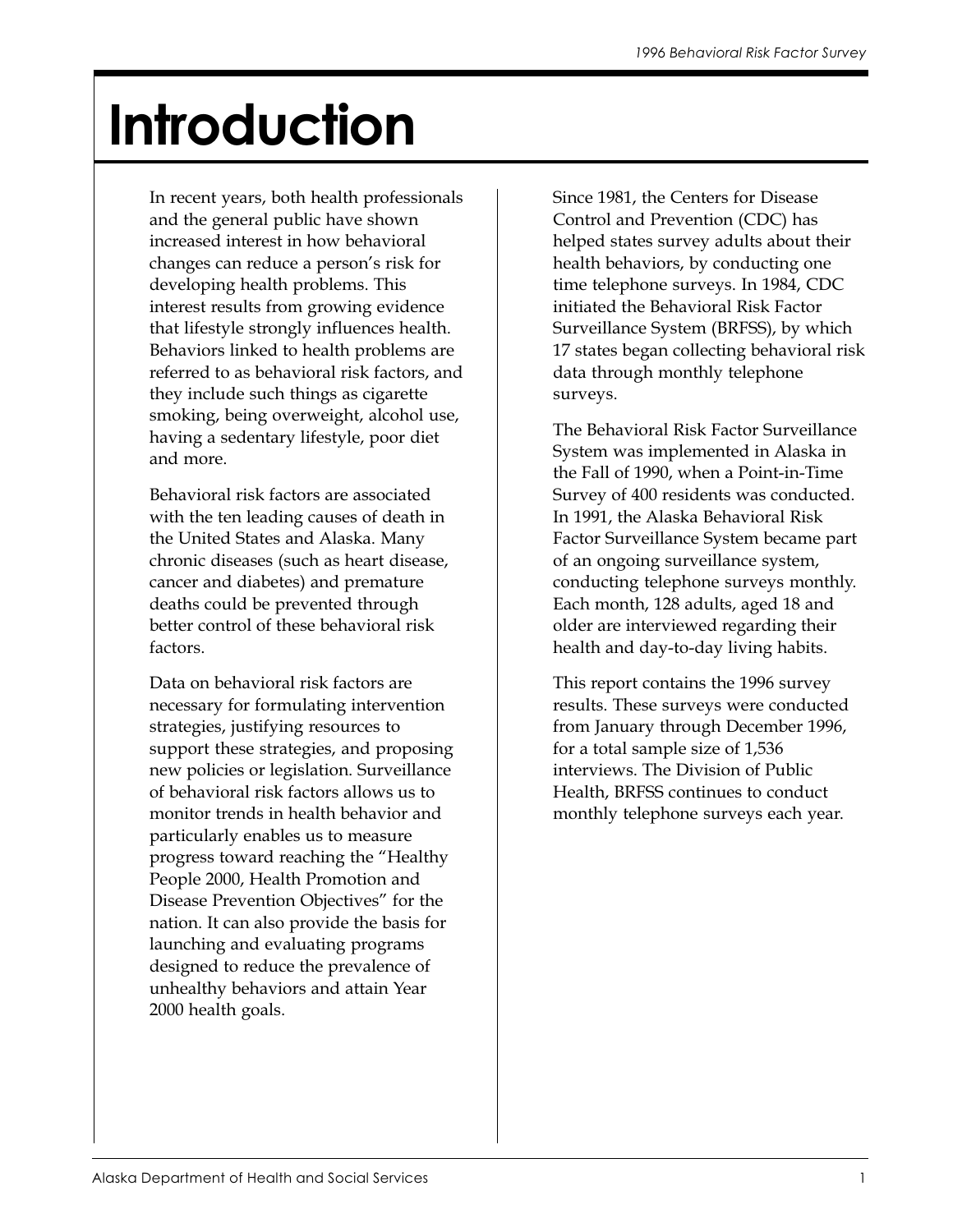# Introduction

In recent years, both health professionals and the general public have shown increased interest in how behavioral changes can reduce a person's risk for developing health problems. This interest results from growing evidence that lifestyle strongly influences health. Behaviors linked to health problems are referred to as behavioral risk factors, and they include such things as cigarette smoking, being overweight, alcohol use, having a sedentary lifestyle, poor diet and more.

Behavioral risk factors are associated with the ten leading causes of death in the United States and Alaska. Many chronic diseases (such as heart disease, cancer and diabetes) and premature deaths could be prevented through better control of these behavioral risk factors.

Data on behavioral risk factors are necessary for formulating intervention strategies, justifying resources to support these strategies, and proposing new policies or legislation. Surveillance of behavioral risk factors allows us to monitor trends in health behavior and particularly enables us to measure progress toward reaching the "Healthy People 2000, Health Promotion and Disease Prevention Objectives" for the nation. It can also provide the basis for launching and evaluating programs designed to reduce the prevalence of unhealthy behaviors and attain Year 2000 health goals.

Since 1981, the Centers for Disease Control and Prevention (CDC) has helped states survey adults about their health behaviors, by conducting one time telephone surveys. In 1984, CDC initiated the Behavioral Risk Factor Surveillance System (BRFSS), by which 17 states began collecting behavioral risk data through monthly telephone surveys.

The Behavioral Risk Factor Surveillance System was implemented in Alaska in the Fall of 1990, when a Point-in-Time Survey of 400 residents was conducted. In 1991, the Alaska Behavioral Risk Factor Surveillance System became part of an ongoing surveillance system, conducting telephone surveys monthly. Each month, 128 adults, aged 18 and older are interviewed regarding their health and day-to-day living habits.

This report contains the 1996 survey results. These surveys were conducted from January through December 1996, for a total sample size of 1,536 interviews. The Division of Public Health, BRFSS continues to conduct monthly telephone surveys each year.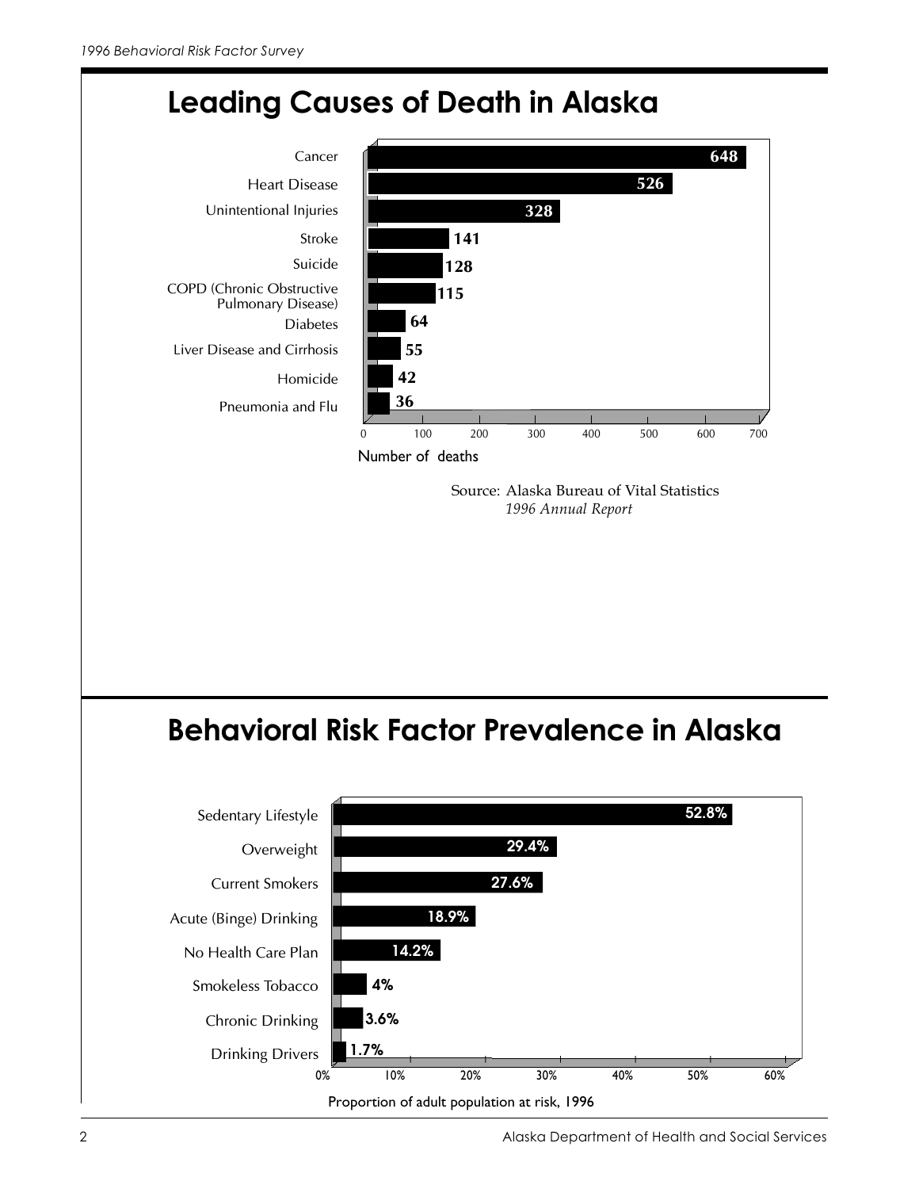## Leading Causes of Death in Alaska

| Cause | Number of deaths |
|---|---|
| Cancer | 648 |
| Heart Disease | 526 |
| Unintentional Injuries | 328 |
| Stroke | 141 |
| Suicide | 128 |
| COPD (Chronic Obstructive Pulmonary Disease) | 115 |
| Diabetes | 64 |
| Liver Disease and Cirrhosis | 55 |
| Homicide | 42 |
| Pneumonia and Flu | 36 |

Number of deaths

Source: Alaska Bureau of Vital Statistics
*1996 Annual Report*

## Behavioral Risk Factor Prevalence in Alaska

| Risk Factor | Proportion of adult population at risk, 1996 |
|---|---|
| Sedentary Lifestyle | 52.8% |
| Overweight | 29.4% |
| Current Smokers | 27.6% |
| Acute (Binge) Drinking | 18.9% |
| No Health Care Plan | 14.2% |
| Smokeless Tobacco | 4% |
| Chronic Drinking | 3.6% |
| Drinking Drivers | 1.7% |

Proportion of adult population at risk, 1996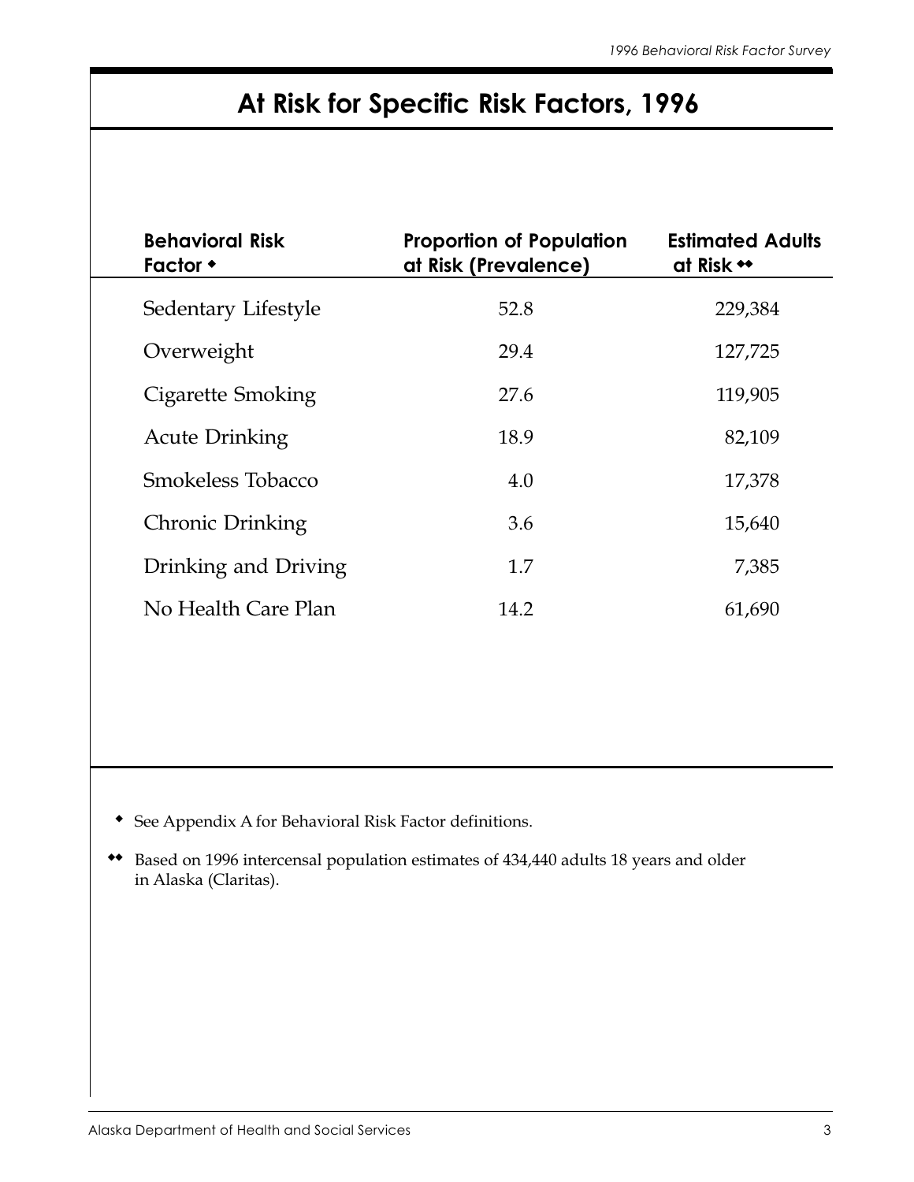# At Risk for Specific Risk Factors, 1996

| Behavioral Risk Factor ◆ | Proportion of Population at Risk (Prevalence) | Estimated Adults at Risk ◆◆ |
|---|---|---|
| Sedentary Lifestyle | 52.8 | 229,384 |
| Overweight | 29.4 | 127,725 |
| Cigarette Smoking | 27.6 | 119,905 |
| Acute Drinking | 18.9 | 82,109 |
| Smokeless Tobacco | 4.0 | 17,378 |
| Chronic Drinking | 3.6 | 15,640 |
| Drinking and Driving | 1.7 | 7,385 |
| No Health Care Plan | 14.2 | 61,690 |

◆ See Appendix A for Behavioral Risk Factor definitions.

◆◆ Based on 1996 intercensal population estimates of 434,440 adults 18 years and older in Alaska (Claritas).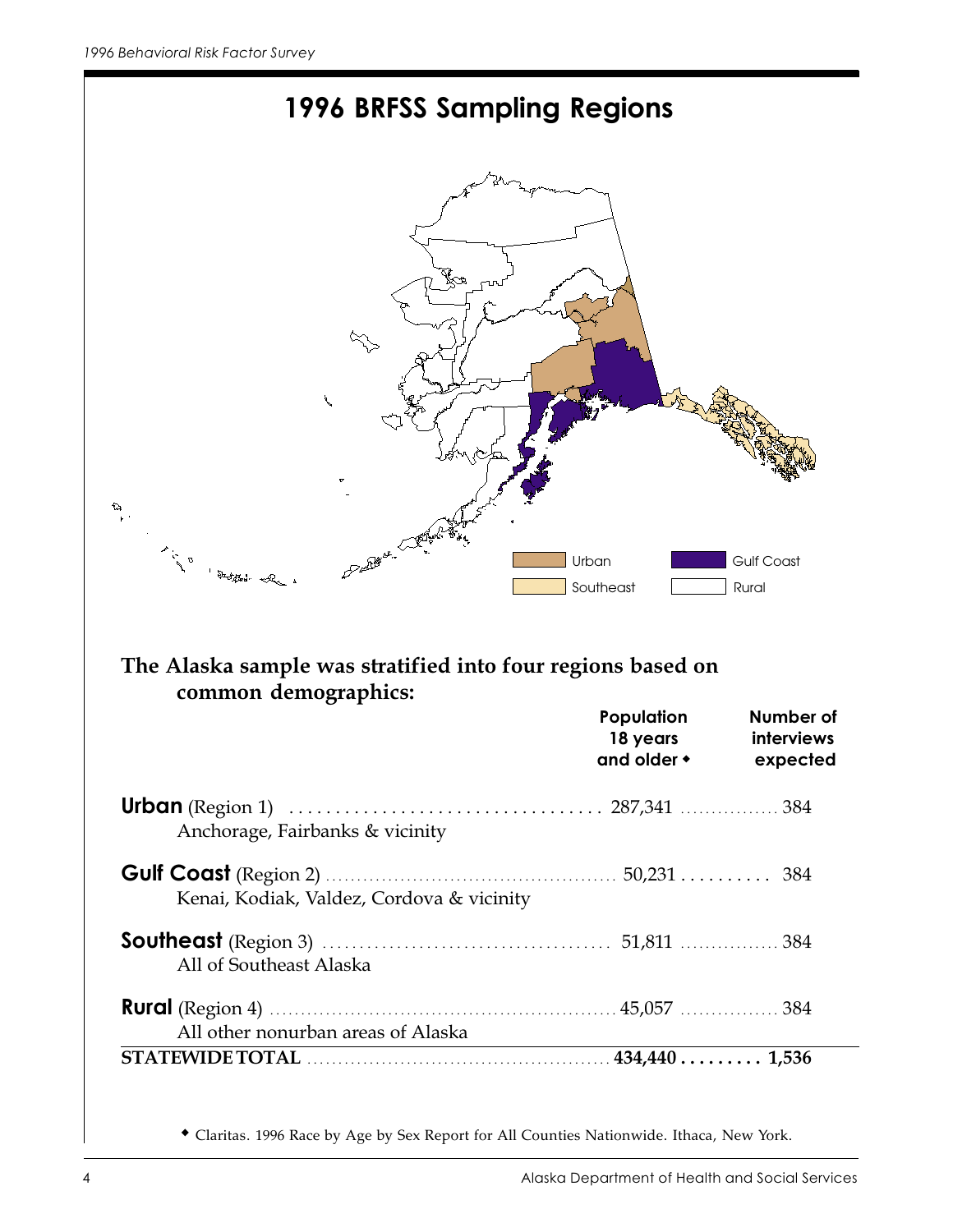# 1996 BRFSS Sampling Regions

Urban | Gulf Coast | Southeast | Rural

**The Alaska sample was stratified into four regions based on common demographics:**

| | Population 18 years and older ◆ | Number of interviews expected |
|---|---|---|
| **Urban** (Region 1)<br>Anchorage, Fairbanks & vicinity | 287,341 | 384 |
| **Gulf Coast** (Region 2)<br>Kenai, Kodiak, Valdez, Cordova & vicinity | 50,231 | 384 |
| **Southeast** (Region 3)<br>All of Southeast Alaska | 51,811 | 384 |
| **Rural** (Region 4)<br>All other nonurban areas of Alaska | 45,057 | 384 |
| **STATEWIDE TOTAL** | **434,440** | **1,536** |

◆ Claritas. 1996 Race by Age by Sex Report for All Counties Nationwide. Ithaca, New York.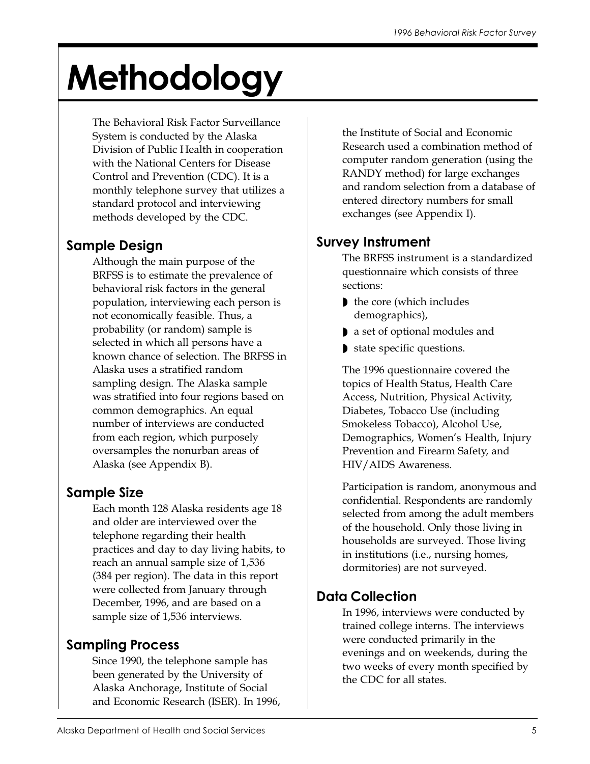# Methodology

The Behavioral Risk Factor Surveillance System is conducted by the Alaska Division of Public Health in cooperation with the National Centers for Disease Control and Prevention (CDC). It is a monthly telephone survey that utilizes a standard protocol and interviewing methods developed by the CDC.

## Sample Design

Although the main purpose of the BRFSS is to estimate the prevalence of behavioral risk factors in the general population, interviewing each person is not economically feasible. Thus, a probability (or random) sample is selected in which all persons have a known chance of selection. The BRFSS in Alaska uses a stratified random sampling design. The Alaska sample was stratified into four regions based on common demographics. An equal number of interviews are conducted from each region, which purposely oversamples the nonurban areas of Alaska (see Appendix B).

## Sample Size

Each month 128 Alaska residents age 18 and older are interviewed over the telephone regarding their health practices and day to day living habits, to reach an annual sample size of 1,536 (384 per region). The data in this report were collected from January through December, 1996, and are based on a sample size of 1,536 interviews.

## Sampling Process

Since 1990, the telephone sample has been generated by the University of Alaska Anchorage, Institute of Social and Economic Research (ISER). In 1996, the Institute of Social and Economic Research used a combination method of computer random generation (using the RANDY method) for large exchanges and random selection from a database of entered directory numbers for small exchanges (see Appendix I).

## Survey Instrument

The BRFSS instrument is a standardized questionnaire which consists of three sections:

- the core (which includes demographics),
- a set of optional modules and
- state specific questions.

The 1996 questionnaire covered the topics of Health Status, Health Care Access, Nutrition, Physical Activity, Diabetes, Tobacco Use (including Smokeless Tobacco), Alcohol Use, Demographics, Women's Health, Injury Prevention and Firearm Safety, and HIV/AIDS Awareness.

Participation is random, anonymous and confidential. Respondents are randomly selected from among the adult members of the household. Only those living in households are surveyed. Those living in institutions (i.e., nursing homes, dormitories) are not surveyed.

## Data Collection

In 1996, interviews were conducted by trained college interns. The interviews were conducted primarily in the evenings and on weekends, during the two weeks of every month specified by the CDC for all states.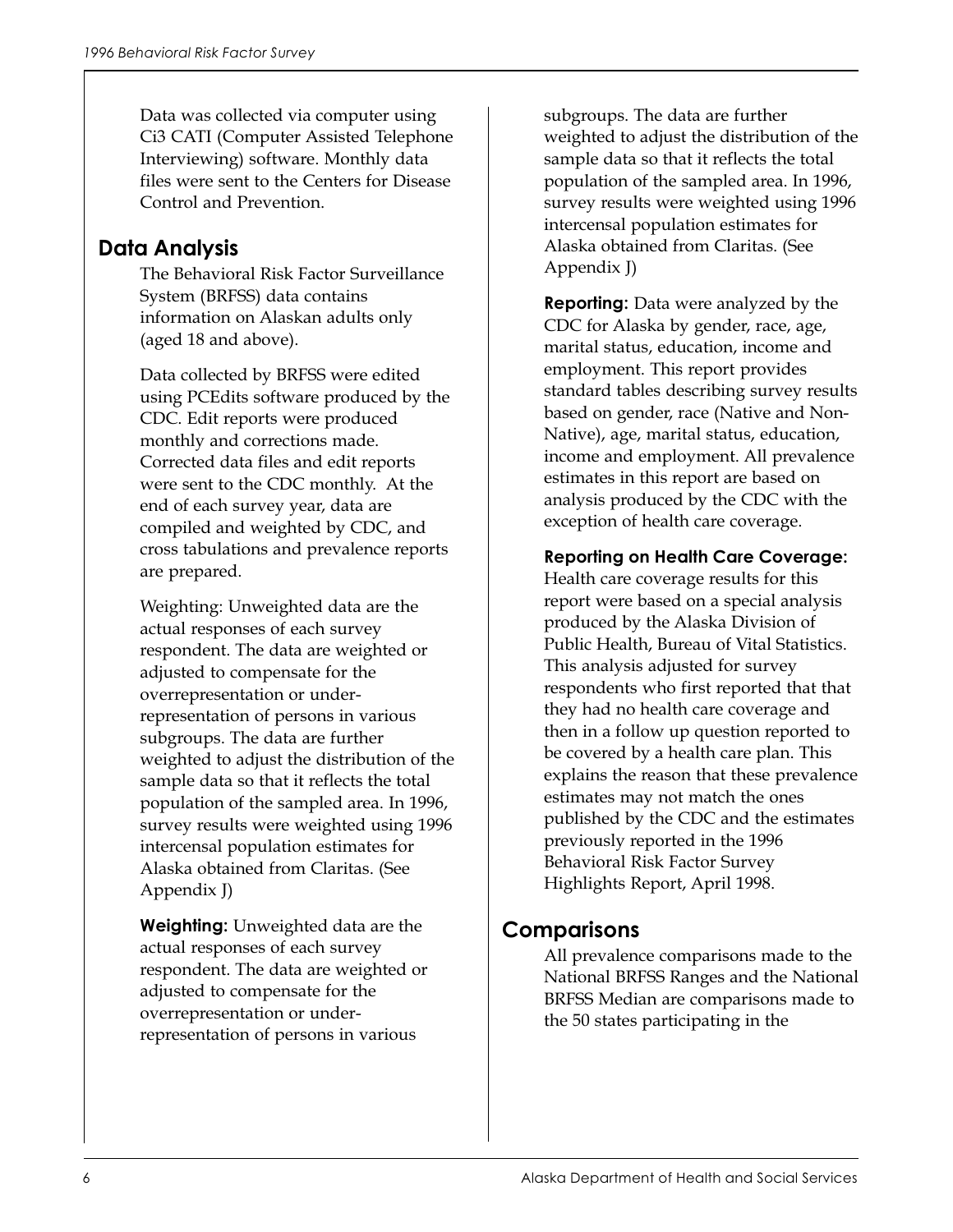Data was collected via computer using Ci3 CATI (Computer Assisted Telephone Interviewing) software. Monthly data files were sent to the Centers for Disease Control and Prevention.

## Data Analysis

The Behavioral Risk Factor Surveillance System (BRFSS) data contains information on Alaskan adults only (aged 18 and above).

Data collected by BRFSS were edited using PCEdits software produced by the CDC. Edit reports were produced monthly and corrections made. Corrected data files and edit reports were sent to the CDC monthly. At the end of each survey year, data are compiled and weighted by CDC, and cross tabulations and prevalence reports are prepared.

Weighting: Unweighted data are the actual responses of each survey respondent. The data are weighted or adjusted to compensate for the overrepresentation or under-representation of persons in various subgroups. The data are further weighted to adjust the distribution of the sample data so that it reflects the total population of the sampled area. In 1996, survey results were weighted using 1996 intercensal population estimates for Alaska obtained from Claritas. (See Appendix J)

**Weighting:** Unweighted data are the actual responses of each survey respondent. The data are weighted or adjusted to compensate for the overrepresentation or under-representation of persons in various subgroups. The data are further weighted to adjust the distribution of the sample data so that it reflects the total population of the sampled area. In 1996, survey results were weighted using 1996 intercensal population estimates for Alaska obtained from Claritas. (See Appendix J)

**Reporting:** Data were analyzed by the CDC for Alaska by gender, race, age, marital status, education, income and employment. This report provides standard tables describing survey results based on gender, race (Native and Non-Native), age, marital status, education, income and employment. All prevalence estimates in this report are based on analysis produced by the CDC with the exception of health care coverage.

**Reporting on Health Care Coverage:** Health care coverage results for this report were based on a special analysis produced by the Alaska Division of Public Health, Bureau of Vital Statistics. This analysis adjusted for survey respondents who first reported that that they had no health care coverage and then in a follow up question reported to be covered by a health care plan. This explains the reason that these prevalence estimates may not match the ones published by the CDC and the estimates previously reported in the 1996 Behavioral Risk Factor Survey Highlights Report, April 1998.

## Comparisons

All prevalence comparisons made to the National BRFSS Ranges and the National BRFSS Median are comparisons made to the 50 states participating in the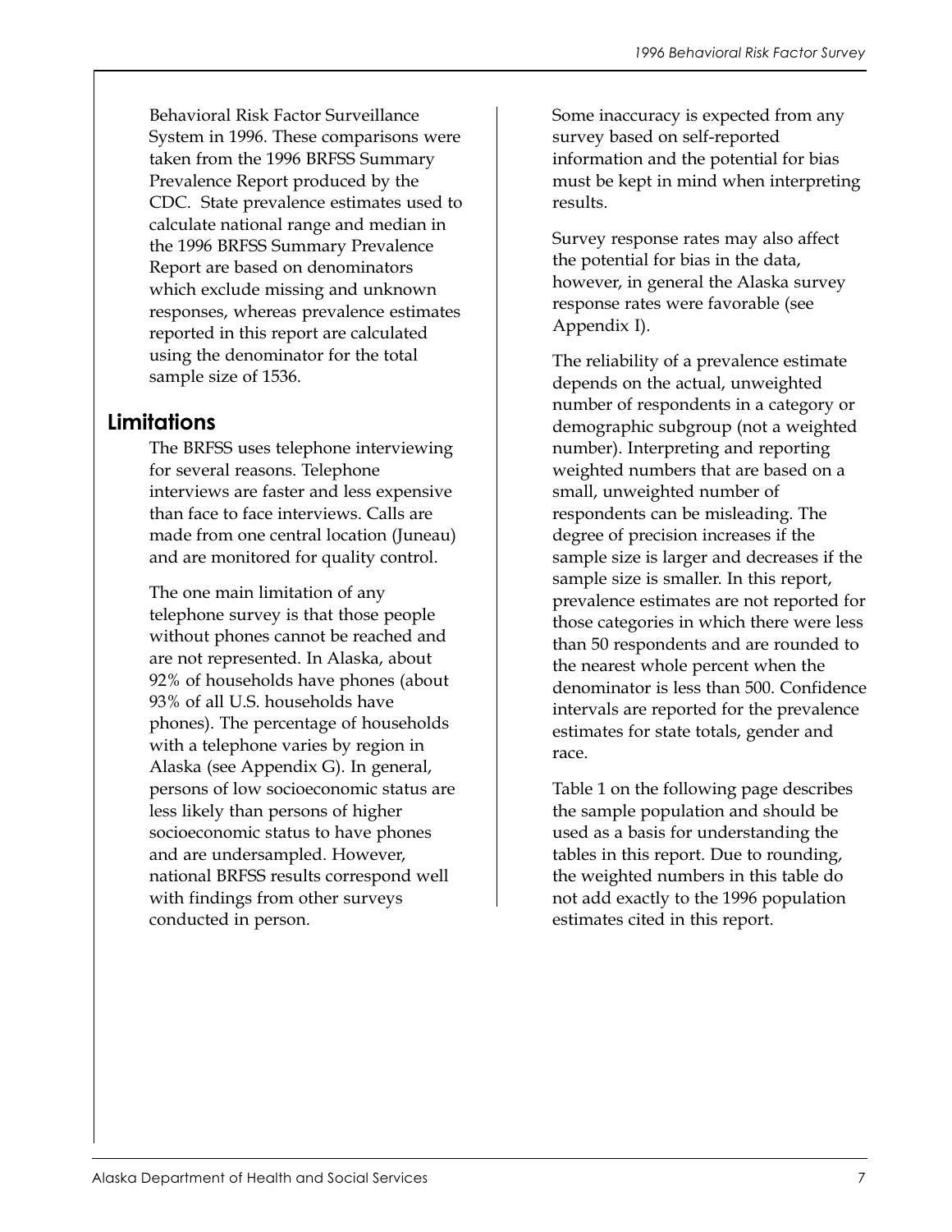Behavioral Risk Factor Surveillance System in 1996. These comparisons were taken from the 1996 BRFSS Summary Prevalence Report produced by the CDC. State prevalence estimates used to calculate national range and median in the 1996 BRFSS Summary Prevalence Report are based on denominators which exclude missing and unknown responses, whereas prevalence estimates reported in this report are calculated using the denominator for the total sample size of 1536.

## Limitations

The BRFSS uses telephone interviewing for several reasons. Telephone interviews are faster and less expensive than face to face interviews. Calls are made from one central location (Juneau) and are monitored for quality control.

The one main limitation of any telephone survey is that those people without phones cannot be reached and are not represented. In Alaska, about 92% of households have phones (about 93% of all U.S. households have phones). The percentage of households with a telephone varies by region in Alaska (see Appendix G). In general, persons of low socioeconomic status are less likely than persons of higher socioeconomic status to have phones and are undersampled. However, national BRFSS results correspond well with findings from other surveys conducted in person.

Some inaccuracy is expected from any survey based on self-reported information and the potential for bias must be kept in mind when interpreting results.

Survey response rates may also affect the potential for bias in the data, however, in general the Alaska survey response rates were favorable (see Appendix I).

The reliability of a prevalence estimate depends on the actual, unweighted number of respondents in a category or demographic subgroup (not a weighted number). Interpreting and reporting weighted numbers that are based on a small, unweighted number of respondents can be misleading. The degree of precision increases if the sample size is larger and decreases if the sample size is smaller. In this report, prevalence estimates are not reported for those categories in which there were less than 50 respondents and are rounded to the nearest whole percent when the denominator is less than 500. Confidence intervals are reported for the prevalence estimates for state totals, gender and race.

Table 1 on the following page describes the sample population and should be used as a basis for understanding the tables in this report. Due to rounding, the weighted numbers in this table do not add exactly to the 1996 population estimates cited in this report.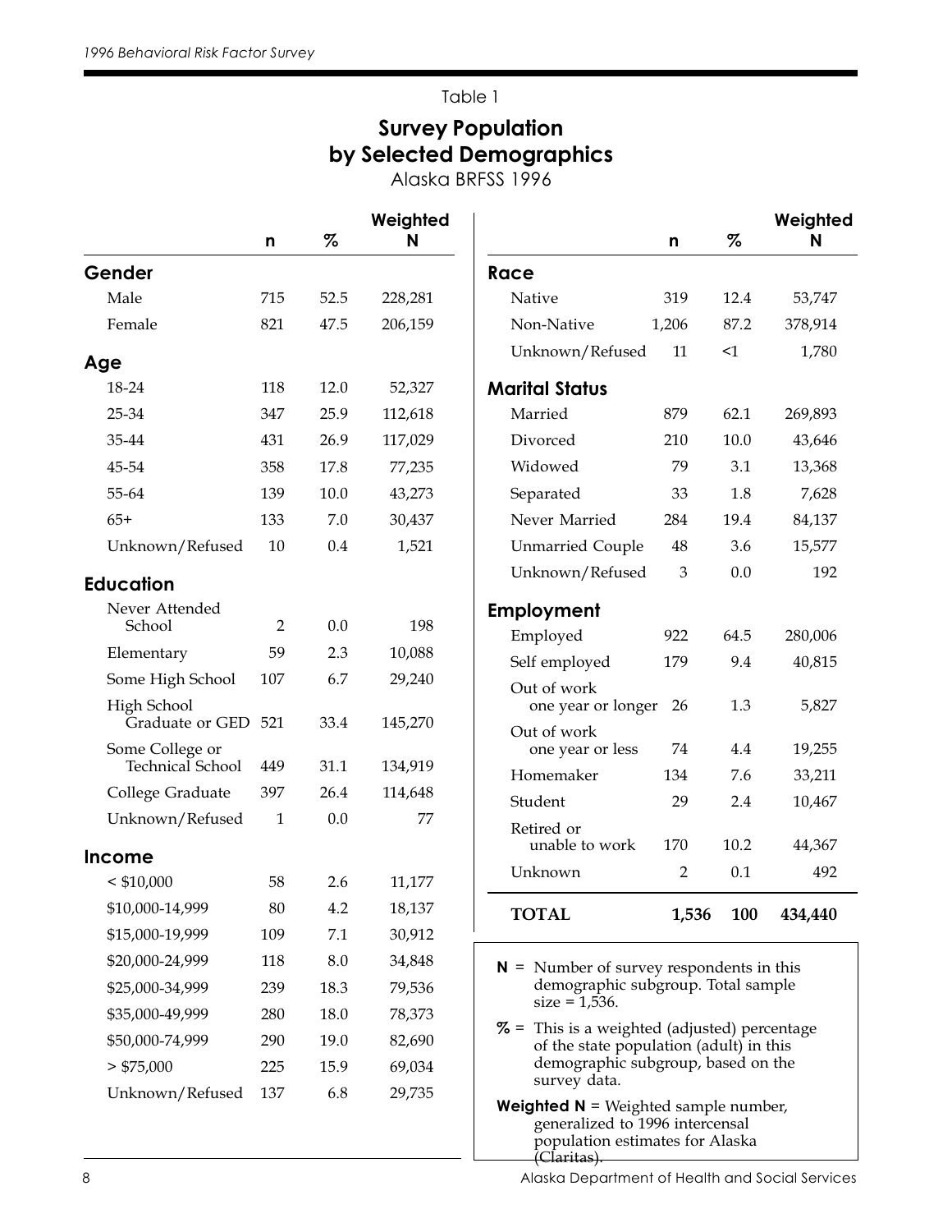Table 1

# Survey Population by Selected Demographics

Alaska BRFSS 1996

| | n | % | Weighted N |
|---|---|---|---|
| **Gender** | | | |
| Male | 715 | 52.5 | 228,281 |
| Female | 821 | 47.5 | 206,159 |
| **Age** | | | |
| 18-24 | 118 | 12.0 | 52,327 |
| 25-34 | 347 | 25.9 | 112,618 |
| 35-44 | 431 | 26.9 | 117,029 |
| 45-54 | 358 | 17.8 | 77,235 |
| 55-64 | 139 | 10.0 | 43,273 |
| 65+ | 133 | 7.0 | 30,437 |
| Unknown/Refused | 10 | 0.4 | 1,521 |
| **Education** | | | |
| Never Attended School | 2 | 0.0 | 198 |
| Elementary | 59 | 2.3 | 10,088 |
| Some High School | 107 | 6.7 | 29,240 |
| High School Graduate or GED | 521 | 33.4 | 145,270 |
| Some College or Technical School | 449 | 31.1 | 134,919 |
| College Graduate | 397 | 26.4 | 114,648 |
| Unknown/Refused | 1 | 0.0 | 77 |
| **Income** | | | |
| < $10,000 | 58 | 2.6 | 11,177 |
| $10,000-14,999 | 80 | 4.2 | 18,137 |
| $15,000-19,999 | 109 | 7.1 | 30,912 |
| $20,000-24,999 | 118 | 8.0 | 34,848 |
| $25,000-34,999 | 239 | 18.3 | 79,536 |
| $35,000-49,999 | 280 | 18.0 | 78,373 |
| $50,000-74,999 | 290 | 19.0 | 82,690 |
| > $75,000 | 225 | 15.9 | 69,034 |
| Unknown/Refused | 137 | 6.8 | 29,735 |
| **Race** | | | |
| Native | 319 | 12.4 | 53,747 |
| Non-Native | 1,206 | 87.2 | 378,914 |
| Unknown/Refused | 11 | <1 | 1,780 |
| **Marital Status** | | | |
| Married | 879 | 62.1 | 269,893 |
| Divorced | 210 | 10.0 | 43,646 |
| Widowed | 79 | 3.1 | 13,368 |
| Separated | 33 | 1.8 | 7,628 |
| Never Married | 284 | 19.4 | 84,137 |
| Unmarried Couple | 48 | 3.6 | 15,577 |
| Unknown/Refused | 3 | 0.0 | 192 |
| **Employment** | | | |
| Employed | 922 | 64.5 | 280,006 |
| Self employed | 179 | 9.4 | 40,815 |
| Out of work one year or longer | 26 | 1.3 | 5,827 |
| Out of work one year or less | 74 | 4.4 | 19,255 |
| Homemaker | 134 | 7.6 | 33,211 |
| Student | 29 | 2.4 | 10,467 |
| Retired or unable to work | 170 | 10.2 | 44,367 |
| Unknown | 2 | 0.1 | 492 |
| **TOTAL** | **1,536** | **100** | **434,440** |

**N** = Number of survey respondents in this demographic subgroup. Total sample size = 1,536.

**%** = This is a weighted (adjusted) percentage of the state population (adult) in this demographic subgroup, based on the survey data.

**Weighted N** = Weighted sample number, generalized to 1996 intercensal population estimates for Alaska (Claritas).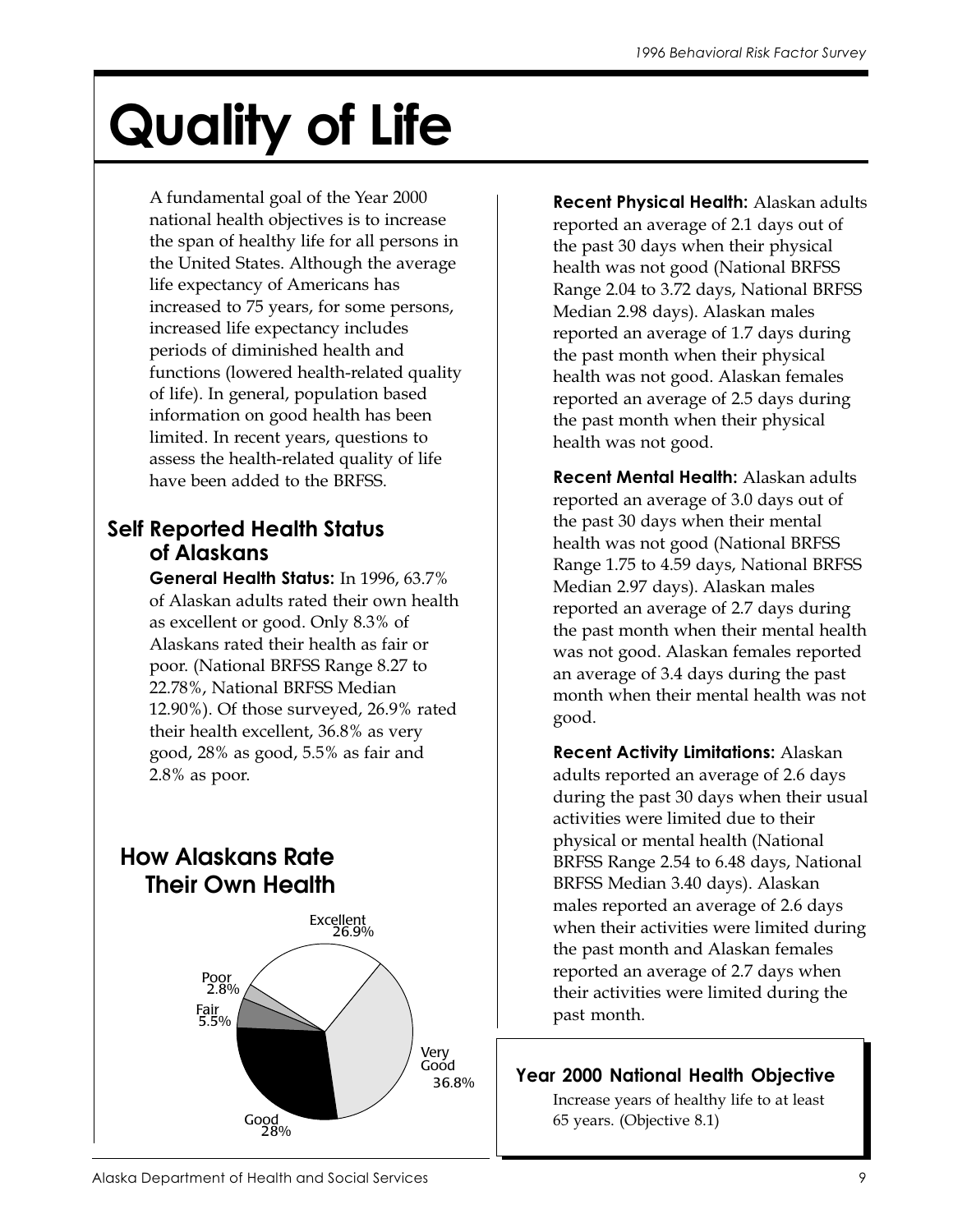# Quality of Life

A fundamental goal of the Year 2000 national health objectives is to increase the span of healthy life for all persons in the United States. Although the average life expectancy of Americans has increased to 75 years, for some persons, increased life expectancy includes periods of diminished health and functions (lowered health-related quality of life). In general, population based information on good health has been limited. In recent years, questions to assess the health-related quality of life have been added to the BRFSS.

## Self Reported Health Status of Alaskans

**General Health Status:** In 1996, 63.7% of Alaskan adults rated their own health as excellent or good. Only 8.3% of Alaskans rated their health as fair or poor. (National BRFSS Range 8.27 to 22.78%, National BRFSS Median 12.90%). Of those surveyed, 26.9% rated their health excellent, 36.8% as very good, 28% as good, 5.5% as fair and 2.8% as poor.

### How Alaskans Rate Their Own Health

| Rating | Percent |
|---|---|
| Excellent | 26.9% |
| Very Good | 36.8% |
| Good | 28% |
| Fair | 5.5% |
| Poor | 2.8% |

**Recent Physical Health:** Alaskan adults reported an average of 2.1 days out of the past 30 days when their physical health was not good (National BRFSS Range 2.04 to 3.72 days, National BRFSS Median 2.98 days). Alaskan males reported an average of 1.7 days during the past month when their physical health was not good. Alaskan females reported an average of 2.5 days during the past month when their physical health was not good.

**Recent Mental Health:** Alaskan adults reported an average of 3.0 days out of the past 30 days when their mental health was not good (National BRFSS Range 1.75 to 4.59 days, National BRFSS Median 2.97 days). Alaskan males reported an average of 2.7 days during the past month when their mental health was not good. Alaskan females reported an average of 3.4 days during the past month when their mental health was not good.

**Recent Activity Limitations:** Alaskan adults reported an average of 2.6 days during the past 30 days when their usual activities were limited due to their physical or mental health (National BRFSS Range 2.54 to 6.48 days, National BRFSS Median 3.40 days). Alaskan males reported an average of 2.6 days when their activities were limited during the past month and Alaskan females reported an average of 2.7 days when their activities were limited during the past month.

**Year 2000 National Health Objective**

Increase years of healthy life to at least 65 years. (Objective 8.1)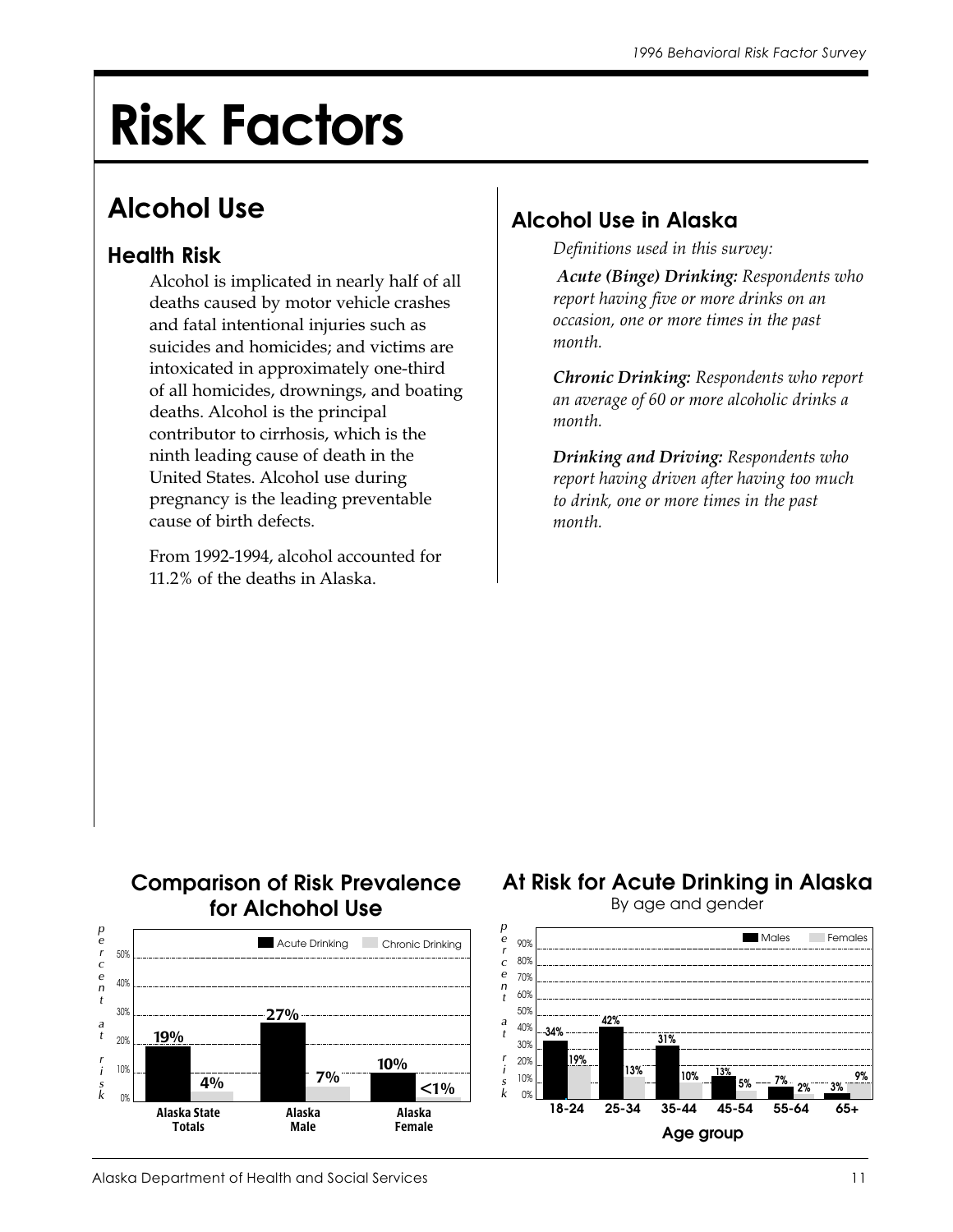# Risk Factors

## Alcohol Use

### Health Risk

Alcohol is implicated in nearly half of all deaths caused by motor vehicle crashes and fatal intentional injuries such as suicides and homicides; and victims are intoxicated in approximately one-third of all homicides, drownings, and boating deaths. Alcohol is the principal contributor to cirrhosis, which is the ninth leading cause of death in the United States. Alcohol use during pregnancy is the leading preventable cause of birth defects.

From 1992-1994, alcohol accounted for 11.2% of the deaths in Alaska.

## Alcohol Use in Alaska

*Definitions used in this survey:*

***Acute (Binge) Drinking:*** *Respondents who report having five or more drinks on an occasion, one or more times in the past month.*

***Chronic Drinking:*** *Respondents who report an average of 60 or more alcoholic drinks a month.*

***Drinking and Driving:*** *Respondents who report having driven after having too much to drink, one or more times in the past month.*

### Comparison of Risk Prevalence for Alchohol Use

| | Acute Drinking | Chronic Drinking |
|---|---|---|
| Alaska State Totals | 19% | 4% |
| Alaska Male | 27% | 7% |
| Alaska Female | 10% | <1% |

### At Risk for Acute Drinking in Alaska

By age and gender

| Age group | Males | Females |
|---|---|---|
| 18-24 | 34% | 19% |
| 25-34 | 42% | 13% |
| 35-44 | 31% | 10% |
| 45-54 | 13% | 5% |
| 55-64 | 7% | 2% |
| 65+ | 3% | 9% |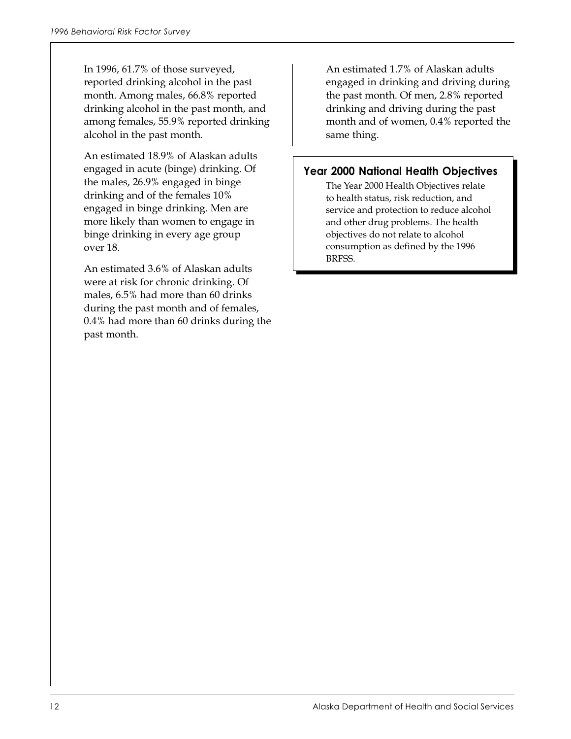In 1996, 61.7% of those surveyed, reported drinking alcohol in the past month. Among males, 66.8% reported drinking alcohol in the past month, and among females, 55.9% reported drinking alcohol in the past month.

An estimated 18.9% of Alaskan adults engaged in acute (binge) drinking. Of the males, 26.9% engaged in binge drinking and of the females 10% engaged in binge drinking. Men are more likely than women to engage in binge drinking in every age group over 18.

An estimated 3.6% of Alaskan adults were at risk for chronic drinking. Of males, 6.5% had more than 60 drinks during the past month and of females, 0.4% had more than 60 drinks during the past month.

An estimated 1.7% of Alaskan adults engaged in drinking and driving during the past month. Of men, 2.8% reported drinking and driving during the past month and of women, 0.4% reported the same thing.

### Year 2000 National Health Objectives

The Year 2000 Health Objectives relate to health status, risk reduction, and service and protection to reduce alcohol and other drug problems. The health objectives do not relate to alcohol consumption as defined by the 1996 BRFSS.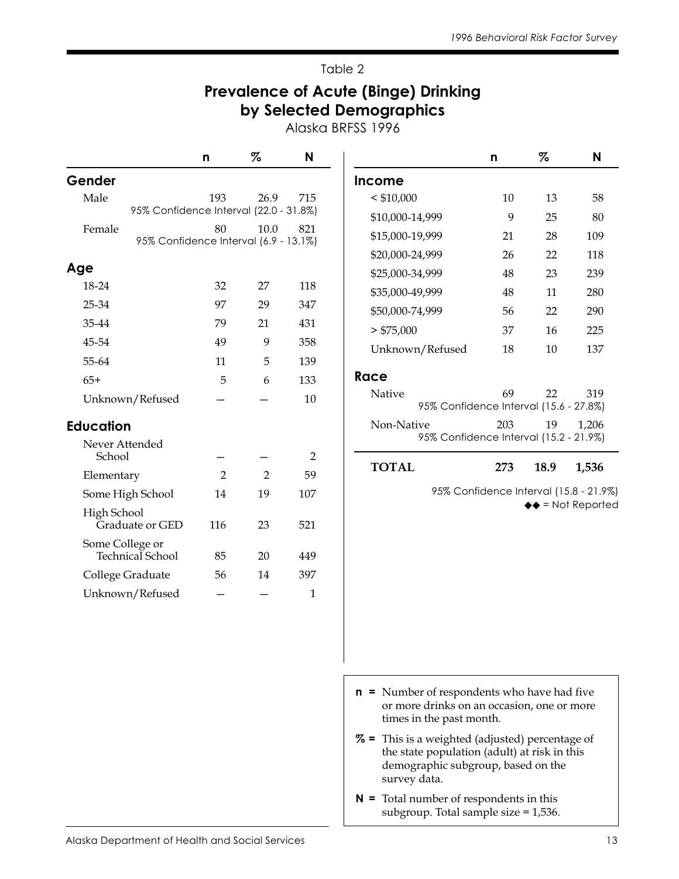Table 2

## Prevalence of Acute (Binge) Drinking by Selected Demographics

Alaska BRFSS 1996

| | n | % | N |
|---|---|---|---|
| **Gender** | | | |
| Male | 193 | 26.9 | 715 |
| 95% Confidence Interval (22.0 - 31.8%) | | | |
| Female | 80 | 10.0 | 821 |
| 95% Confidence Interval (6.9 - 13.1%) | | | |
| **Age** | | | |
| 18-24 | 32 | 27 | 118 |
| 25-34 | 97 | 29 | 347 |
| 35-44 | 79 | 21 | 431 |
| 45-54 | 49 | 9 | 358 |
| 55-64 | 11 | 5 | 139 |
| 65+ | 5 | 6 | 133 |
| Unknown/Refused | — | — | 10 |
| **Education** | | | |
| Never Attended School | — | — | 2 |
| Elementary | 2 | 2 | 59 |
| Some High School | 14 | 19 | 107 |
| High School Graduate or GED | 116 | 23 | 521 |
| Some College or Technical School | 85 | 20 | 449 |
| College Graduate | 56 | 14 | 397 |
| Unknown/Refused | — | — | 1 |

| | n | % | N |
|---|---|---|---|
| **Income** | | | |
| < $10,000 | 10 | 13 | 58 |
| $10,000-14,999 | 9 | 25 | 80 |
| $15,000-19,999 | 21 | 28 | 109 |
| $20,000-24,999 | 26 | 22 | 118 |
| $25,000-34,999 | 48 | 23 | 239 |
| $35,000-49,999 | 48 | 11 | 280 |
| $50,000-74,999 | 56 | 22 | 290 |
| > $75,000 | 37 | 16 | 225 |
| Unknown/Refused | 18 | 10 | 137 |
| **Race** | | | |
| Native | 69 | 22 | 319 |
| 95% Confidence Interval (15.6 - 27.8%) | | | |
| Non-Native | 203 | 19 | 1,206 |
| 95% Confidence Interval (15.2 - 21.9%) | | | |
| **TOTAL** | **273** | **18.9** | **1,536** |

95% Confidence Interval (15.8 - 21.9%)

◆◆ = Not Reported

**n =** Number of respondents who have had five or more drinks on an occasion, one or more times in the past month.

**% =** This is a weighted (adjusted) percentage of the state population (adult) at risk in this demographic subgroup, based on the survey data.

**N =** Total number of respondents in this subgroup. Total sample size = 1,536.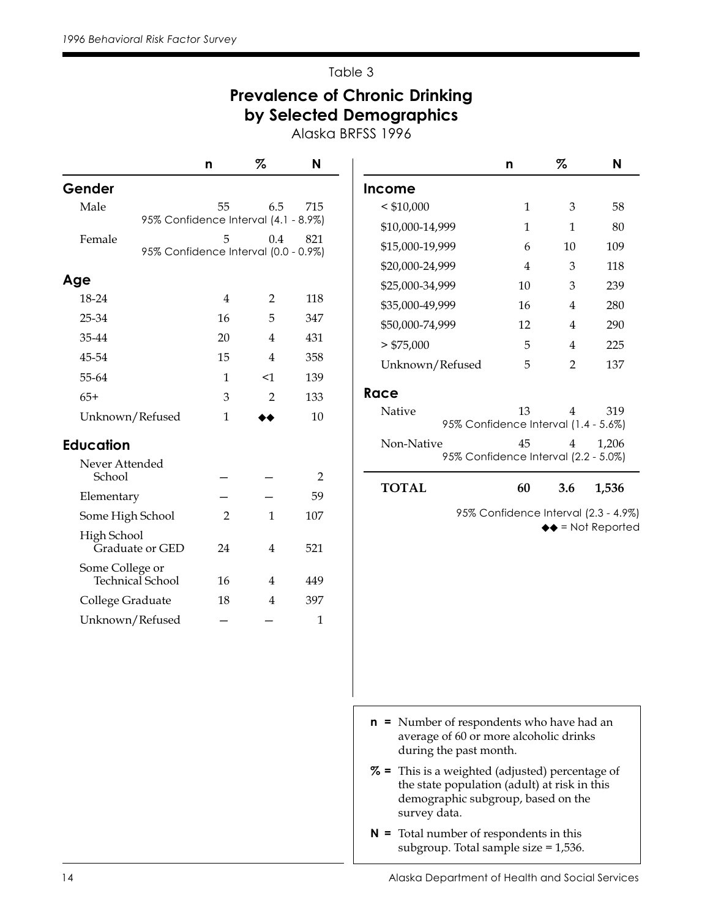Table 3

# Prevalence of Chronic Drinking by Selected Demographics

Alaska BRFSS 1996

| | n | % | N |
|---|---|---|---|
| **Gender** | | | |
| Male | 55 | 6.5 | 715 |
| 95% Confidence Interval (4.1 - 8.9%) | | | |
| Female | 5 | 0.4 | 821 |
| 95% Confidence Interval (0.0 - 0.9%) | | | |
| **Age** | | | |
| 18-24 | 4 | 2 | 118 |
| 25-34 | 16 | 5 | 347 |
| 35-44 | 20 | 4 | 431 |
| 45-54 | 15 | 4 | 358 |
| 55-64 | 1 | <1 | 139 |
| 65+ | 3 | 2 | 133 |
| Unknown/Refused | 1 | ◆◆ | 10 |
| **Education** | | | |
| Never Attended School | — | — | 2 |
| Elementary | — | — | 59 |
| Some High School | 2 | 1 | 107 |
| High School Graduate or GED | 24 | 4 | 521 |
| Some College or Technical School | 16 | 4 | 449 |
| College Graduate | 18 | 4 | 397 |
| Unknown/Refused | — | — | 1 |
| **Income** | | | |
| < $10,000 | 1 | 3 | 58 |
| $10,000-14,999 | 1 | 1 | 80 |
| $15,000-19,999 | 6 | 10 | 109 |
| $20,000-24,999 | 4 | 3 | 118 |
| $25,000-34,999 | 10 | 3 | 239 |
| $35,000-49,999 | 16 | 4 | 280 |
| $50,000-74,999 | 12 | 4 | 290 |
| > $75,000 | 5 | 4 | 225 |
| Unknown/Refused | 5 | 2 | 137 |
| **Race** | | | |
| Native | 13 | 4 | 319 |
| 95% Confidence Interval (1.4 - 5.6%) | | | |
| Non-Native | 45 | 4 | 1,206 |
| 95% Confidence Interval (2.2 - 5.0%) | | | |
| **TOTAL** | **60** | **3.6** | **1,536** |

95% Confidence Interval (2.3 - 4.9%)

◆◆ = Not Reported

**n =** Number of respondents who have had an average of 60 or more alcoholic drinks during the past month.

**% =** This is a weighted (adjusted) percentage of the state population (adult) at risk in this demographic subgroup, based on the survey data.

**N =** Total number of respondents in this subgroup. Total sample size = 1,536.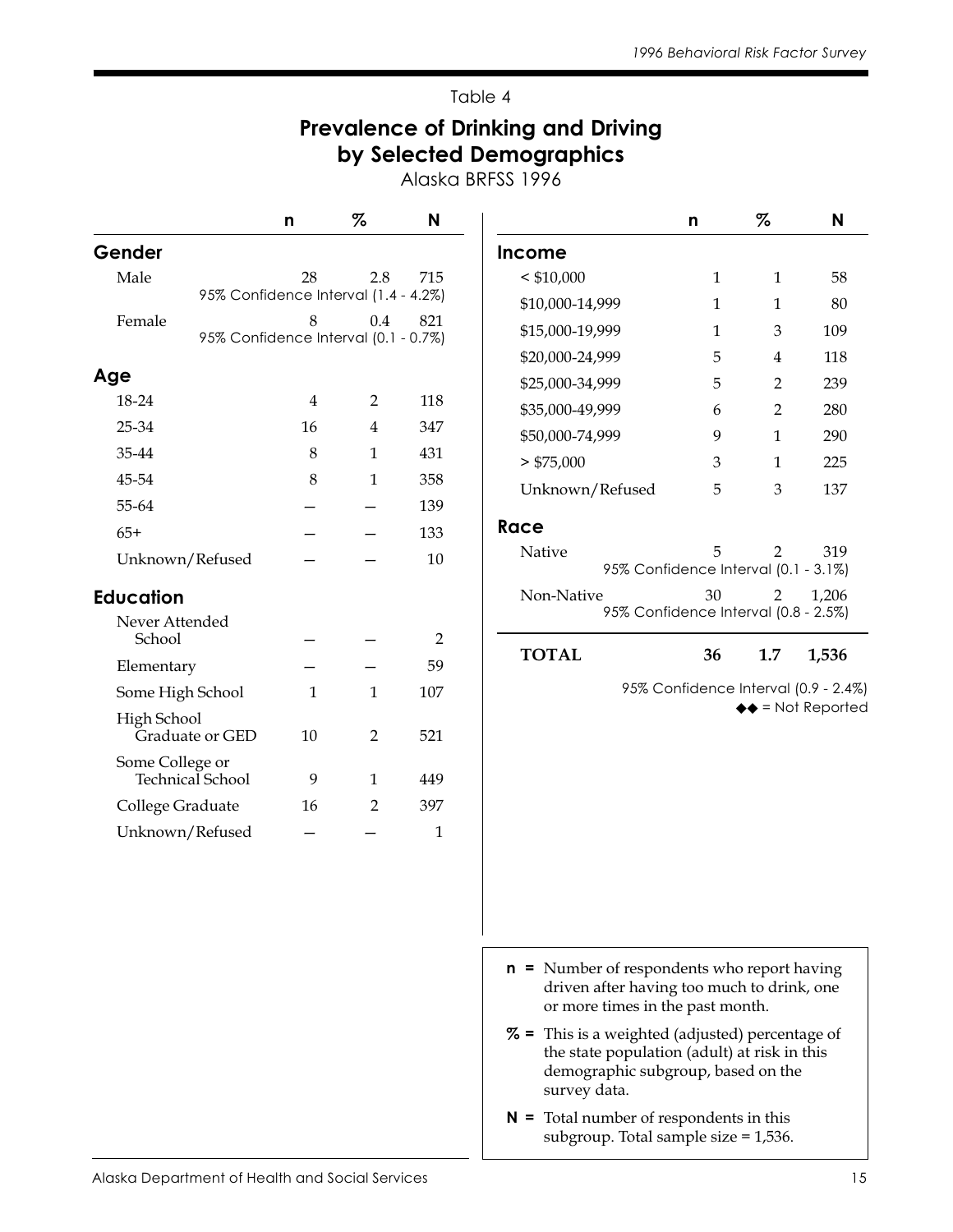Table 4

# Prevalence of Drinking and Driving by Selected Demographics

Alaska BRFSS 1996

| | n | % | N |
|---|---|---|---|
| **Gender** | | | |
| Male | 28 | 2.8 | 715 |
| 95% Confidence Interval (1.4 - 4.2%) | | | |
| Female | 8 | 0.4 | 821 |
| 95% Confidence Interval (0.1 - 0.7%) | | | |
| **Age** | | | |
| 18-24 | 4 | 2 | 118 |
| 25-34 | 16 | 4 | 347 |
| 35-44 | 8 | 1 | 431 |
| 45-54 | 8 | 1 | 358 |
| 55-64 | — | — | 139 |
| 65+ | — | — | 133 |
| Unknown/Refused | — | — | 10 |
| **Education** | | | |
| Never Attended School | — | — | 2 |
| Elementary | — | — | 59 |
| Some High School | 1 | 1 | 107 |
| High School Graduate or GED | 10 | 2 | 521 |
| Some College or Technical School | 9 | 1 | 449 |
| College Graduate | 16 | 2 | 397 |
| Unknown/Refused | — | — | 1 |

| | n | % | N |
|---|---|---|---|
| **Income** | | | |
| < $10,000 | 1 | 1 | 58 |
| $10,000-14,999 | 1 | 1 | 80 |
| $15,000-19,999 | 1 | 3 | 109 |
| $20,000-24,999 | 5 | 4 | 118 |
| $25,000-34,999 | 5 | 2 | 239 |
| $35,000-49,999 | 6 | 2 | 280 |
| $50,000-74,999 | 9 | 1 | 290 |
| > $75,000 | 3 | 1 | 225 |
| Unknown/Refused | 5 | 3 | 137 |
| **Race** | | | |
| Native | 5 | 2 | 319 |
| 95% Confidence Interval (0.1 - 3.1%) | | | |
| Non-Native | 30 | 2 | 1,206 |
| 95% Confidence Interval (0.8 - 2.5%) | | | |
| **TOTAL** | **36** | **1.7** | **1,536** |

95% Confidence Interval (0.9 - 2.4%)

◆◆ = Not Reported

**n =** Number of respondents who report having driven after having too much to drink, one or more times in the past month.

**% =** This is a weighted (adjusted) percentage of the state population (adult) at risk in this demographic subgroup, based on the survey data.

**N =** Total number of respondents in this subgroup. Total sample size = 1,536.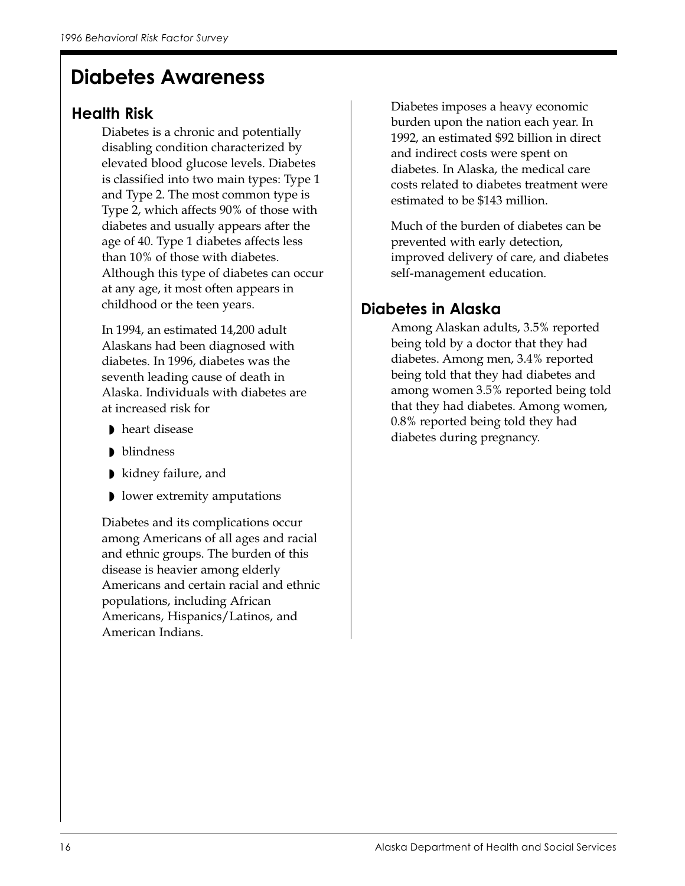# Diabetes Awareness

## Health Risk

Diabetes is a chronic and potentially disabling condition characterized by elevated blood glucose levels. Diabetes is classified into two main types: Type 1 and Type 2. The most common type is Type 2, which affects 90% of those with diabetes and usually appears after the age of 40. Type 1 diabetes affects less than 10% of those with diabetes. Although this type of diabetes can occur at any age, it most often appears in childhood or the teen years.

In 1994, an estimated 14,200 adult Alaskans had been diagnosed with diabetes. In 1996, diabetes was the seventh leading cause of death in Alaska. Individuals with diabetes are at increased risk for

- heart disease
- blindness
- kidney failure, and
- lower extremity amputations

Diabetes and its complications occur among Americans of all ages and racial and ethnic groups. The burden of this disease is heavier among elderly Americans and certain racial and ethnic populations, including African Americans, Hispanics/Latinos, and American Indians.

Diabetes imposes a heavy economic burden upon the nation each year. In 1992, an estimated $92 billion in direct and indirect costs were spent on diabetes. In Alaska, the medical care costs related to diabetes treatment were estimated to be $143 million.

Much of the burden of diabetes can be prevented with early detection, improved delivery of care, and diabetes self-management education.

## Diabetes in Alaska

Among Alaskan adults, 3.5% reported being told by a doctor that they had diabetes. Among men, 3.4% reported being told that they had diabetes and among women 3.5% reported being told that they had diabetes. Among women, 0.8% reported being told they had diabetes during pregnancy.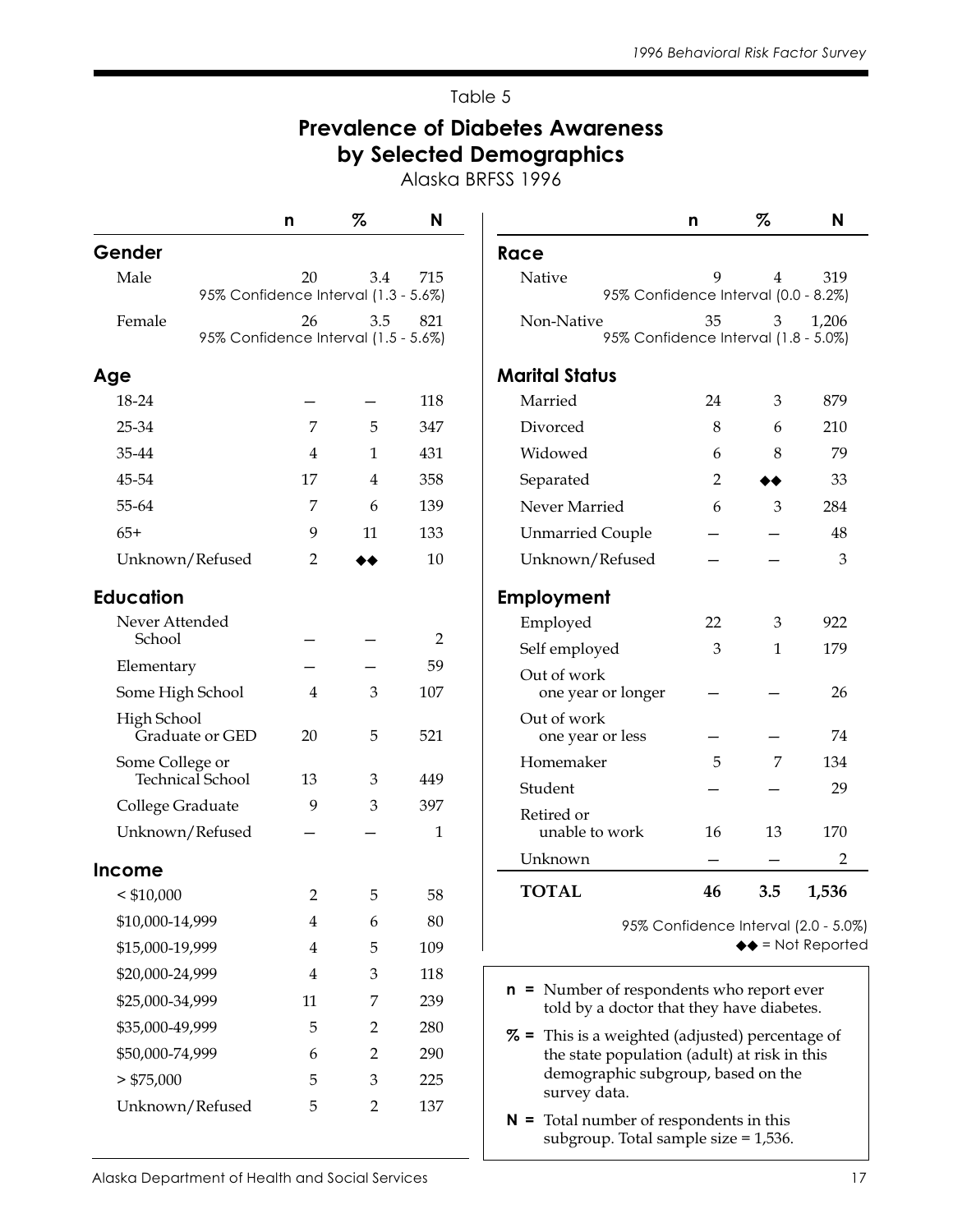Table 5

## Prevalence of Diabetes Awareness by Selected Demographics

Alaska BRFSS 1996

| | n | % | N |
|---|---|---|---|
| **Gender** | | | |
| Male | 20 | 3.4 | 715 |
| 95% Confidence Interval (1.3 - 5.6%) | | | |
| Female | 26 | 3.5 | 821 |
| 95% Confidence Interval (1.5 - 5.6%) | | | |
| **Age** | | | |
| 18-24 | – | – | 118 |
| 25-34 | 7 | 5 | 347 |
| 35-44 | 4 | 1 | 431 |
| 45-54 | 17 | 4 | 358 |
| 55-64 | 7 | 6 | 139 |
| 65+ | 9 | 11 | 133 |
| Unknown/Refused | 2 | ◆◆ | 10 |
| **Education** | | | |
| Never Attended School | – | – | 2 |
| Elementary | – | – | 59 |
| Some High School | 4 | 3 | 107 |
| High School Graduate or GED | 20 | 5 | 521 |
| Some College or Technical School | 13 | 3 | 449 |
| College Graduate | 9 | 3 | 397 |
| Unknown/Refused | – | – | 1 |
| **Income** | | | |
| < $10,000 | 2 | 5 | 58 |
| $10,000-14,999 | 4 | 6 | 80 |
| $15,000-19,999 | 4 | 5 | 109 |
| $20,000-24,999 | 4 | 3 | 118 |
| $25,000-34,999 | 11 | 7 | 239 |
| $35,000-49,999 | 5 | 2 | 280 |
| $50,000-74,999 | 6 | 2 | 290 |
| > $75,000 | 5 | 3 | 225 |
| Unknown/Refused | 5 | 2 | 137 |

| | n | % | N |
|---|---|---|---|
| **Race** | | | |
| Native | 9 | 4 | 319 |
| 95% Confidence Interval (0.0 - 8.2%) | | | |
| Non-Native | 35 | 3 | 1,206 |
| 95% Confidence Interval (1.8 - 5.0%) | | | |
| **Marital Status** | | | |
| Married | 24 | 3 | 879 |
| Divorced | 8 | 6 | 210 |
| Widowed | 6 | 8 | 79 |
| Separated | 2 | ◆◆ | 33 |
| Never Married | 6 | 3 | 284 |
| Unmarried Couple | – | – | 48 |
| Unknown/Refused | – | – | 3 |
| **Employment** | | | |
| Employed | 22 | 3 | 922 |
| Self employed | 3 | 1 | 179 |
| Out of work one year or longer | – | – | 26 |
| Out of work one year or less | – | – | 74 |
| Homemaker | 5 | 7 | 134 |
| Student | – | – | 29 |
| Retired or unable to work | 16 | 13 | 170 |
| Unknown | – | – | 2 |
| **TOTAL** | **46** | **3.5** | **1,536** |

95% Confidence Interval (2.0 - 5.0%)

◆◆ = Not Reported

**n =** Number of respondents who report ever told by a doctor that they have diabetes.

**% =** This is a weighted (adjusted) percentage of the state population (adult) at risk in this demographic subgroup, based on the survey data.

**N =** Total number of respondents in this subgroup. Total sample size = 1,536.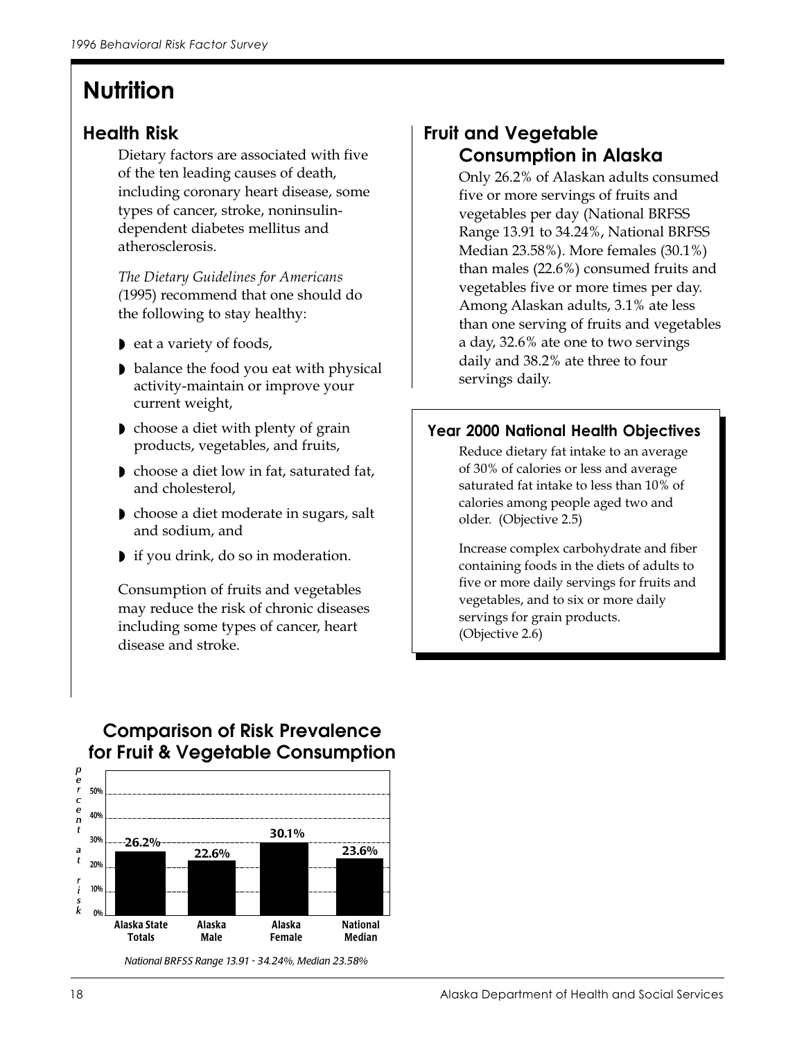// Nutrition

## Health Risk

Dietary factors are associated with five of the ten leading causes of death, including coronary heart disease, some types of cancer, stroke, noninsulin-dependent diabetes mellitus and atherosclerosis.

*The Dietary Guidelines for Americans (*1995) recommend that one should do the following to stay healthy:

- eat a variety of foods,
- balance the food you eat with physical activity-maintain or improve your current weight,
- choose a diet with plenty of grain products, vegetables, and fruits,
- choose a diet low in fat, saturated fat, and cholesterol,
- choose a diet moderate in sugars, salt and sodium, and
- if you drink, do so in moderation.

Consumption of fruits and vegetables may reduce the risk of chronic diseases including some types of cancer, heart disease and stroke.

## Fruit and Vegetable Consumption in Alaska

Only 26.2% of Alaskan adults consumed five or more servings of fruits and vegetables per day (National BRFSS Range 13.91 to 34.24%, National BRFSS Median 23.58%). More females (30.1%) than males (22.6%) consumed fruits and vegetables five or more times per day. Among Alaskan adults, 3.1% ate less than one serving of fruits and vegetables a day, 32.6% ate one to two servings daily and 38.2% ate three to four servings daily.

### Year 2000 National Health Objectives

Reduce dietary fat intake to an average of 30% of calories or less and average saturated fat intake to less than 10% of calories among people aged two and older. (Objective 2.5)

Increase complex carbohydrate and fiber containing foods in the diets of adults to five or more daily servings for fruits and vegetables, and to six or more daily servings for grain products. (Objective 2.6)

## Comparison of Risk Prevalence for Fruit & Vegetable Consumption

| | Alaska State Totals | Alaska Male | Alaska Female | National Median |
|---|---|---|---|---|
| percent at risk | 26.2% | 22.6% | 30.1% | 23.6% |

*National BRFSS Range 13.91 - 34.24%, Median 23.58%*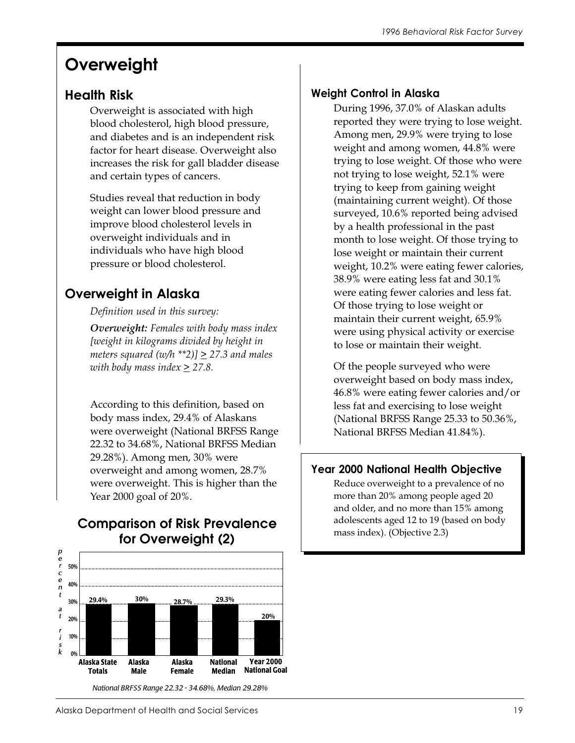# Overweight

## Health Risk

Overweight is associated with high blood cholesterol, high blood pressure, and diabetes and is an independent risk factor for heart disease. Overweight also increases the risk for gall bladder disease and certain types of cancers.

Studies reveal that reduction in body weight can lower blood pressure and improve blood cholesterol levels in overweight individuals and in individuals who have high blood pressure or blood cholesterol.

## Overweight in Alaska

*Definition used in this survey:*

***Overweight:*** *Females with body mass index [weight in kilograms divided by height in meters squared (w/h **2)] ≥ 27.3 and males with body mass index ≥ 27.8.*

According to this definition, based on body mass index, 29.4% of Alaskans were overweight (National BRFSS Range 22.32 to 34.68%, National BRFSS Median 29.28%). Among men, 30% were overweight and among women, 28.7% were overweight. This is higher than the Year 2000 goal of 20%.

## Comparison of Risk Prevalence for Overweight (2)

| | Alaska State Totals | Alaska Male | Alaska Female | National Median | Year 2000 National Goal |
|---|---|---|---|---|---|
| percent at risk | 29.4% | 30% | 28.7% | 29.3% | 20% |

*National BRFSS Range 22.32 - 34.68%, Median 29.28%*

### Weight Control in Alaska

During 1996, 37.0% of Alaskan adults reported they were trying to lose weight. Among men, 29.9% were trying to lose weight and among women, 44.8% were trying to lose weight. Of those who were not trying to lose weight, 52.1% were trying to keep from gaining weight (maintaining current weight). Of those surveyed, 10.6% reported being advised by a health professional in the past month to lose weight. Of those trying to lose weight or maintain their current weight, 10.2% were eating fewer calories, 38.9% were eating less fat and 30.1% were eating fewer calories and less fat. Of those trying to lose weight or maintain their current weight, 65.9% were using physical activity or exercise to lose or maintain their weight.

Of the people surveyed who were overweight based on body mass index, 46.8% were eating fewer calories and/or less fat and exercising to lose weight (National BRFSS Range 25.33 to 50.36%, National BRFSS Median 41.84%).

### Year 2000 National Health Objective

Reduce overweight to a prevalence of no more than 20% among people aged 20 and older, and no more than 15% among adolescents aged 12 to 19 (based on body mass index). (Objective 2.3)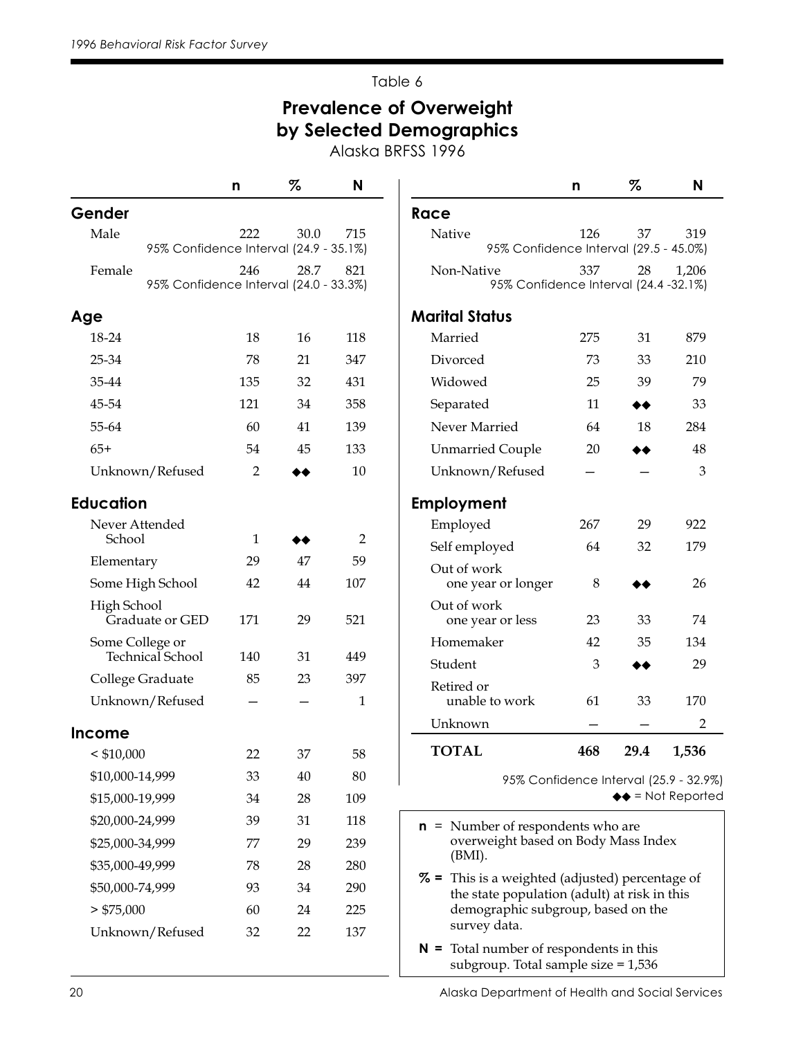Table 6

## Prevalence of Overweight by Selected Demographics

Alaska BRFSS 1996

| | n | % | N |
|---|---|---|---|
| **Gender** | | | |
| Male | 222 | 30.0 | 715 |
| 95% Confidence Interval (24.9 - 35.1%) | | | |
| Female | 246 | 28.7 | 821 |
| 95% Confidence Interval (24.0 - 33.3%) | | | |
| **Age** | | | |
| 18-24 | 18 | 16 | 118 |
| 25-34 | 78 | 21 | 347 |
| 35-44 | 135 | 32 | 431 |
| 45-54 | 121 | 34 | 358 |
| 55-64 | 60 | 41 | 139 |
| 65+ | 54 | 45 | 133 |
| Unknown/Refused | 2 | ◆◆ | 10 |
| **Education** | | | |
| Never Attended School | 1 | ◆◆ | 2 |
| Elementary | 29 | 47 | 59 |
| Some High School | 42 | 44 | 107 |
| High School Graduate or GED | 171 | 29 | 521 |
| Some College or Technical School | 140 | 31 | 449 |
| College Graduate | 85 | 23 | 397 |
| Unknown/Refused | – | – | 1 |
| **Income** | | | |
| < $10,000 | 22 | 37 | 58 |
| $10,000-14,999 | 33 | 40 | 80 |
| $15,000-19,999 | 34 | 28 | 109 |
| $20,000-24,999 | 39 | 31 | 118 |
| $25,000-34,999 | 77 | 29 | 239 |
| $35,000-49,999 | 78 | 28 | 280 |
| $50,000-74,999 | 93 | 34 | 290 |
| > $75,000 | 60 | 24 | 225 |
| Unknown/Refused | 32 | 22 | 137 |

| | n | % | N |
|---|---|---|---|
| **Race** | | | |
| Native | 126 | 37 | 319 |
| 95% Confidence Interval (29.5 - 45.0%) | | | |
| Non-Native | 337 | 28 | 1,206 |
| 95% Confidence Interval (24.4 -32.1%) | | | |
| **Marital Status** | | | |
| Married | 275 | 31 | 879 |
| Divorced | 73 | 33 | 210 |
| Widowed | 25 | 39 | 79 |
| Separated | 11 | ◆◆ | 33 |
| Never Married | 64 | 18 | 284 |
| Unmarried Couple | 20 | ◆◆ | 48 |
| Unknown/Refused | – | – | 3 |
| **Employment** | | | |
| Employed | 267 | 29 | 922 |
| Self employed | 64 | 32 | 179 |
| Out of work one year or longer | 8 | ◆◆ | 26 |
| Out of work one year or less | 23 | 33 | 74 |
| Homemaker | 42 | 35 | 134 |
| Student | 3 | ◆◆ | 29 |
| Retired or unable to work | 61 | 33 | 170 |
| Unknown | – | – | 2 |
| **TOTAL** | **468** | **29.4** | **1,536** |

95% Confidence Interval (25.9 - 32.9%)

◆◆ = Not Reported

**n** = Number of respondents who are overweight based on Body Mass Index (BMI).

**%** = This is a weighted (adjusted) percentage of the state population (adult) at risk in this demographic subgroup, based on the survey data.

**N** = Total number of respondents in this subgroup. Total sample size = 1,536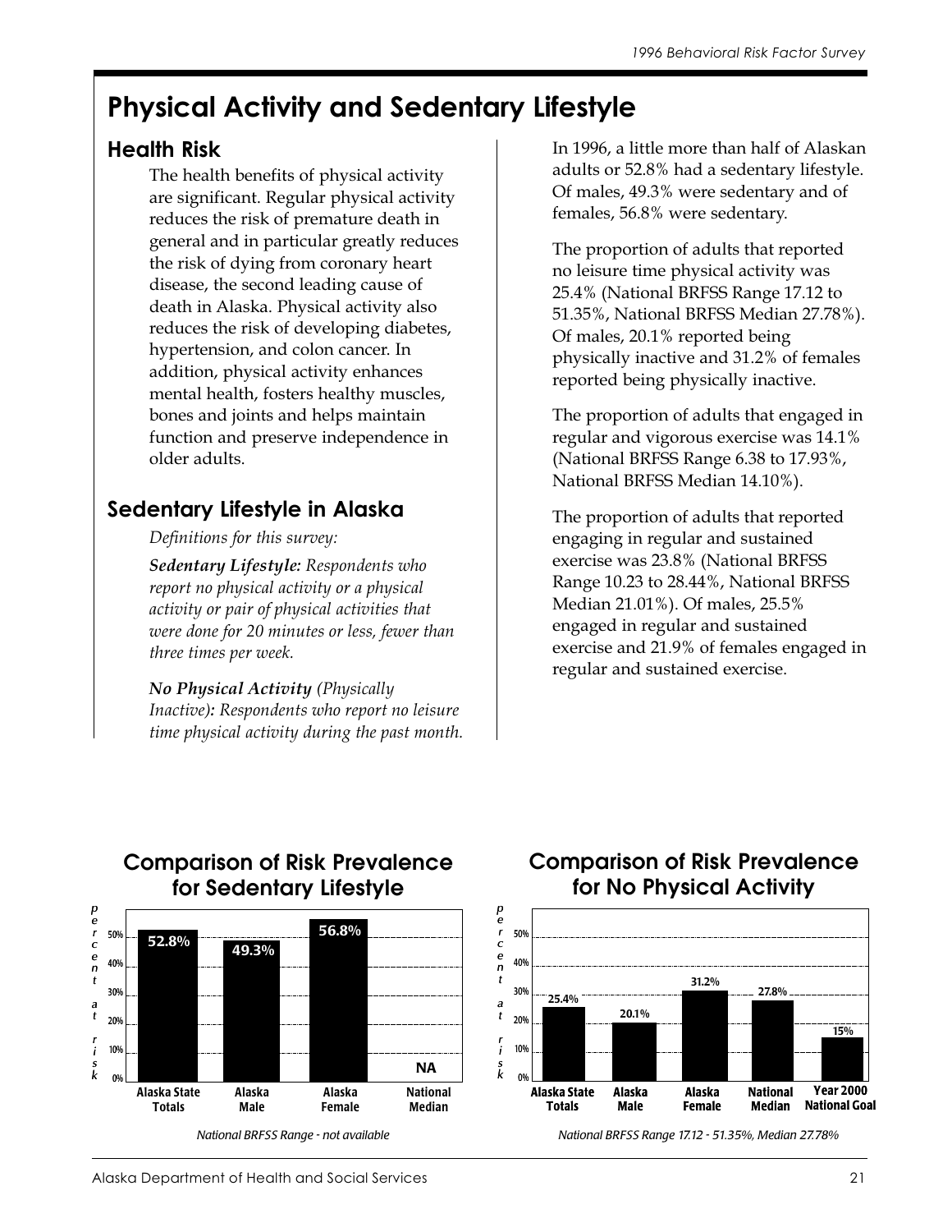# Physical Activity and Sedentary Lifestyle

## Health Risk

The health benefits of physical activity are significant. Regular physical activity reduces the risk of premature death in general and in particular greatly reduces the risk of dying from coronary heart disease, the second leading cause of death in Alaska. Physical activity also reduces the risk of developing diabetes, hypertension, and colon cancer. In addition, physical activity enhances mental health, fosters healthy muscles, bones and joints and helps maintain function and preserve independence in older adults.

## Sedentary Lifestyle in Alaska

*Definitions for this survey:*

***Sedentary Lifestyle:** Respondents who report no physical activity or a physical activity or pair of physical activities that were done for 20 minutes or less, fewer than three times per week.*

***No Physical Activity** (Physically Inactive)**:** Respondents who report no leisure time physical activity during the past month.*

In 1996, a little more than half of Alaskan adults or 52.8% had a sedentary lifestyle. Of males, 49.3% were sedentary and of females, 56.8% were sedentary.

The proportion of adults that reported no leisure time physical activity was 25.4% (National BRFSS Range 17.12 to 51.35%, National BRFSS Median 27.78%). Of males, 20.1% reported being physically inactive and 31.2% of females reported being physically inactive.

The proportion of adults that engaged in regular and vigorous exercise was 14.1% (National BRFSS Range 6.38 to 17.93%, National BRFSS Median 14.10%).

The proportion of adults that reported engaging in regular and sustained exercise was 23.8% (National BRFSS Range 10.23 to 28.44%, National BRFSS Median 21.01%). Of males, 25.5% engaged in regular and sustained exercise and 21.9% of females engaged in regular and sustained exercise.

### Comparison of Risk Prevalence for Sedentary Lifestyle

| | Alaska State Totals | Alaska Male | Alaska Female | National Median |
|---|---|---|---|---|
| percent at risk | 52.8% | 49.3% | 56.8% | NA |

*National BRFSS Range - not available*

### Comparison of Risk Prevalence for No Physical Activity

| | Alaska State Totals | Alaska Male | Alaska Female | National Median | Year 2000 National Goal |
|---|---|---|---|---|---|
| percent at risk | 25.4% | 20.1% | 31.2% | 27.8% | 15% |

*National BRFSS Range 17.12 - 51.35%, Median 27.78%*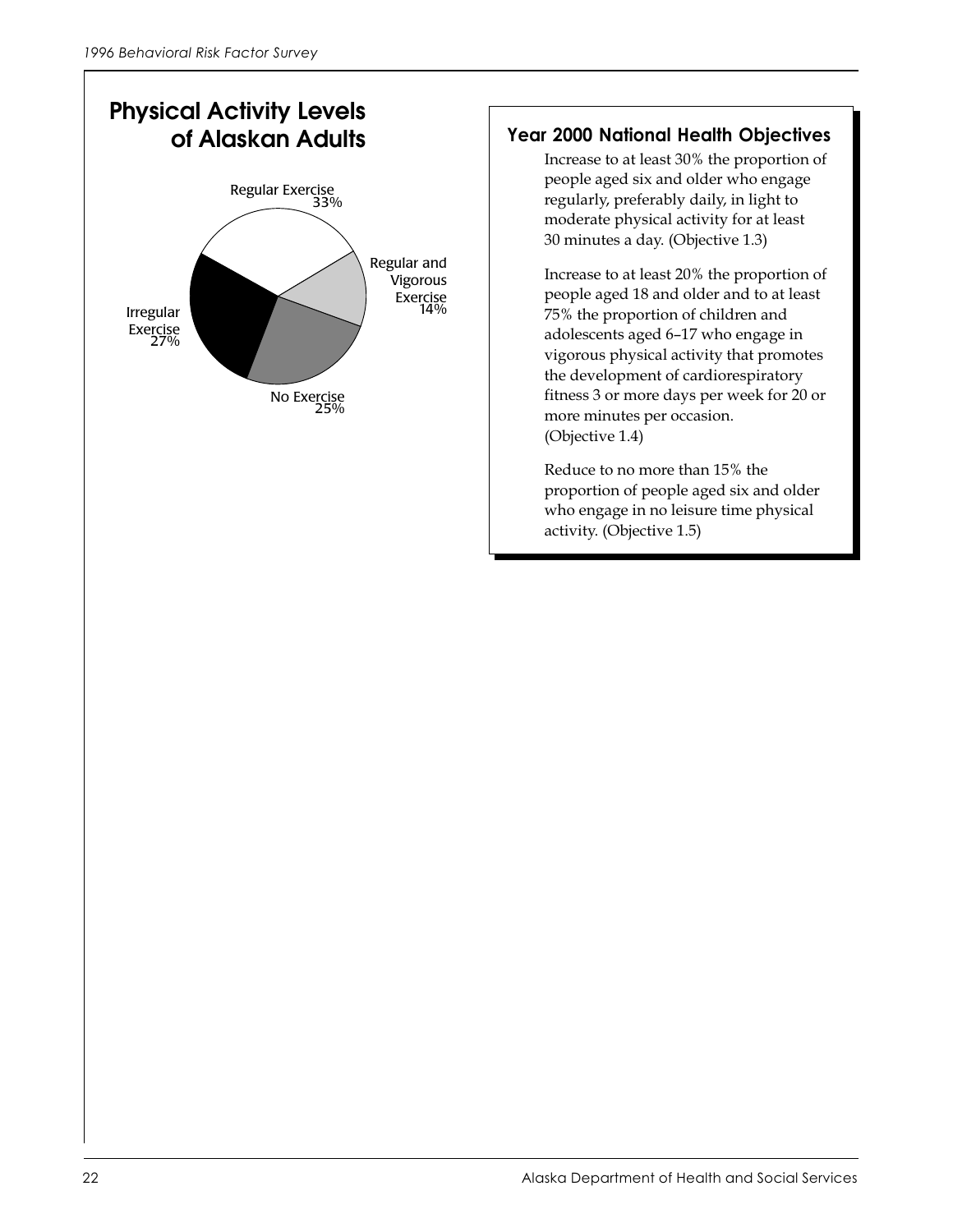## Physical Activity Levels of Alaskan Adults

Regular Exercise 33%

Regular and Vigorous Exercise 14%

No Exercise 25%

Irregular Exercise 27%

### Year 2000 National Health Objectives

Increase to at least 30% the proportion of people aged six and older who engage regularly, preferably daily, in light to moderate physical activity for at least 30 minutes a day. (Objective 1.3)

Increase to at least 20% the proportion of people aged 18 and older and to at least 75% the proportion of children and adolescents aged 6–17 who engage in vigorous physical activity that promotes the development of cardiorespiratory fitness 3 or more days per week for 20 or more minutes per occasion. (Objective 1.4)

Reduce to no more than 15% the proportion of people aged six and older who engage in no leisure time physical activity. (Objective 1.5)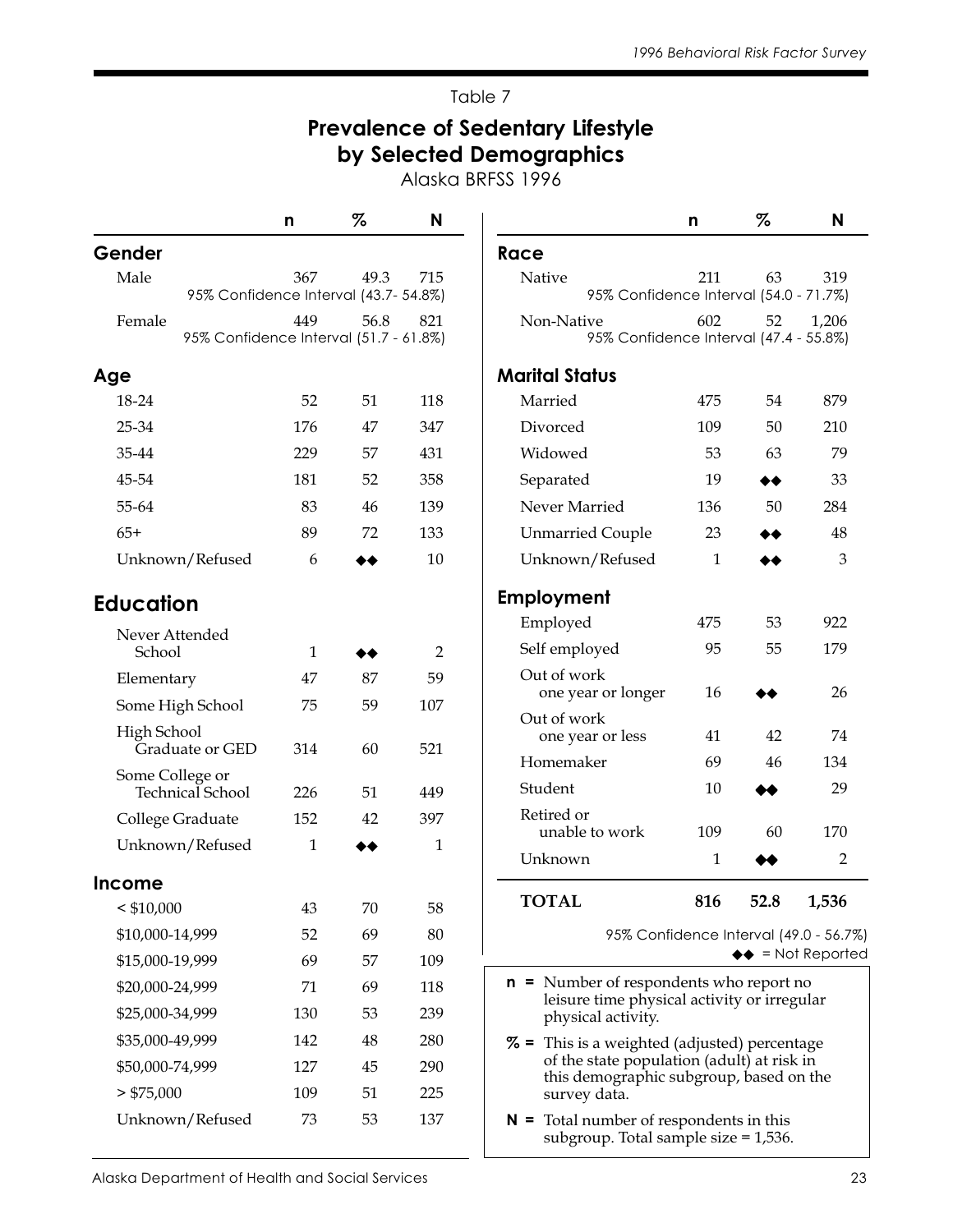Table 7

## Prevalence of Sedentary Lifestyle by Selected Demographics

Alaska BRFSS 1996

| | n | % | N |
|---|---|---|---|
| **Gender** | | | |
| Male | 367 | 49.3 | 715 |
| 95% Confidence Interval (43.7- 54.8%) | | | |
| Female | 449 | 56.8 | 821 |
| 95% Confidence Interval (51.7 - 61.8%) | | | |
| **Age** | | | |
| 18-24 | 52 | 51 | 118 |
| 25-34 | 176 | 47 | 347 |
| 35-44 | 229 | 57 | 431 |
| 45-54 | 181 | 52 | 358 |
| 55-64 | 83 | 46 | 139 |
| 65+ | 89 | 72 | 133 |
| Unknown/Refused | 6 | ◆◆ | 10 |
| **Education** | | | |
| Never Attended School | 1 | ◆◆ | 2 |
| Elementary | 47 | 87 | 59 |
| Some High School | 75 | 59 | 107 |
| High School Graduate or GED | 314 | 60 | 521 |
| Some College or Technical School | 226 | 51 | 449 |
| College Graduate | 152 | 42 | 397 |
| Unknown/Refused | 1 | ◆◆ | 1 |
| **Income** | | | |
| < $10,000 | 43 | 70 | 58 |
| $10,000-14,999 | 52 | 69 | 80 |
| $15,000-19,999 | 69 | 57 | 109 |
| $20,000-24,999 | 71 | 69 | 118 |
| $25,000-34,999 | 130 | 53 | 239 |
| $35,000-49,999 | 142 | 48 | 280 |
| $50,000-74,999 | 127 | 45 | 290 |
| > $75,000 | 109 | 51 | 225 |
| Unknown/Refused | 73 | 53 | 137 |

| | n | % | N |
|---|---|---|---|
| **Race** | | | |
| Native | 211 | 63 | 319 |
| 95% Confidence Interval (54.0 - 71.7%) | | | |
| Non-Native | 602 | 52 | 1,206 |
| 95% Confidence Interval (47.4 - 55.8%) | | | |
| **Marital Status** | | | |
| Married | 475 | 54 | 879 |
| Divorced | 109 | 50 | 210 |
| Widowed | 53 | 63 | 79 |
| Separated | 19 | ◆◆ | 33 |
| Never Married | 136 | 50 | 284 |
| Unmarried Couple | 23 | ◆◆ | 48 |
| Unknown/Refused | 1 | ◆◆ | 3 |
| **Employment** | | | |
| Employed | 475 | 53 | 922 |
| Self employed | 95 | 55 | 179 |
| Out of work one year or longer | 16 | ◆◆ | 26 |
| Out of work one year or less | 41 | 42 | 74 |
| Homemaker | 69 | 46 | 134 |
| Student | 10 | ◆◆ | 29 |
| Retired or unable to work | 109 | 60 | 170 |
| Unknown | 1 | ◆◆ | 2 |
| **TOTAL** | **816** | **52.8** | **1,536** |

95% Confidence Interval (49.0 - 56.7%)

◆◆ = Not Reported

**n** = Number of respondents who report no leisure time physical activity or irregular physical activity.

**%** = This is a weighted (adjusted) percentage of the state population (adult) at risk in this demographic subgroup, based on the survey data.

**N** = Total number of respondents in this subgroup. Total sample size = 1,536.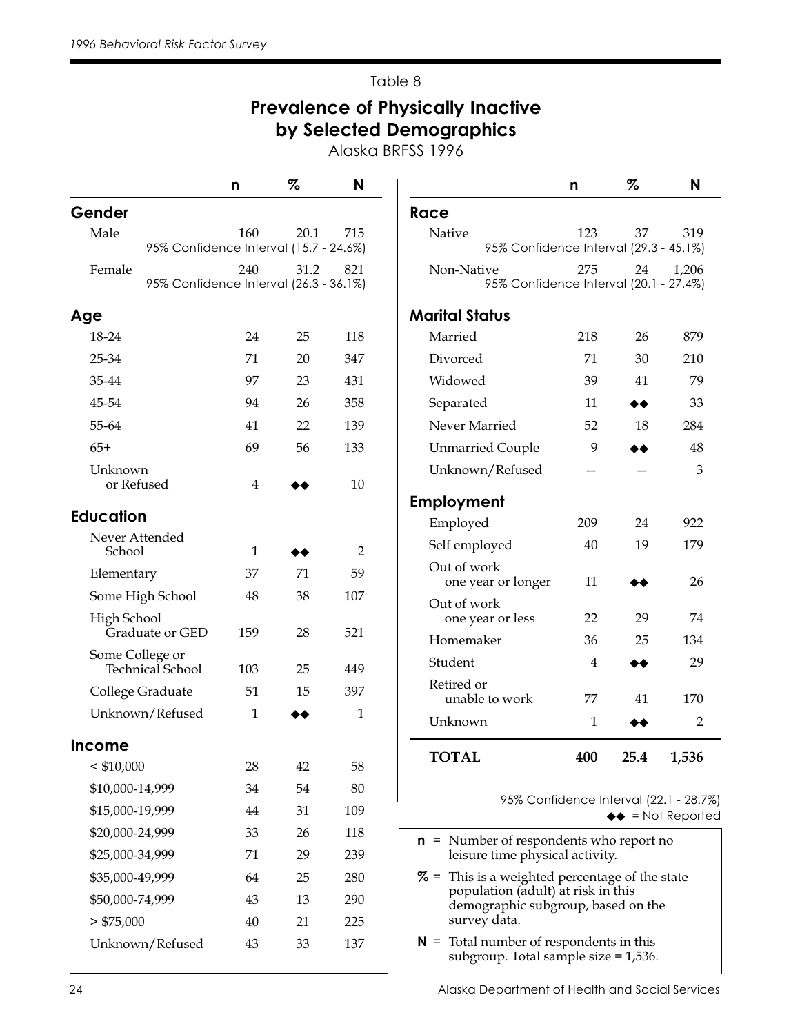Table 8

## Prevalence of Physically Inactive by Selected Demographics

Alaska BRFSS 1996

| | n | % | N |
|---|---|---|---|
| **Gender** | | | |
| Male | 160 | 20.1 | 715 |
| 95% Confidence Interval (15.7 - 24.6%) | | | |
| Female | 240 | 31.2 | 821 |
| 95% Confidence Interval (26.3 - 36.1%) | | | |
| **Age** | | | |
| 18-24 | 24 | 25 | 118 |
| 25-34 | 71 | 20 | 347 |
| 35-44 | 97 | 23 | 431 |
| 45-54 | 94 | 26 | 358 |
| 55-64 | 41 | 22 | 139 |
| 65+ | 69 | 56 | 133 |
| Unknown or Refused | 4 | ◆◆ | 10 |
| **Education** | | | |
| Never Attended School | 1 | ◆◆ | 2 |
| Elementary | 37 | 71 | 59 |
| Some High School | 48 | 38 | 107 |
| High School Graduate or GED | 159 | 28 | 521 |
| Some College or Technical School | 103 | 25 | 449 |
| College Graduate | 51 | 15 | 397 |
| Unknown/Refused | 1 | ◆◆ | 1 |
| **Income** | | | |
| < $10,000 | 28 | 42 | 58 |
| $10,000-14,999 | 34 | 54 | 80 |
| $15,000-19,999 | 44 | 31 | 109 |
| $20,000-24,999 | 33 | 26 | 118 |
| $25,000-34,999 | 71 | 29 | 239 |
| $35,000-49,999 | 64 | 25 | 280 |
| $50,000-74,999 | 43 | 13 | 290 |
| > $75,000 | 40 | 21 | 225 |
| Unknown/Refused | 43 | 33 | 137 |

| | n | % | N |
|---|---|---|---|
| **Race** | | | |
| Native | 123 | 37 | 319 |
| 95% Confidence Interval (29.3 - 45.1%) | | | |
| Non-Native | 275 | 24 | 1,206 |
| 95% Confidence Interval (20.1 - 27.4%) | | | |
| **Marital Status** | | | |
| Married | 218 | 26 | 879 |
| Divorced | 71 | 30 | 210 |
| Widowed | 39 | 41 | 79 |
| Separated | 11 | ◆◆ | 33 |
| Never Married | 52 | 18 | 284 |
| Unmarried Couple | 9 | ◆◆ | 48 |
| Unknown/Refused | – | – | 3 |
| **Employment** | | | |
| Employed | 209 | 24 | 922 |
| Self employed | 40 | 19 | 179 |
| Out of work one year or longer | 11 | ◆◆ | 26 |
| Out of work one year or less | 22 | 29 | 74 |
| Homemaker | 36 | 25 | 134 |
| Student | 4 | ◆◆ | 29 |
| Retired or unable to work | 77 | 41 | 170 |
| Unknown | 1 | ◆◆ | 2 |
| **TOTAL** | **400** | **25.4** | **1,536** |

95% Confidence Interval (22.1 - 28.7%)

◆◆ = Not Reported

**n** = Number of respondents who report no leisure time physical activity.

**%** = This is a weighted percentage of the state population (adult) at risk in this demographic subgroup, based on the survey data.

**N** = Total number of respondents in this subgroup. Total sample size = 1,536.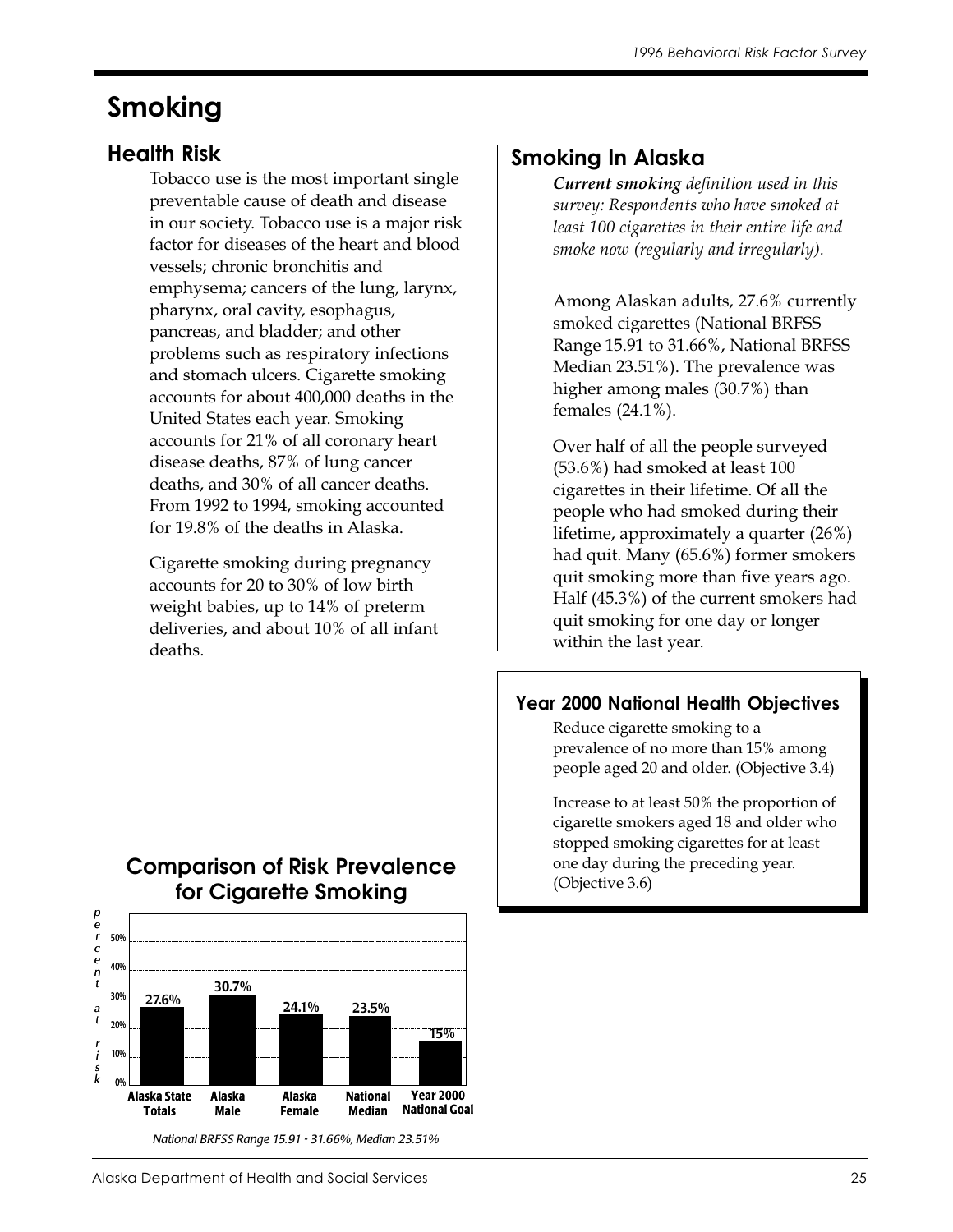# Smoking

## Health Risk

Tobacco use is the most important single preventable cause of death and disease in our society. Tobacco use is a major risk factor for diseases of the heart and blood vessels; chronic bronchitis and emphysema; cancers of the lung, larynx, pharynx, oral cavity, esophagus, pancreas, and bladder; and other problems such as respiratory infections and stomach ulcers. Cigarette smoking accounts for about 400,000 deaths in the United States each year. Smoking accounts for 21% of all coronary heart disease deaths, 87% of lung cancer deaths, and 30% of all cancer deaths. From 1992 to 1994, smoking accounted for 19.8% of the deaths in Alaska.

Cigarette smoking during pregnancy accounts for 20 to 30% of low birth weight babies, up to 14% of preterm deliveries, and about 10% of all infant deaths.

## Smoking In Alaska

***Current smoking*** *definition used in this survey: Respondents who have smoked at least 100 cigarettes in their entire life and smoke now (regularly and irregularly).*

Among Alaskan adults, 27.6% currently smoked cigarettes (National BRFSS Range 15.91 to 31.66%, National BRFSS Median 23.51%). The prevalence was higher among males (30.7%) than females (24.1%).

Over half of all the people surveyed (53.6%) had smoked at least 100 cigarettes in their lifetime. Of all the people who had smoked during their lifetime, approximately a quarter (26%) had quit. Many (65.6%) former smokers quit smoking more than five years ago. Half (45.3%) of the current smokers had quit smoking for one day or longer within the last year.

### Year 2000 National Health Objectives

Reduce cigarette smoking to a prevalence of no more than 15% among people aged 20 and older. (Objective 3.4)

Increase to at least 50% the proportion of cigarette smokers aged 18 and older who stopped smoking cigarettes for at least one day during the preceding year. (Objective 3.6)

### Comparison of Risk Prevalence for Cigarette Smoking

| | Alaska State Totals | Alaska Male | Alaska Female | National Median | Year 2000 National Goal |
|---|---|---|---|---|---|
| percent at risk | 27.6% | 30.7% | 24.1% | 23.5% | 15% |

*National BRFSS Range 15.91 - 31.66%, Median 23.51%*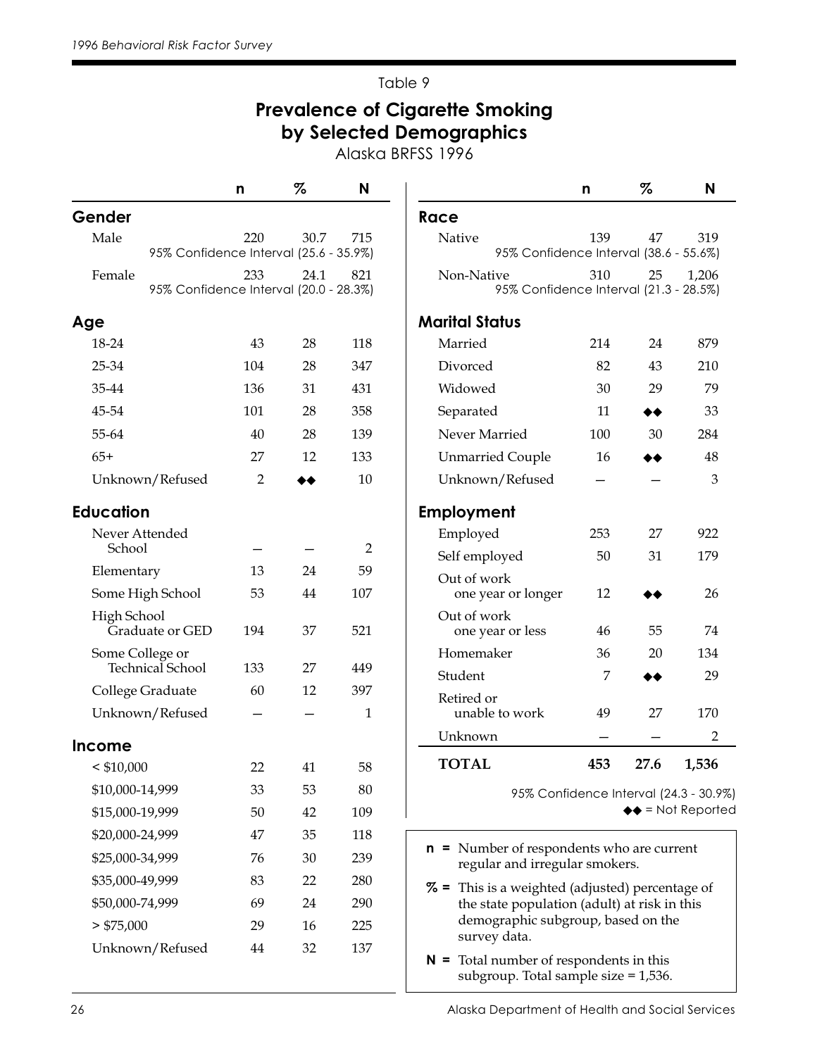Table 9

# Prevalence of Cigarette Smoking by Selected Demographics

Alaska BRFSS 1996

| | n | % | N |
|---|---|---|---|
| **Gender** | | | |
| Male | 220 | 30.7 | 715 |
| 95% Confidence Interval (25.6 - 35.9%) | | | |
| Female | 233 | 24.1 | 821 |
| 95% Confidence Interval (20.0 - 28.3%) | | | |
| **Age** | | | |
| 18-24 | 43 | 28 | 118 |
| 25-34 | 104 | 28 | 347 |
| 35-44 | 136 | 31 | 431 |
| 45-54 | 101 | 28 | 358 |
| 55-64 | 40 | 28 | 139 |
| 65+ | 27 | 12 | 133 |
| Unknown/Refused | 2 | ◆◆ | 10 |
| **Education** | | | |
| Never Attended School | – | – | 2 |
| Elementary | 13 | 24 | 59 |
| Some High School | 53 | 44 | 107 |
| High School Graduate or GED | 194 | 37 | 521 |
| Some College or Technical School | 133 | 27 | 449 |
| College Graduate | 60 | 12 | 397 |
| Unknown/Refused | – | – | 1 |
| **Income** | | | |
| < $10,000 | 22 | 41 | 58 |
| $10,000-14,999 | 33 | 53 | 80 |
| $15,000-19,999 | 50 | 42 | 109 |
| $20,000-24,999 | 47 | 35 | 118 |
| $25,000-34,999 | 76 | 30 | 239 |
| $35,000-49,999 | 83 | 22 | 280 |
| $50,000-74,999 | 69 | 24 | 290 |
| > $75,000 | 29 | 16 | 225 |
| Unknown/Refused | 44 | 32 | 137 |
| **Race** | | | |
| Native | 139 | 47 | 319 |
| 95% Confidence Interval (38.6 - 55.6%) | | | |
| Non-Native | 310 | 25 | 1,206 |
| 95% Confidence Interval (21.3 - 28.5%) | | | |
| **Marital Status** | | | |
| Married | 214 | 24 | 879 |
| Divorced | 82 | 43 | 210 |
| Widowed | 30 | 29 | 79 |
| Separated | 11 | ◆◆ | 33 |
| Never Married | 100 | 30 | 284 |
| Unmarried Couple | 16 | ◆◆ | 48 |
| Unknown/Refused | – | – | 3 |
| **Employment** | | | |
| Employed | 253 | 27 | 922 |
| Self employed | 50 | 31 | 179 |
| Out of work one year or longer | 12 | ◆◆ | 26 |
| Out of work one year or less | 46 | 55 | 74 |
| Homemaker | 36 | 20 | 134 |
| Student | 7 | ◆◆ | 29 |
| Retired or unable to work | 49 | 27 | 170 |
| Unknown | – | – | 2 |
| **TOTAL** | **453** | **27.6** | **1,536** |

95% Confidence Interval (24.3 - 30.9%)

◆◆ = Not Reported

**n** = Number of respondents who are current regular and irregular smokers.

**%** = This is a weighted (adjusted) percentage of the state population (adult) at risk in this demographic subgroup, based on the survey data.

**N** = Total number of respondents in this subgroup. Total sample size = 1,536.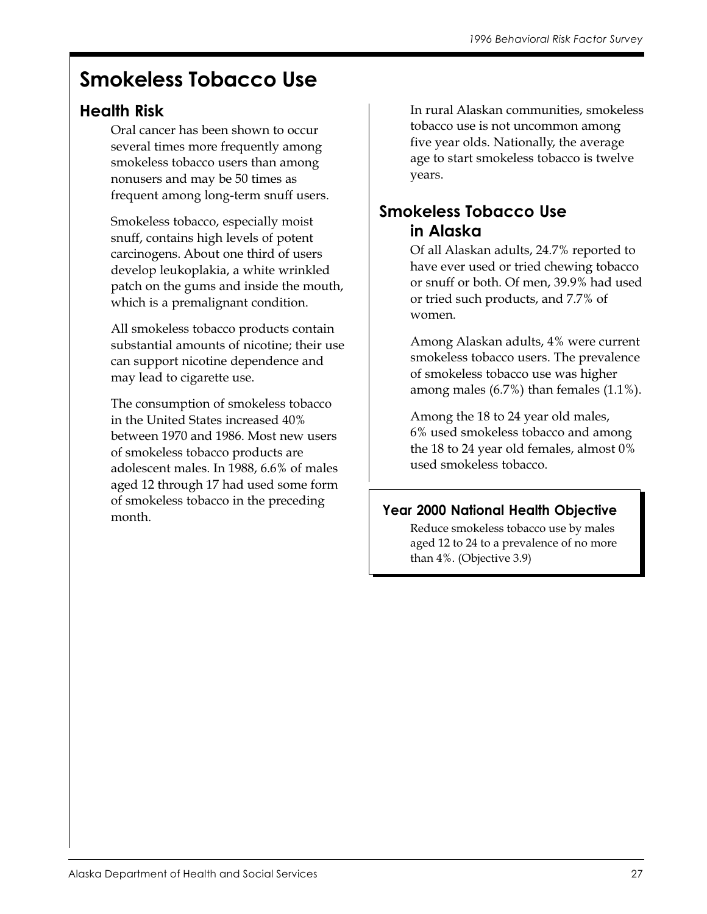# Smokeless Tobacco Use

## Health Risk

Oral cancer has been shown to occur several times more frequently among smokeless tobacco users than among nonusers and may be 50 times as frequent among long-term snuff users.

Smokeless tobacco, especially moist snuff, contains high levels of potent carcinogens. About one third of users develop leukoplakia, a white wrinkled patch on the gums and inside the mouth, which is a premalignant condition.

All smokeless tobacco products contain substantial amounts of nicotine; their use can support nicotine dependence and may lead to cigarette use.

The consumption of smokeless tobacco in the United States increased 40% between 1970 and 1986. Most new users of smokeless tobacco products are adolescent males. In 1988, 6.6% of males aged 12 through 17 had used some form of smokeless tobacco in the preceding month.

In rural Alaskan communities, smokeless tobacco use is not uncommon among five year olds. Nationally, the average age to start smokeless tobacco is twelve years.

## Smokeless Tobacco Use in Alaska

Of all Alaskan adults, 24.7% reported to have ever used or tried chewing tobacco or snuff or both. Of men, 39.9% had used or tried such products, and 7.7% of women.

Among Alaskan adults, 4% were current smokeless tobacco users. The prevalence of smokeless tobacco use was higher among males (6.7%) than females (1.1%).

Among the 18 to 24 year old males, 6% used smokeless tobacco and among the 18 to 24 year old females, almost 0% used smokeless tobacco.

### Year 2000 National Health Objective

Reduce smokeless tobacco use by males aged 12 to 24 to a prevalence of no more than 4%. (Objective 3.9)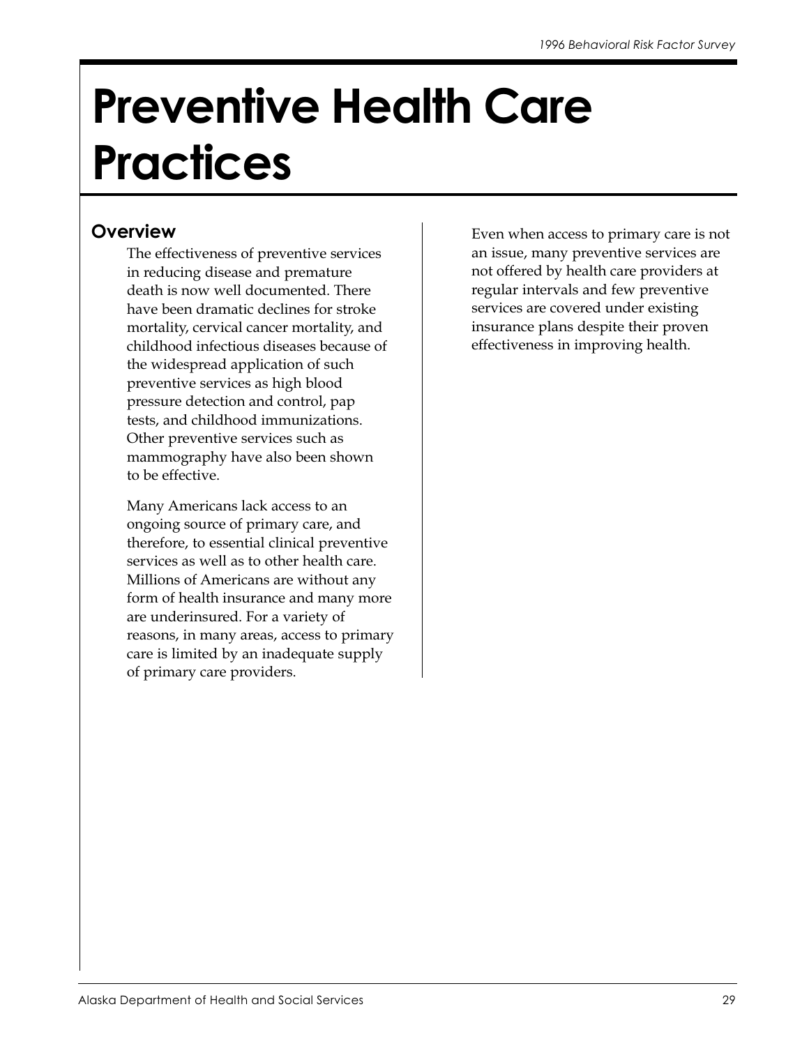# Preventive Health Care Practices

## Overview

The effectiveness of preventive services in reducing disease and premature death is now well documented. There have been dramatic declines for stroke mortality, cervical cancer mortality, and childhood infectious diseases because of the widespread application of such preventive services as high blood pressure detection and control, pap tests, and childhood immunizations. Other preventive services such as mammography have also been shown to be effective.

Many Americans lack access to an ongoing source of primary care, and therefore, to essential clinical preventive services as well as to other health care. Millions of Americans are without any form of health insurance and many more are underinsured. For a variety of reasons, in many areas, access to primary care is limited by an inadequate supply of primary care providers.

Even when access to primary care is not an issue, many preventive services are not offered by health care providers at regular intervals and few preventive services are covered under existing insurance plans despite their proven effectiveness in improving health.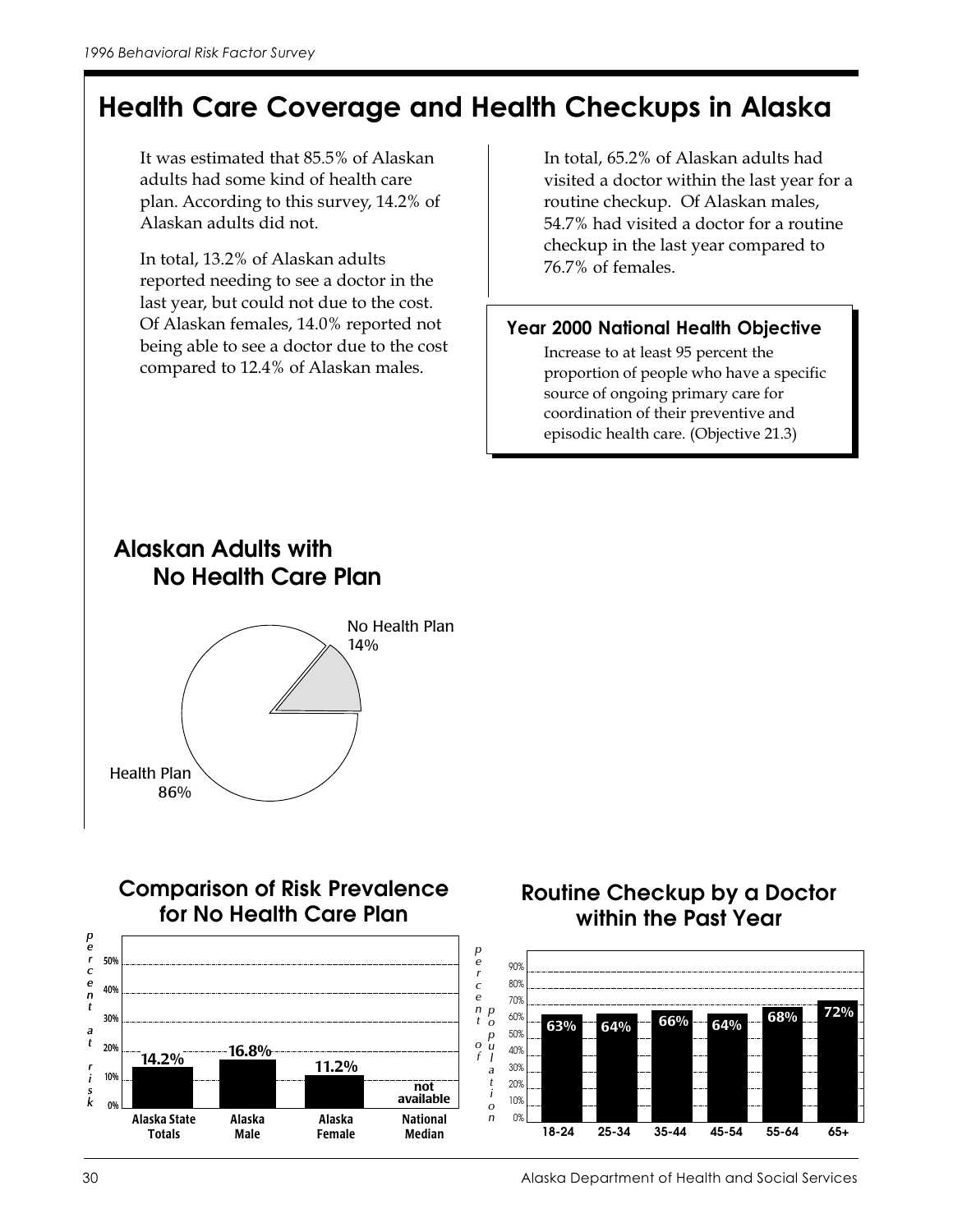# Health Care Coverage and Health Checkups in Alaska

It was estimated that 85.5% of Alaskan adults had some kind of health care plan. According to this survey, 14.2% of Alaskan adults did not.

In total, 13.2% of Alaskan adults reported needing to see a doctor in the last year, but could not due to the cost. Of Alaskan females, 14.0% reported not being able to see a doctor due to the cost compared to 12.4% of Alaskan males.

In total, 65.2% of Alaskan adults had visited a doctor within the last year for a routine checkup. Of Alaskan males, 54.7% had visited a doctor for a routine checkup in the last year compared to 76.7% of females.

**Year 2000 National Health Objective**

Increase to at least 95 percent the proportion of people who have a specific source of ongoing primary care for coordination of their preventive and episodic health care. (Objective 21.3)

## Alaskan Adults with No Health Care Plan

| Category | Percent |
|---|---|
| No Health Plan | 14% |
| Health Plan | 86% |

## Comparison of Risk Prevalence for No Health Care Plan

| | Alaska State Totals | Alaska Male | Alaska Female | National Median |
|---|---|---|---|---|
| percent at risk | 14.2% | 16.8% | 11.2% | not available |

## Routine Checkup by a Doctor within the Past Year

| | 18-24 | 25-34 | 35-44 | 45-54 | 55-64 | 65+ |
|---|---|---|---|---|---|---|
| percent of population | 63% | 64% | 66% | 64% | 68% | 72% |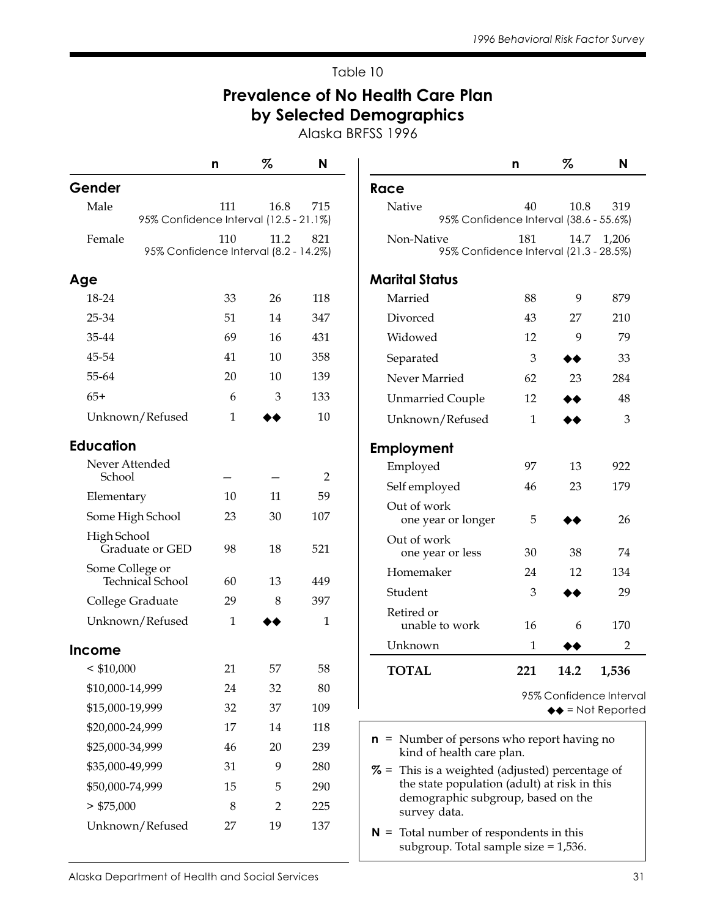Table 10

## Prevalence of No Health Care Plan by Selected Demographics

Alaska BRFSS 1996

| | n | % | N |
|---|---|---|---|
| **Gender** | | | |
| Male | 111 | 16.8 | 715 |
| 95% Confidence Interval (12.5 - 21.1%) | | | |
| Female | 110 | 11.2 | 821 |
| 95% Confidence Interval (8.2 - 14.2%) | | | |
| **Age** | | | |
| 18-24 | 33 | 26 | 118 |
| 25-34 | 51 | 14 | 347 |
| 35-44 | 69 | 16 | 431 |
| 45-54 | 41 | 10 | 358 |
| 55-64 | 20 | 10 | 139 |
| 65+ | 6 | 3 | 133 |
| Unknown/Refused | 1 | ◆◆ | 10 |
| **Education** | | | |
| Never Attended School | — | — | 2 |
| Elementary | 10 | 11 | 59 |
| Some High School | 23 | 30 | 107 |
| High School Graduate or GED | 98 | 18 | 521 |
| Some College or Technical School | 60 | 13 | 449 |
| College Graduate | 29 | 8 | 397 |
| Unknown/Refused | 1 | ◆◆ | 1 |
| **Income** | | | |
| < $10,000 | 21 | 57 | 58 |
| $10,000-14,999 | 24 | 32 | 80 |
| $15,000-19,999 | 32 | 37 | 109 |
| $20,000-24,999 | 17 | 14 | 118 |
| $25,000-34,999 | 46 | 20 | 239 |
| $35,000-49,999 | 31 | 9 | 280 |
| $50,000-74,999 | 15 | 5 | 290 |
| > $75,000 | 8 | 2 | 225 |
| Unknown/Refused | 27 | 19 | 137 |
| **Race** | | | |
| Native | 40 | 10.8 | 319 |
| 95% Confidence Interval (38.6 - 55.6%) | | | |
| Non-Native | 181 | 14.7 | 1,206 |
| 95% Confidence Interval (21.3 - 28.5%) | | | |
| **Marital Status** | | | |
| Married | 88 | 9 | 879 |
| Divorced | 43 | 27 | 210 |
| Widowed | 12 | 9 | 79 |
| Separated | 3 | ◆◆ | 33 |
| Never Married | 62 | 23 | 284 |
| Unmarried Couple | 12 | ◆◆ | 48 |
| Unknown/Refused | 1 | ◆◆ | 3 |
| **Employment** | | | |
| Employed | 97 | 13 | 922 |
| Self employed | 46 | 23 | 179 |
| Out of work one year or longer | 5 | ◆◆ | 26 |
| Out of work one year or less | 30 | 38 | 74 |
| Homemaker | 24 | 12 | 134 |
| Student | 3 | ◆◆ | 29 |
| Retired or unable to work | 16 | 6 | 170 |
| Unknown | 1 | ◆◆ | 2 |
| **TOTAL** | **221** | **14.2** | **1,536** |

95% Confidence Interval

◆◆ = Not Reported

**n** = Number of persons who report having no kind of health care plan.

**%** = This is a weighted (adjusted) percentage of the state population (adult) at risk in this demographic subgroup, based on the survey data.

**N** = Total number of respondents in this subgroup. Total sample size = 1,536.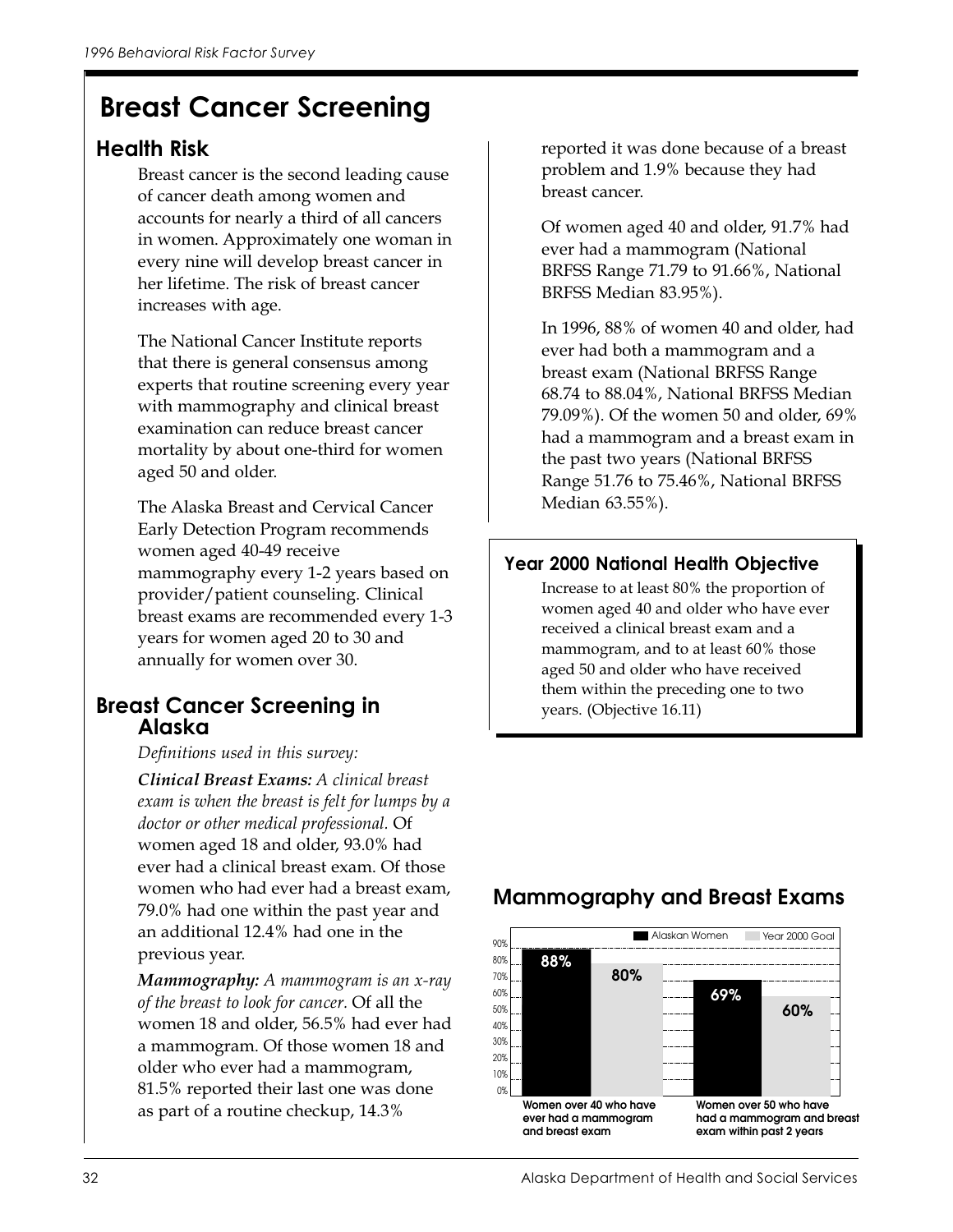# Breast Cancer Screening

## Health Risk

Breast cancer is the second leading cause of cancer death among women and accounts for nearly a third of all cancers in women. Approximately one woman in every nine will develop breast cancer in her lifetime. The risk of breast cancer increases with age.

The National Cancer Institute reports that there is general consensus among experts that routine screening every year with mammography and clinical breast examination can reduce breast cancer mortality by about one-third for women aged 50 and older.

The Alaska Breast and Cervical Cancer Early Detection Program recommends women aged 40-49 receive mammography every 1-2 years based on provider/patient counseling. Clinical breast exams are recommended every 1-3 years for women aged 20 to 30 and annually for women over 30.

## Breast Cancer Screening in Alaska

*Definitions used in this survey:*

***Clinical Breast Exams:** A clinical breast exam is when the breast is felt for lumps by a doctor or other medical professional.* Of women aged 18 and older, 93.0% had ever had a clinical breast exam. Of those women who had ever had a breast exam, 79.0% had one within the past year and an additional 12.4% had one in the previous year.

***Mammography:** A mammogram is an x-ray of the breast to look for cancer.* Of all the women 18 and older, 56.5% had ever had a mammogram. Of those women 18 and older who ever had a mammogram, 81.5% reported their last one was done as part of a routine checkup, 14.3% reported it was done because of a breast problem and 1.9% because they had breast cancer.

Of women aged 40 and older, 91.7% had ever had a mammogram (National BRFSS Range 71.79 to 91.66%, National BRFSS Median 83.95%).

In 1996, 88% of women 40 and older, had ever had both a mammogram and a breast exam (National BRFSS Range 68.74 to 88.04%, National BRFSS Median 79.09%). Of the women 50 and older, 69% had a mammogram and a breast exam in the past two years (National BRFSS Range 51.76 to 75.46%, National BRFSS Median 63.55%).

### Year 2000 National Health Objective

Increase to at least 80% the proportion of women aged 40 and older who have ever received a clinical breast exam and a mammogram, and to at least 60% those aged 50 and older who have received them within the preceding one to two years. (Objective 16.11)

## Mammography and Breast Exams

| | Alaskan Women | Year 2000 Goal |
|---|---|---|
| Women over 40 who have ever had a mammogram and breast exam | 88% | 80% |
| Women over 50 who have had a mammogram and breast exam within past 2 years | 69% | 60% |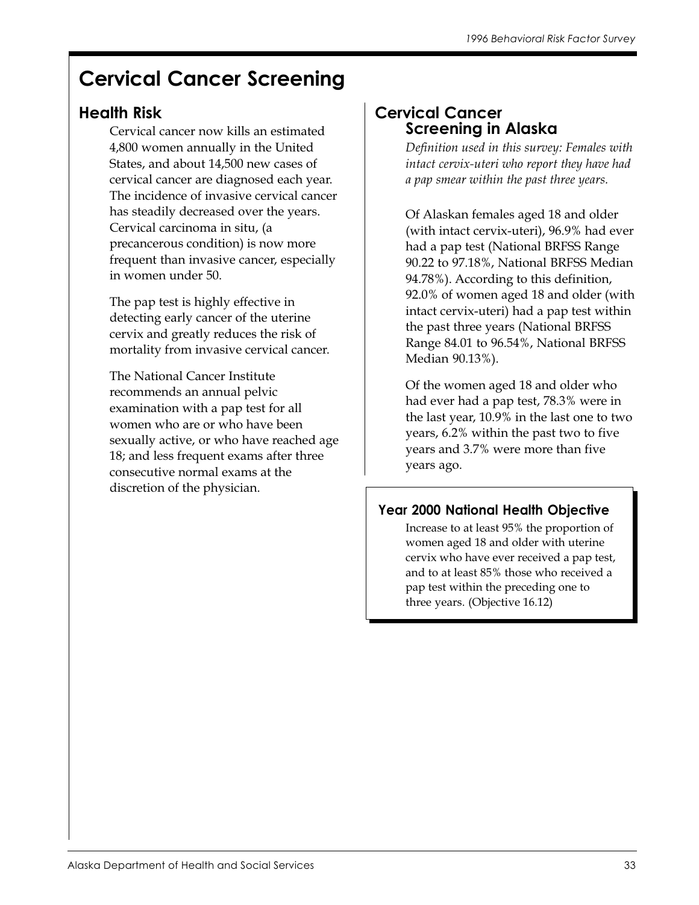# Cervical Cancer Screening

## Health Risk

Cervical cancer now kills an estimated 4,800 women annually in the United States, and about 14,500 new cases of cervical cancer are diagnosed each year. The incidence of invasive cervical cancer has steadily decreased over the years. Cervical carcinoma in situ, (a precancerous condition) is now more frequent than invasive cancer, especially in women under 50.

The pap test is highly effective in detecting early cancer of the uterine cervix and greatly reduces the risk of mortality from invasive cervical cancer.

The National Cancer Institute recommends an annual pelvic examination with a pap test for all women who are or who have been sexually active, or who have reached age 18; and less frequent exams after three consecutive normal exams at the discretion of the physician.

## Cervical Cancer Screening in Alaska

*Definition used in this survey: Females with intact cervix-uteri who report they have had a pap smear within the past three years.*

Of Alaskan females aged 18 and older (with intact cervix-uteri), 96.9% had ever had a pap test (National BRFSS Range 90.22 to 97.18%, National BRFSS Median 94.78%). According to this definition, 92.0% of women aged 18 and older (with intact cervix-uteri) had a pap test within the past three years (National BRFSS Range 84.01 to 96.54%, National BRFSS Median 90.13%).

Of the women aged 18 and older who had ever had a pap test, 78.3% were in the last year, 10.9% in the last one to two years, 6.2% within the past two to five years and 3.7% were more than five years ago.

### Year 2000 National Health Objective

Increase to at least 95% the proportion of women aged 18 and older with uterine cervix who have ever received a pap test, and to at least 85% those who received a pap test within the preceding one to three years. (Objective 16.12)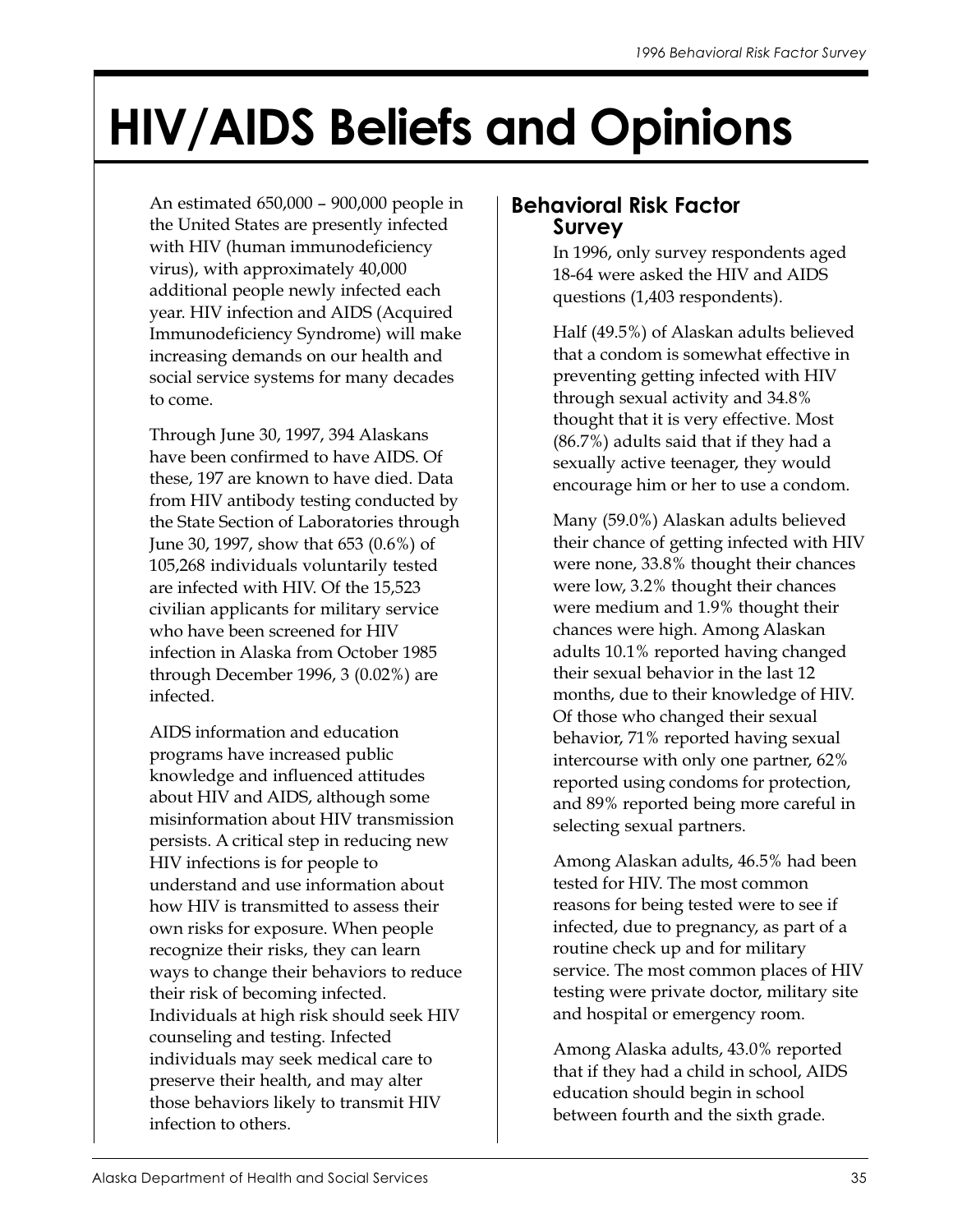# HIV/AIDS Beliefs and Opinions

An estimated 650,000 – 900,000 people in the United States are presently infected with HIV (human immunodeficiency virus), with approximately 40,000 additional people newly infected each year. HIV infection and AIDS (Acquired Immunodeficiency Syndrome) will make increasing demands on our health and social service systems for many decades to come.

Through June 30, 1997, 394 Alaskans have been confirmed to have AIDS. Of these, 197 are known to have died. Data from HIV antibody testing conducted by the State Section of Laboratories through June 30, 1997, show that 653 (0.6%) of 105,268 individuals voluntarily tested are infected with HIV. Of the 15,523 civilian applicants for military service who have been screened for HIV infection in Alaska from October 1985 through December 1996, 3 (0.02%) are infected.

AIDS information and education programs have increased public knowledge and influenced attitudes about HIV and AIDS, although some misinformation about HIV transmission persists. A critical step in reducing new HIV infections is for people to understand and use information about how HIV is transmitted to assess their own risks for exposure. When people recognize their risks, they can learn ways to change their behaviors to reduce their risk of becoming infected. Individuals at high risk should seek HIV counseling and testing. Infected individuals may seek medical care to preserve their health, and may alter those behaviors likely to transmit HIV infection to others.

## Behavioral Risk Factor Survey

In 1996, only survey respondents aged 18-64 were asked the HIV and AIDS questions (1,403 respondents).

Half (49.5%) of Alaskan adults believed that a condom is somewhat effective in preventing getting infected with HIV through sexual activity and 34.8% thought that it is very effective. Most (86.7%) adults said that if they had a sexually active teenager, they would encourage him or her to use a condom.

Many (59.0%) Alaskan adults believed their chance of getting infected with HIV were none, 33.8% thought their chances were low, 3.2% thought their chances were medium and 1.9% thought their chances were high. Among Alaskan adults 10.1% reported having changed their sexual behavior in the last 12 months, due to their knowledge of HIV. Of those who changed their sexual behavior, 71% reported having sexual intercourse with only one partner, 62% reported using condoms for protection, and 89% reported being more careful in selecting sexual partners.

Among Alaskan adults, 46.5% had been tested for HIV. The most common reasons for being tested were to see if infected, due to pregnancy, as part of a routine check up and for military service. The most common places of HIV testing were private doctor, military site and hospital or emergency room.

Among Alaska adults, 43.0% reported that if they had a child in school, AIDS education should begin in school between fourth and the sixth grade.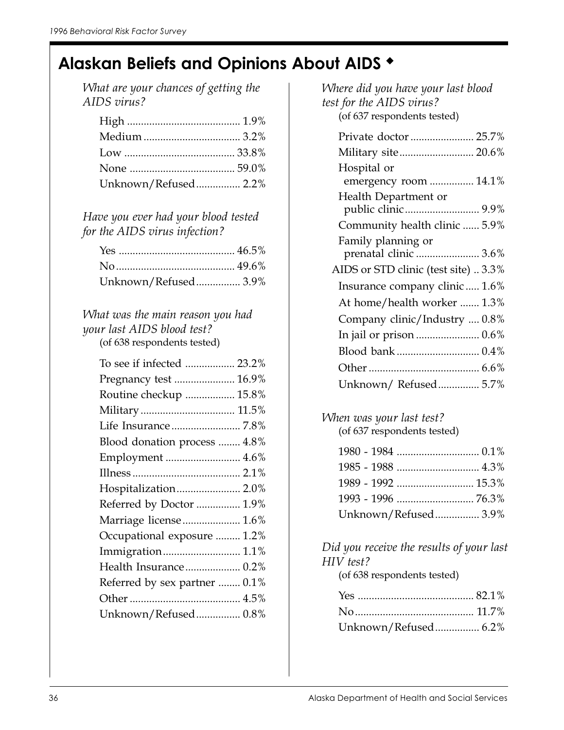## Alaskan Beliefs and Opinions About AIDS ◆

*What are your chances of getting the AIDS virus?*

| Response | Percent |
|---|---|
| High | 1.9% |
| Medium | 3.2% |
| Low | 33.8% |
| None | 59.0% |
| Unknown/Refused | 2.2% |

*Have you ever had your blood tested for the AIDS virus infection?*

| Response | Percent |
|---|---|
| Yes | 46.5% |
| No | 49.6% |
| Unknown/Refused | 3.9% |

*What was the main reason you had your last AIDS blood test?*
(of 638 respondents tested)

| Reason | Percent |
|---|---|
| To see if infected | 23.2% |
| Pregnancy test | 16.9% |
| Routine checkup | 15.8% |
| Military | 11.5% |
| Life Insurance | 7.8% |
| Blood donation process | 4.8% |
| Employment | 4.6% |
| Illness | 2.1% |
| Hospitalization | 2.0% |
| Referred by Doctor | 1.9% |
| Marriage license | 1.6% |
| Occupational exposure | 1.2% |
| Immigration | 1.1% |
| Health Insurance | 0.2% |
| Referred by sex partner | 0.1% |
| Other | 4.5% |
| Unknown/Refused | 0.8% |

*Where did you have your last blood test for the AIDS virus?*
(of 637 respondents tested)

| Location | Percent |
|---|---|
| Private doctor | 25.7% |
| Military site | 20.6% |
| Hospital or emergency room | 14.1% |
| Health Department or public clinic | 9.9% |
| Community health clinic | 5.9% |
| Family planning or prenatal clinic | 3.6% |
| AIDS or STD clinic (test site) | 3.3% |
| Insurance company clinic | 1.6% |
| At home/health worker | 1.3% |
| Company clinic/Industry | 0.8% |
| In jail or prison | 0.6% |
| Blood bank | 0.4% |
| Other | 6.6% |
| Unknown/ Refused | 5.7% |

*When was your last test?*
(of 637 respondents tested)

| Period | Percent |
|---|---|
| 1980 - 1984 | 0.1% |
| 1985 - 1988 | 4.3% |
| 1989 - 1992 | 15.3% |
| 1993 - 1996 | 76.3% |
| Unknown/Refused | 3.9% |

*Did you receive the results of your last HIV test?*
(of 638 respondents tested)

| Response | Percent |
|---|---|
| Yes | 82.1% |
| No | 11.7% |
| Unknown/Refused | 6.2% |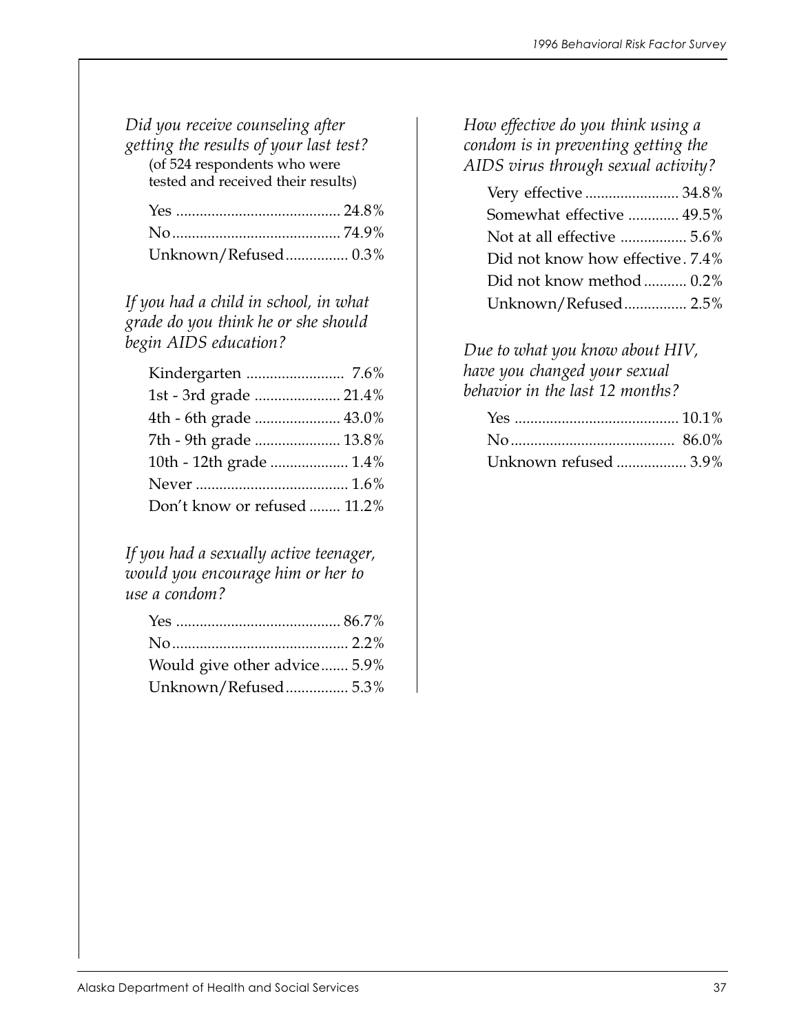*Did you receive counseling after getting the results of your last test?*
(of 524 respondents who were tested and received their results)

| | |
|---|---|
| Yes | 24.8% |
| No | 74.9% |
| Unknown/Refused | 0.3% |

*If you had a child in school, in what grade do you think he or she should begin AIDS education?*

| | |
|---|---|
| Kindergarten | 7.6% |
| 1st - 3rd grade | 21.4% |
| 4th - 6th grade | 43.0% |
| 7th - 9th grade | 13.8% |
| 10th - 12th grade | 1.4% |
| Never | 1.6% |
| Don't know or refused | 11.2% |

*If you had a sexually active teenager, would you encourage him or her to use a condom?*

| | |
|---|---|
| Yes | 86.7% |
| No | 2.2% |
| Would give other advice | 5.9% |
| Unknown/Refused | 5.3% |

*How effective do you think using a condom is in preventing getting the AIDS virus through sexual activity?*

| | |
|---|---|
| Very effective | 34.8% |
| Somewhat effective | 49.5% |
| Not at all effective | 5.6% |
| Did not know how effective | 7.4% |
| Did not know method | 0.2% |
| Unknown/Refused | 2.5% |

*Due to what you know about HIV, have you changed your sexual behavior in the last 12 months?*

| | |
|---|---|
| Yes | 10.1% |
| No | 86.0% |
| Unknown refused | 3.9% |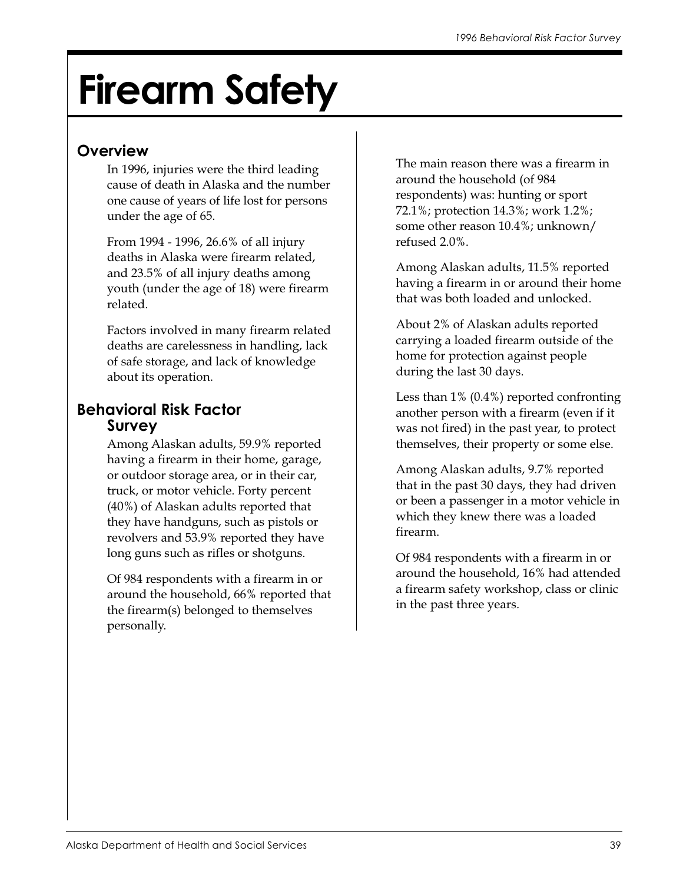# Firearm Safety

## Overview

In 1996, injuries were the third leading cause of death in Alaska and the number one cause of years of life lost for persons under the age of 65.

From 1994 - 1996, 26.6% of all injury deaths in Alaska were firearm related, and 23.5% of all injury deaths among youth (under the age of 18) were firearm related.

Factors involved in many firearm related deaths are carelessness in handling, lack of safe storage, and lack of knowledge about its operation.

## Behavioral Risk Factor Survey

Among Alaskan adults, 59.9% reported having a firearm in their home, garage, or outdoor storage area, or in their car, truck, or motor vehicle. Forty percent (40%) of Alaskan adults reported that they have handguns, such as pistols or revolvers and 53.9% reported they have long guns such as rifles or shotguns.

Of 984 respondents with a firearm in or around the household, 66% reported that the firearm(s) belonged to themselves personally.

The main reason there was a firearm in around the household (of 984 respondents) was: hunting or sport 72.1%; protection 14.3%; work 1.2%; some other reason 10.4%; unknown/ refused 2.0%.

Among Alaskan adults, 11.5% reported having a firearm in or around their home that was both loaded and unlocked.

About 2% of Alaskan adults reported carrying a loaded firearm outside of the home for protection against people during the last 30 days.

Less than 1% (0.4%) reported confronting another person with a firearm (even if it was not fired) in the past year, to protect themselves, their property or some else.

Among Alaskan adults, 9.7% reported that in the past 30 days, they had driven or been a passenger in a motor vehicle in which they knew there was a loaded firearm.

Of 984 respondents with a firearm in or around the household, 16% had attended a firearm safety workshop, class or clinic in the past three years.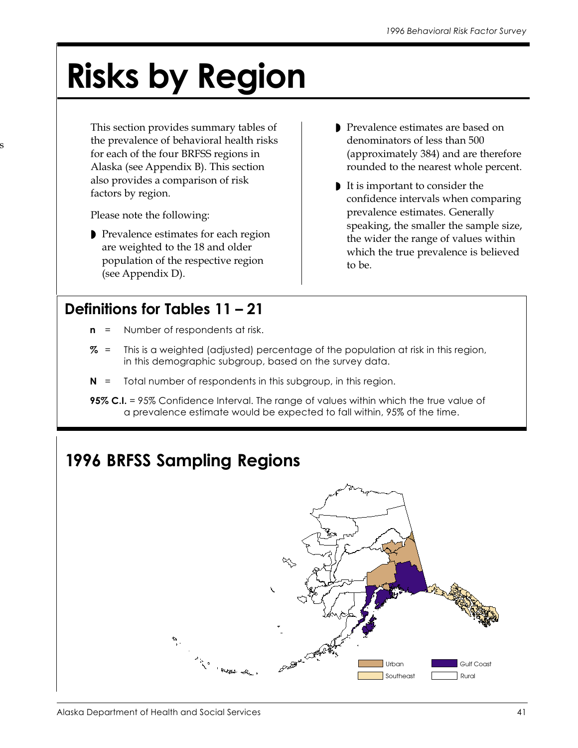# Risks by Region

This section provides summary tables of the prevalence of behavioral health risks for each of the four BRFSS regions in Alaska (see Appendix B). This section also provides a comparison of risk factors by region.

Please note the following:

- Prevalence estimates for each region are weighted to the 18 and older population of the respective region (see Appendix D).
- Prevalence estimates are based on denominators of less than 500 (approximately 384) and are therefore rounded to the nearest whole percent.
- It is important to consider the confidence intervals when comparing prevalence estimates. Generally speaking, the smaller the sample size, the wider the range of values within which the true prevalence is believed to be.

## Definitions for Tables 11 – 21

**n** = Number of respondents at risk.

**%** = This is a weighted (adjusted) percentage of the population at risk in this region, in this demographic subgroup, based on the survey data.

**N** = Total number of respondents in this subgroup, in this region.

**95% C.I.** = 95% Confidence Interval. The range of values within which the true value of a prevalence estimate would be expected to fall within, 95% of the time.

## 1996 BRFSS Sampling Regions

Urban
Southeast
Gulf Coast
Rural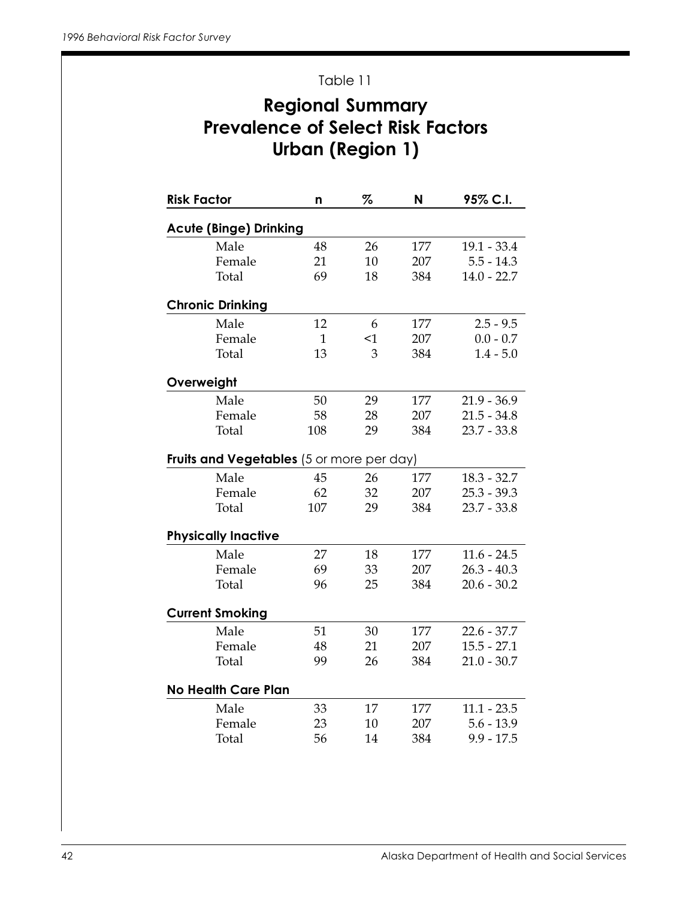Table 11

# Regional Summary Prevalence of Select Risk Factors Urban (Region 1)

| Risk Factor | n | % | N | 95% C.I. |
|---|---|---|---|---|
| **Acute (Binge) Drinking** | | | | |
| Male | 48 | 26 | 177 | 19.1 - 33.4 |
| Female | 21 | 10 | 207 | 5.5 - 14.3 |
| Total | 69 | 18 | 384 | 14.0 - 22.7 |
| **Chronic Drinking** | | | | |
| Male | 12 | 6 | 177 | 2.5 - 9.5 |
| Female | 1 | <1 | 207 | 0.0 - 0.7 |
| Total | 13 | 3 | 384 | 1.4 - 5.0 |
| **Overweight** | | | | |
| Male | 50 | 29 | 177 | 21.9 - 36.9 |
| Female | 58 | 28 | 207 | 21.5 - 34.8 |
| Total | 108 | 29 | 384 | 23.7 - 33.8 |
| **Fruits and Vegetables** (5 or more per day) | | | | |
| Male | 45 | 26 | 177 | 18.3 - 32.7 |
| Female | 62 | 32 | 207 | 25.3 - 39.3 |
| Total | 107 | 29 | 384 | 23.7 - 33.8 |
| **Physically Inactive** | | | | |
| Male | 27 | 18 | 177 | 11.6 - 24.5 |
| Female | 69 | 33 | 207 | 26.3 - 40.3 |
| Total | 96 | 25 | 384 | 20.6 - 30.2 |
| **Current Smoking** | | | | |
| Male | 51 | 30 | 177 | 22.6 - 37.7 |
| Female | 48 | 21 | 207 | 15.5 - 27.1 |
| Total | 99 | 26 | 384 | 21.0 - 30.7 |
| **No Health Care Plan** | | | | |
| Male | 33 | 17 | 177 | 11.1 - 23.5 |
| Female | 23 | 10 | 207 | 5.6 - 13.9 |
| Total | 56 | 14 | 384 | 9.9 - 17.5 |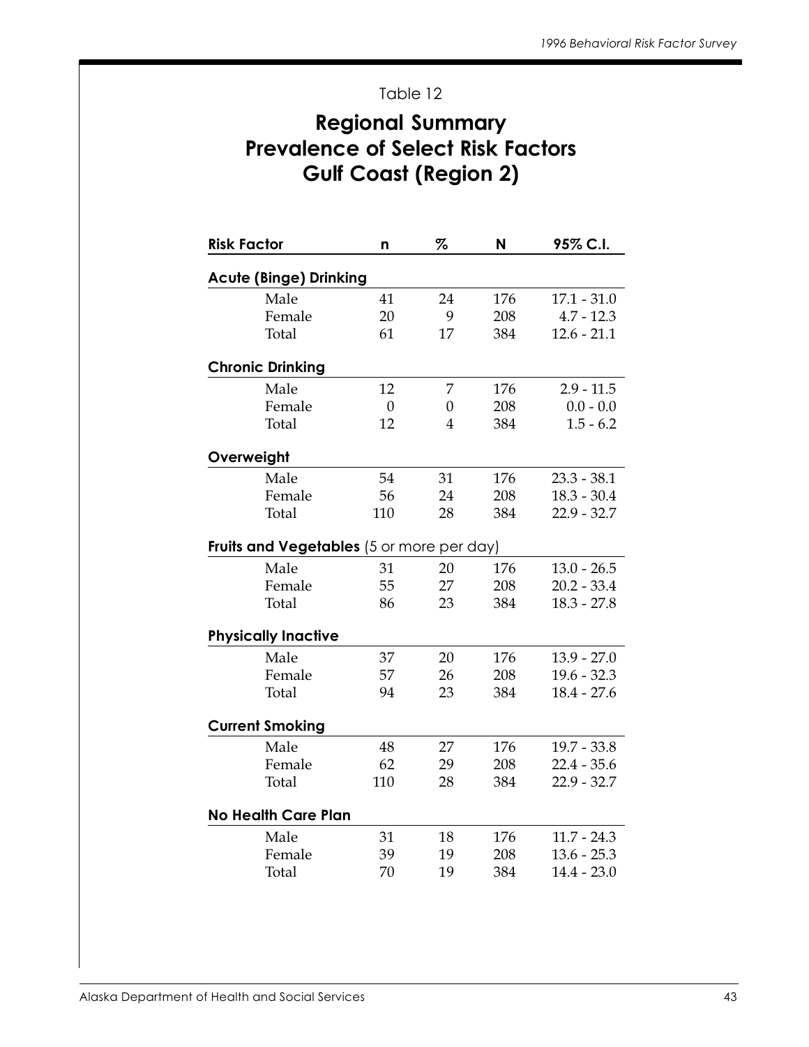Table 12

# Regional Summary
# Prevalence of Select Risk Factors
# Gulf Coast (Region 2)

| Risk Factor | n | % | N | 95% C.I. |
|---|---|---|---|---|
| **Acute (Binge) Drinking** | | | | |
| Male | 41 | 24 | 176 | 17.1 - 31.0 |
| Female | 20 | 9 | 208 | 4.7 - 12.3 |
| Total | 61 | 17 | 384 | 12.6 - 21.1 |
| **Chronic Drinking** | | | | |
| Male | 12 | 7 | 176 | 2.9 - 11.5 |
| Female | 0 | 0 | 208 | 0.0 - 0.0 |
| Total | 12 | 4 | 384 | 1.5 - 6.2 |
| **Overweight** | | | | |
| Male | 54 | 31 | 176 | 23.3 - 38.1 |
| Female | 56 | 24 | 208 | 18.3 - 30.4 |
| Total | 110 | 28 | 384 | 22.9 - 32.7 |
| **Fruits and Vegetables** (5 or more per day) | | | | |
| Male | 31 | 20 | 176 | 13.0 - 26.5 |
| Female | 55 | 27 | 208 | 20.2 - 33.4 |
| Total | 86 | 23 | 384 | 18.3 - 27.8 |
| **Physically Inactive** | | | | |
| Male | 37 | 20 | 176 | 13.9 - 27.0 |
| Female | 57 | 26 | 208 | 19.6 - 32.3 |
| Total | 94 | 23 | 384 | 18.4 - 27.6 |
| **Current Smoking** | | | | |
| Male | 48 | 27 | 176 | 19.7 - 33.8 |
| Female | 62 | 29 | 208 | 22.4 - 35.6 |
| Total | 110 | 28 | 384 | 22.9 - 32.7 |
| **No Health Care Plan** | | | | |
| Male | 31 | 18 | 176 | 11.7 - 24.3 |
| Female | 39 | 19 | 208 | 13.6 - 25.3 |
| Total | 70 | 19 | 384 | 14.4 - 23.0 |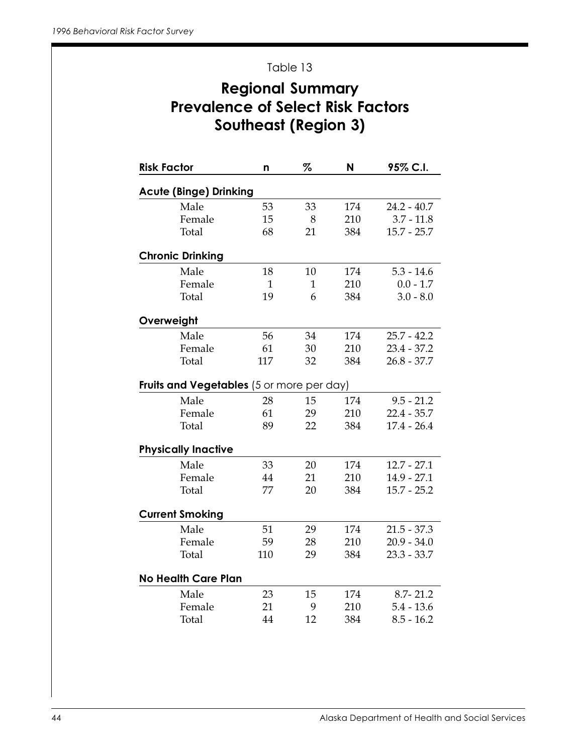Table 13

# Regional Summary
# Prevalence of Select Risk Factors
# Southeast (Region 3)

| Risk Factor | n | % | N | 95% C.I. |
|---|---|---|---|---|
| **Acute (Binge) Drinking** | | | | |
| Male | 53 | 33 | 174 | 24.2 - 40.7 |
| Female | 15 | 8 | 210 | 3.7 - 11.8 |
| Total | 68 | 21 | 384 | 15.7 - 25.7 |
| **Chronic Drinking** | | | | |
| Male | 18 | 10 | 174 | 5.3 - 14.6 |
| Female | 1 | 1 | 210 | 0.0 - 1.7 |
| Total | 19 | 6 | 384 | 3.0 - 8.0 |
| **Overweight** | | | | |
| Male | 56 | 34 | 174 | 25.7 - 42.2 |
| Female | 61 | 30 | 210 | 23.4 - 37.2 |
| Total | 117 | 32 | 384 | 26.8 - 37.7 |
| **Fruits and Vegetables** (5 or more per day) | | | | |
| Male | 28 | 15 | 174 | 9.5 - 21.2 |
| Female | 61 | 29 | 210 | 22.4 - 35.7 |
| Total | 89 | 22 | 384 | 17.4 - 26.4 |
| **Physically Inactive** | | | | |
| Male | 33 | 20 | 174 | 12.7 - 27.1 |
| Female | 44 | 21 | 210 | 14.9 - 27.1 |
| Total | 77 | 20 | 384 | 15.7 - 25.2 |
| **Current Smoking** | | | | |
| Male | 51 | 29 | 174 | 21.5 - 37.3 |
| Female | 59 | 28 | 210 | 20.9 - 34.0 |
| Total | 110 | 29 | 384 | 23.3 - 33.7 |
| **No Health Care Plan** | | | | |
| Male | 23 | 15 | 174 | 8.7- 21.2 |
| Female | 21 | 9 | 210 | 5.4 - 13.6 |
| Total | 44 | 12 | 384 | 8.5 - 16.2 |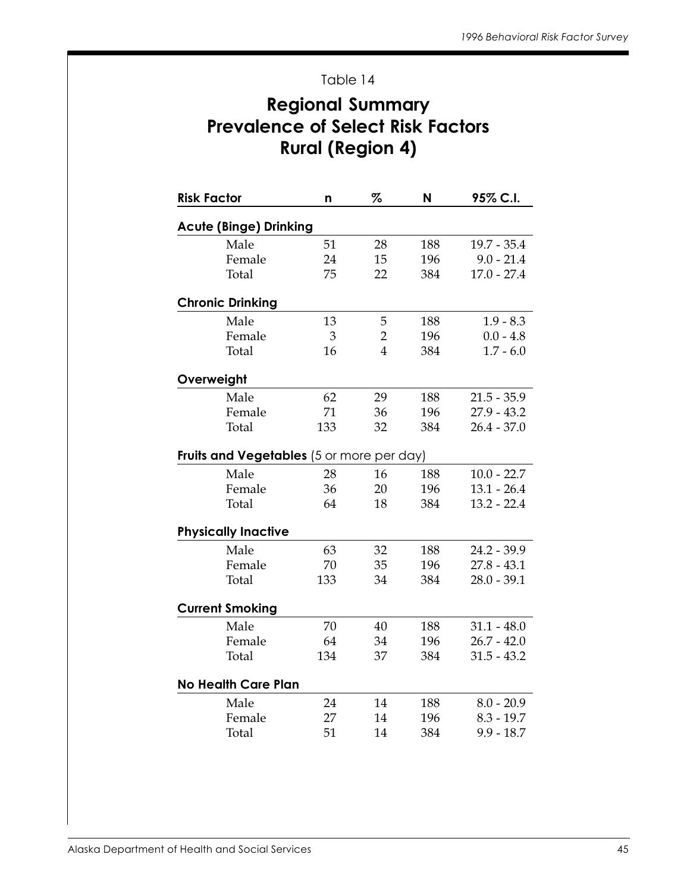Table 14

## Regional Summary
## Prevalence of Select Risk Factors
## Rural (Region 4)

| Risk Factor | n | % | N | 95% C.I. |
|---|---|---|---|---|
| **Acute (Binge) Drinking** | | | | |
| Male | 51 | 28 | 188 | 19.7 - 35.4 |
| Female | 24 | 15 | 196 | 9.0 - 21.4 |
| Total | 75 | 22 | 384 | 17.0 - 27.4 |
| **Chronic Drinking** | | | | |
| Male | 13 | 5 | 188 | 1.9 - 8.3 |
| Female | 3 | 2 | 196 | 0.0 - 4.8 |
| Total | 16 | 4 | 384 | 1.7 - 6.0 |
| **Overweight** | | | | |
| Male | 62 | 29 | 188 | 21.5 - 35.9 |
| Female | 71 | 36 | 196 | 27.9 - 43.2 |
| Total | 133 | 32 | 384 | 26.4 - 37.0 |
| **Fruits and Vegetables** (5 or more per day) | | | | |
| Male | 28 | 16 | 188 | 10.0 - 22.7 |
| Female | 36 | 20 | 196 | 13.1 - 26.4 |
| Total | 64 | 18 | 384 | 13.2 - 22.4 |
| **Physically Inactive** | | | | |
| Male | 63 | 32 | 188 | 24.2 - 39.9 |
| Female | 70 | 35 | 196 | 27.8 - 43.1 |
| Total | 133 | 34 | 384 | 28.0 - 39.1 |
| **Current Smoking** | | | | |
| Male | 70 | 40 | 188 | 31.1 - 48.0 |
| Female | 64 | 34 | 196 | 26.7 - 42.0 |
| Total | 134 | 37 | 384 | 31.5 - 43.2 |
| **No Health Care Plan** | | | | |
| Male | 24 | 14 | 188 | 8.0 - 20.9 |
| Female | 27 | 14 | 196 | 8.3 - 19.7 |
| Total | 51 | 14 | 384 | 9.9 - 18.7 |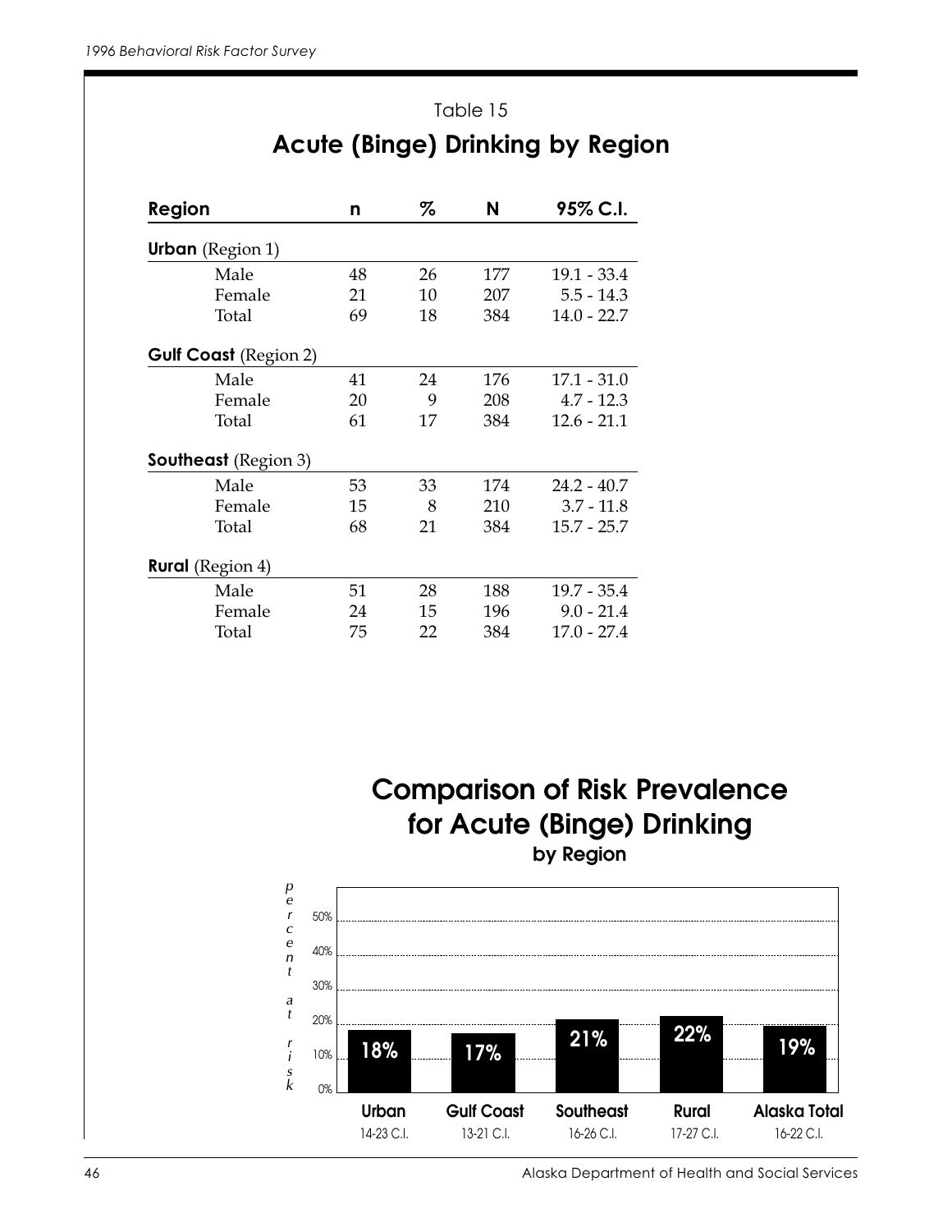Table 15

## Acute (Binge) Drinking by Region

| Region | n | % | N | 95% C.I. |
|---|---|---|---|---|
| **Urban** (Region 1) | | | | |
| Male | 48 | 26 | 177 | 19.1 - 33.4 |
| Female | 21 | 10 | 207 | 5.5 - 14.3 |
| Total | 69 | 18 | 384 | 14.0 - 22.7 |
| **Gulf Coast** (Region 2) | | | | |
| Male | 41 | 24 | 176 | 17.1 - 31.0 |
| Female | 20 | 9 | 208 | 4.7 - 12.3 |
| Total | 61 | 17 | 384 | 12.6 - 21.1 |
| **Southeast** (Region 3) | | | | |
| Male | 53 | 33 | 174 | 24.2 - 40.7 |
| Female | 15 | 8 | 210 | 3.7 - 11.8 |
| Total | 68 | 21 | 384 | 15.7 - 25.7 |
| **Rural** (Region 4) | | | | |
| Male | 51 | 28 | 188 | 19.7 - 35.4 |
| Female | 24 | 15 | 196 | 9.0 - 21.4 |
| Total | 75 | 22 | 384 | 17.0 - 27.4 |

## Comparison of Risk Prevalence for Acute (Binge) Drinking

### by Region

| | Urban | Gulf Coast | Southeast | Rural | Alaska Total |
|---|---|---|---|---|---|
| percent at risk | 18% | 17% | 21% | 22% | 19% |
| C.I. | 14-23 C.I. | 13-21 C.I. | 16-26 C.I. | 17-27 C.I. | 16-22 C.I. |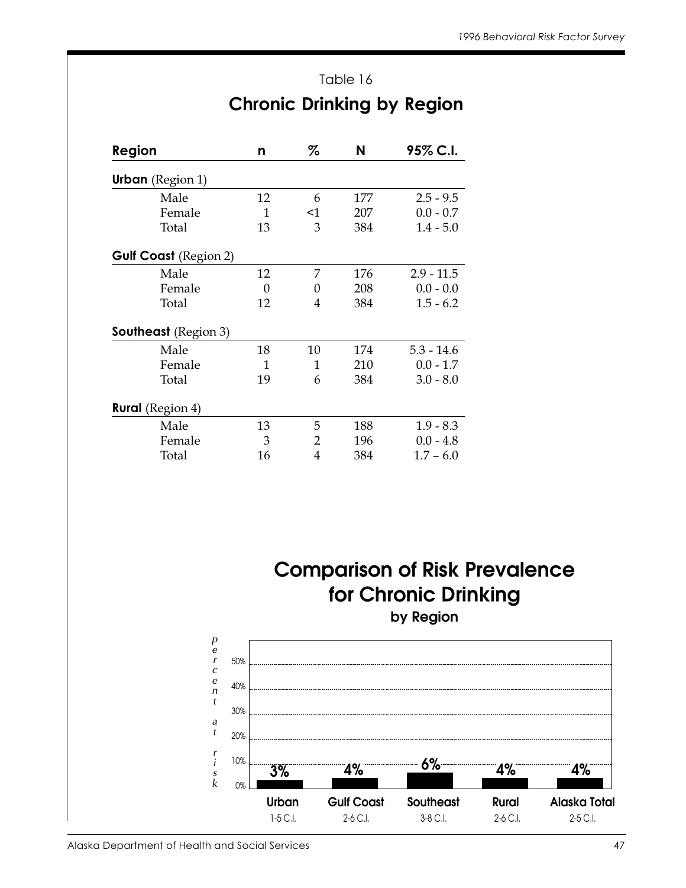Table 16

## Chronic Drinking by Region

| Region | n | % | N | 95% C.I. |
|---|---|---|---|---|
| **Urban** (Region 1) | | | | |
| Male | 12 | 6 | 177 | 2.5 - 9.5 |
| Female | 1 | <1 | 207 | 0.0 - 0.7 |
| Total | 13 | 3 | 384 | 1.4 - 5.0 |
| **Gulf Coast** (Region 2) | | | | |
| Male | 12 | 7 | 176 | 2.9 - 11.5 |
| Female | 0 | 0 | 208 | 0.0 - 0.0 |
| Total | 12 | 4 | 384 | 1.5 - 6.2 |
| **Southeast** (Region 3) | | | | |
| Male | 18 | 10 | 174 | 5.3 - 14.6 |
| Female | 1 | 1 | 210 | 0.0 - 1.7 |
| Total | 19 | 6 | 384 | 3.0 - 8.0 |
| **Rural** (Region 4) | | | | |
| Male | 13 | 5 | 188 | 1.9 - 8.3 |
| Female | 3 | 2 | 196 | 0.0 - 4.8 |
| Total | 16 | 4 | 384 | 1.7 – 6.0 |

## Comparison of Risk Prevalence for Chronic Drinking

**by Region**

*percent at risk*

| | Urban | Gulf Coast | Southeast | Rural | Alaska Total |
|---|---|---|---|---|---|
| Percent at risk | 3% | 4% | 6% | 4% | 4% |
| C.I. | 1-5 C.I. | 2-6 C.I. | 3-8 C.I. | 2-6 C.I. | 2-5 C.I. |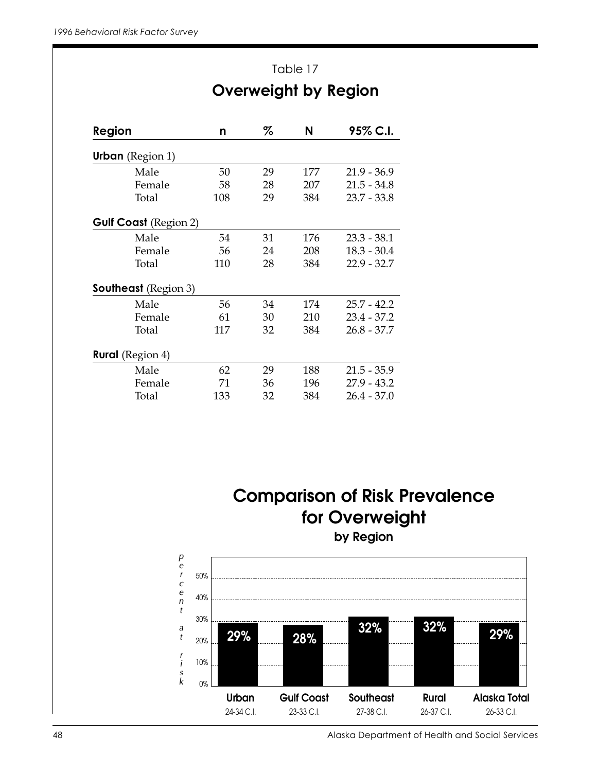Table 17

## Overweight by Region

| Region | n | % | N | 95% C.I. |
|---|---|---|---|---|
| **Urban** (Region 1) | | | | |
| Male | 50 | 29 | 177 | 21.9 - 36.9 |
| Female | 58 | 28 | 207 | 21.5 - 34.8 |
| Total | 108 | 29 | 384 | 23.7 - 33.8 |
| **Gulf Coast** (Region 2) | | | | |
| Male | 54 | 31 | 176 | 23.3 - 38.1 |
| Female | 56 | 24 | 208 | 18.3 - 30.4 |
| Total | 110 | 28 | 384 | 22.9 - 32.7 |
| **Southeast** (Region 3) | | | | |
| Male | 56 | 34 | 174 | 25.7 - 42.2 |
| Female | 61 | 30 | 210 | 23.4 - 37.2 |
| Total | 117 | 32 | 384 | 26.8 - 37.7 |
| **Rural** (Region 4) | | | | |
| Male | 62 | 29 | 188 | 21.5 - 35.9 |
| Female | 71 | 36 | 196 | 27.9 - 43.2 |
| Total | 133 | 32 | 384 | 26.4 - 37.0 |

## Comparison of Risk Prevalence for Overweight

### by Region

| | Urban | Gulf Coast | Southeast | Rural | Alaska Total |
|---|---|---|---|---|---|
| percent at risk | 29% | 28% | 32% | 32% | 29% |
| C.I. | 24-34 C.I. | 23-33 C.I. | 27-38 C.I. | 26-37 C.I. | 26-33 C.I. |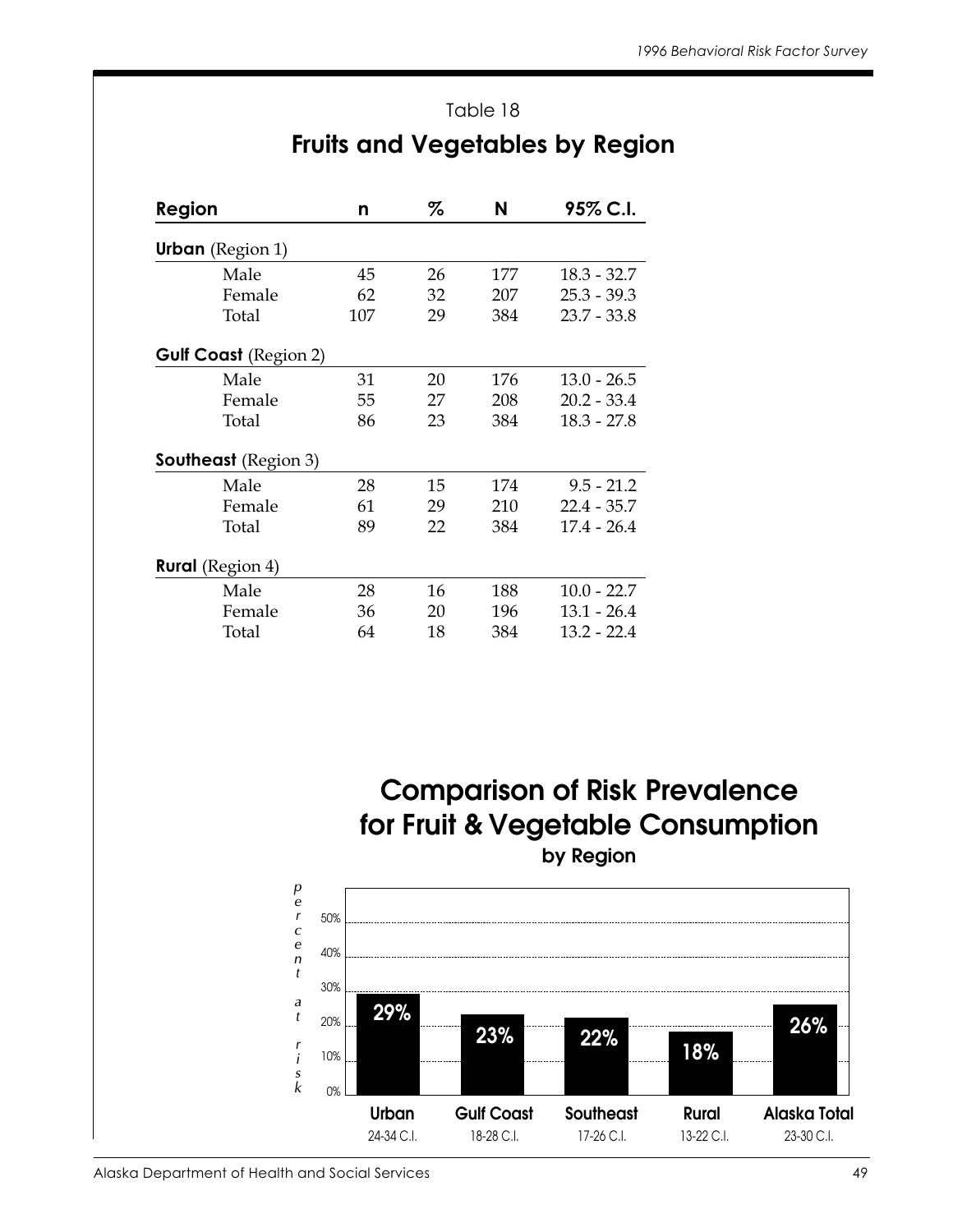Table 18

## Fruits and Vegetables by Region

| Region | n | % | N | 95% C.I. |
|---|---|---|---|---|
| **Urban** (Region 1) | | | | |
| Male | 45 | 26 | 177 | 18.3 - 32.7 |
| Female | 62 | 32 | 207 | 25.3 - 39.3 |
| Total | 107 | 29 | 384 | 23.7 - 33.8 |
| **Gulf Coast** (Region 2) | | | | |
| Male | 31 | 20 | 176 | 13.0 - 26.5 |
| Female | 55 | 27 | 208 | 20.2 - 33.4 |
| Total | 86 | 23 | 384 | 18.3 - 27.8 |
| **Southeast** (Region 3) | | | | |
| Male | 28 | 15 | 174 | 9.5 - 21.2 |
| Female | 61 | 29 | 210 | 22.4 - 35.7 |
| Total | 89 | 22 | 384 | 17.4 - 26.4 |
| **Rural** (Region 4) | | | | |
| Male | 28 | 16 | 188 | 10.0 - 22.7 |
| Female | 36 | 20 | 196 | 13.1 - 26.4 |
| Total | 64 | 18 | 384 | 13.2 - 22.4 |

## Comparison of Risk Prevalence for Fruit & Vegetable Consumption

**by Region**

*percent at risk*

| Region | Percent | C.I. |
|---|---|---|
| Urban | 29% | 24-34 C.I. |
| Gulf Coast | 23% | 18-28 C.I. |
| Southeast | 22% | 17-26 C.I. |
| Rural | 18% | 13-22 C.I. |
| Alaska Total | 26% | 23-30 C.I. |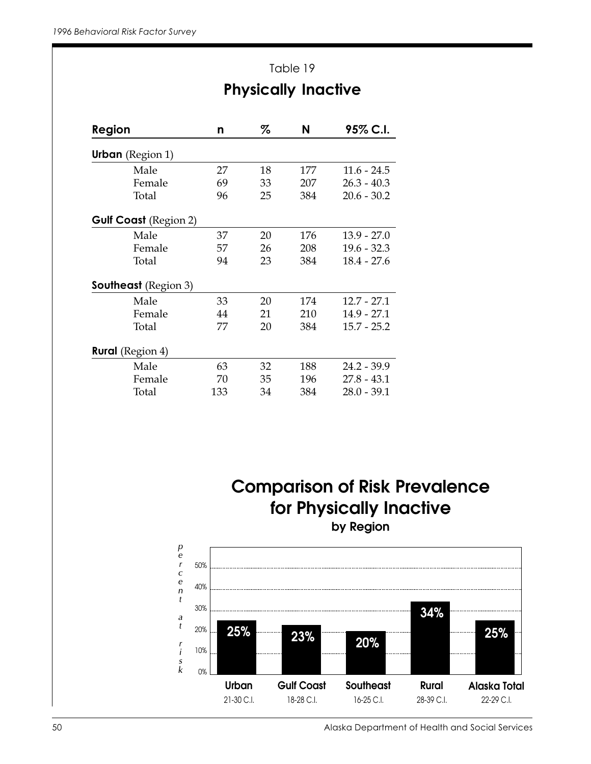Table 19

## Physically Inactive

| Region | n | % | N | 95% C.I. |
|---|---|---|---|---|
| **Urban** (Region 1) | | | | |
| Male | 27 | 18 | 177 | 11.6 - 24.5 |
| Female | 69 | 33 | 207 | 26.3 - 40.3 |
| Total | 96 | 25 | 384 | 20.6 - 30.2 |
| **Gulf Coast** (Region 2) | | | | |
| Male | 37 | 20 | 176 | 13.9 - 27.0 |
| Female | 57 | 26 | 208 | 19.6 - 32.3 |
| Total | 94 | 23 | 384 | 18.4 - 27.6 |
| **Southeast** (Region 3) | | | | |
| Male | 33 | 20 | 174 | 12.7 - 27.1 |
| Female | 44 | 21 | 210 | 14.9 - 27.1 |
| Total | 77 | 20 | 384 | 15.7 - 25.2 |
| **Rural** (Region 4) | | | | |
| Male | 63 | 32 | 188 | 24.2 - 39.9 |
| Female | 70 | 35 | 196 | 27.8 - 43.1 |
| Total | 133 | 34 | 384 | 28.0 - 39.1 |

## Comparison of Risk Prevalence for Physically Inactive

### by Region

| | Urban | Gulf Coast | Southeast | Rural | Alaska Total |
|---|---|---|---|---|---|
| percent at risk | 25% | 23% | 20% | 34% | 25% |
| C.I. | 21-30 C.I. | 18-28 C.I. | 16-25 C.I. | 28-39 C.I. | 22-29 C.I. |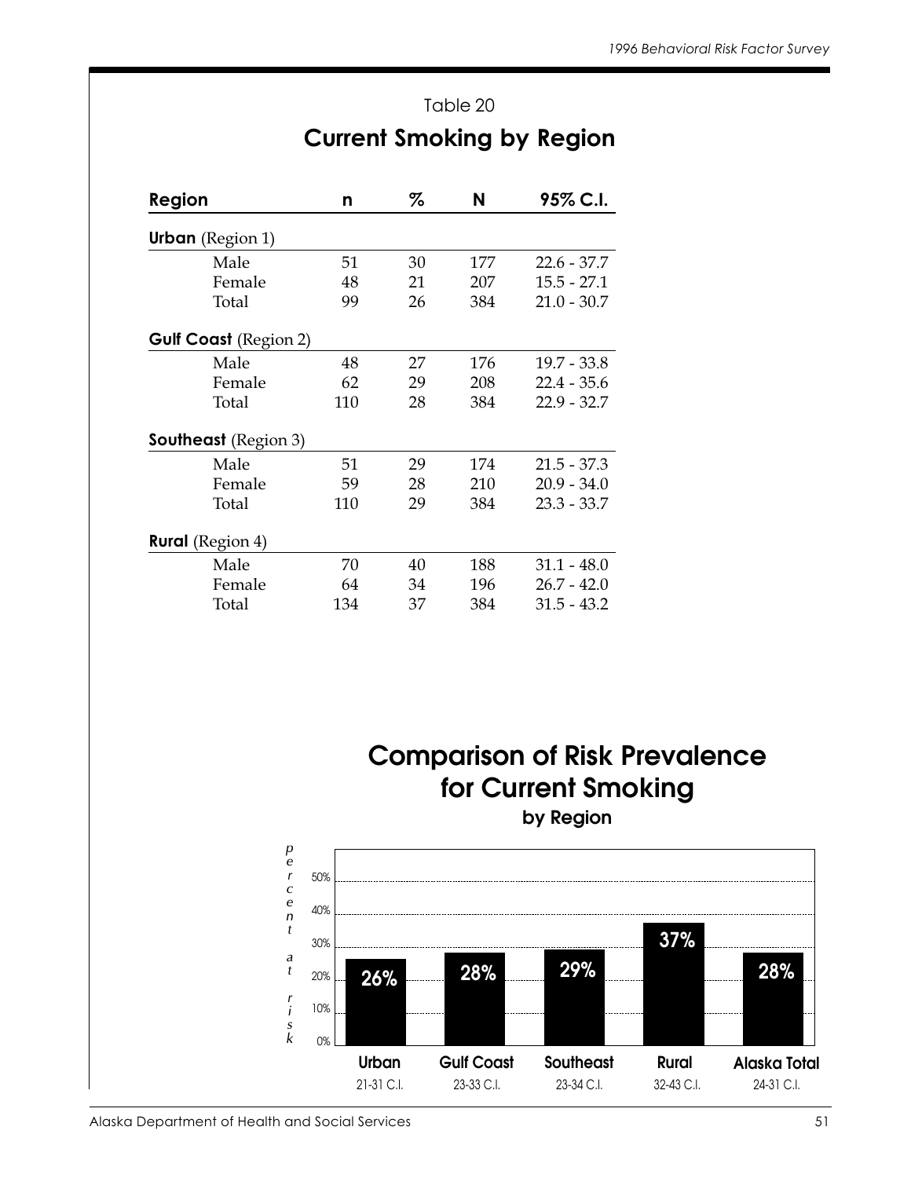Table 20

## Current Smoking by Region

| Region | n | % | N | 95% C.I. |
|---|---|---|---|---|
| **Urban** (Region 1) | | | | |
| Male | 51 | 30 | 177 | 22.6 - 37.7 |
| Female | 48 | 21 | 207 | 15.5 - 27.1 |
| Total | 99 | 26 | 384 | 21.0 - 30.7 |
| **Gulf Coast** (Region 2) | | | | |
| Male | 48 | 27 | 176 | 19.7 - 33.8 |
| Female | 62 | 29 | 208 | 22.4 - 35.6 |
| Total | 110 | 28 | 384 | 22.9 - 32.7 |
| **Southeast** (Region 3) | | | | |
| Male | 51 | 29 | 174 | 21.5 - 37.3 |
| Female | 59 | 28 | 210 | 20.9 - 34.0 |
| Total | 110 | 29 | 384 | 23.3 - 33.7 |
| **Rural** (Region 4) | | | | |
| Male | 70 | 40 | 188 | 31.1 - 48.0 |
| Female | 64 | 34 | 196 | 26.7 - 42.0 |
| Total | 134 | 37 | 384 | 31.5 - 43.2 |

## Comparison of Risk Prevalence for Current Smoking

### by Region

| | Urban | Gulf Coast | Southeast | Rural | Alaska Total |
|---|---|---|---|---|---|
| percent at risk | 26% | 28% | 29% | 37% | 28% |
| C.I. | 21-31 C.I. | 23-33 C.I. | 23-34 C.I. | 32-43 C.I. | 24-31 C.I. |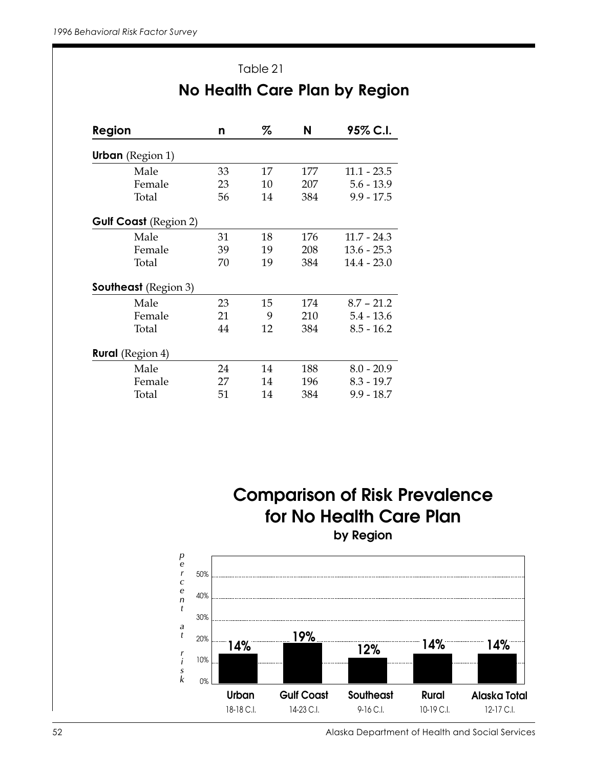Table 21

## No Health Care Plan by Region

| Region | n | % | N | 95% C.I. |
|---|---|---|---|---|
| **Urban** (Region 1) | | | | |
| Male | 33 | 17 | 177 | 11.1 - 23.5 |
| Female | 23 | 10 | 207 | 5.6 - 13.9 |
| Total | 56 | 14 | 384 | 9.9 - 17.5 |
| **Gulf Coast** (Region 2) | | | | |
| Male | 31 | 18 | 176 | 11.7 - 24.3 |
| Female | 39 | 19 | 208 | 13.6 - 25.3 |
| Total | 70 | 19 | 384 | 14.4 - 23.0 |
| **Southeast** (Region 3) | | | | |
| Male | 23 | 15 | 174 | 8.7 – 21.2 |
| Female | 21 | 9 | 210 | 5.4 - 13.6 |
| Total | 44 | 12 | 384 | 8.5 - 16.2 |
| **Rural** (Region 4) | | | | |
| Male | 24 | 14 | 188 | 8.0 - 20.9 |
| Female | 27 | 14 | 196 | 8.3 - 19.7 |
| Total | 51 | 14 | 384 | 9.9 - 18.7 |

## Comparison of Risk Prevalence for No Health Care Plan

### by Region

| | Urban | Gulf Coast | Southeast | Rural | Alaska Total |
|---|---|---|---|---|---|
| percent at risk | 14% | 19% | 12% | 14% | 14% |
| C.I. | 18-18 C.I. | 14-23 C.I. | 9-16 C.I. | 10-19 C.I. | 12-17 C.I. |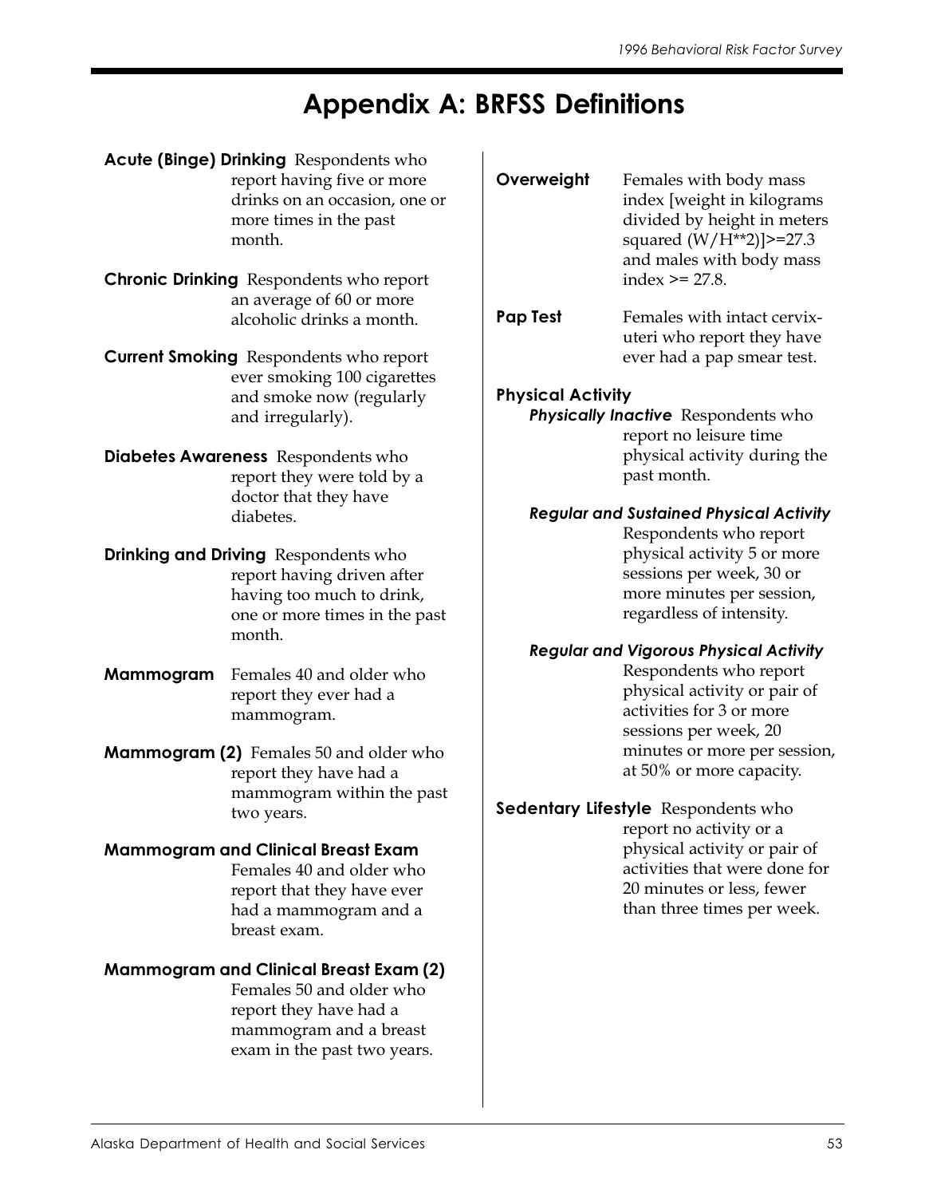# Appendix A: BRFSS Definitions

**Acute (Binge) Drinking** Respondents who report having five or more drinks on an occasion, one or more times in the past month.

**Chronic Drinking** Respondents who report an average of 60 or more alcoholic drinks a month.

**Current Smoking** Respondents who report ever smoking 100 cigarettes and smoke now (regularly and irregularly).

**Diabetes Awareness** Respondents who report they were told by a doctor that they have diabetes.

**Drinking and Driving** Respondents who report having driven after having too much to drink, one or more times in the past month.

**Mammogram** Females 40 and older who report they ever had a mammogram.

**Mammogram (2)** Females 50 and older who report they have had a mammogram within the past two years.

**Mammogram and Clinical Breast Exam** Females 40 and older who report that they have ever had a mammogram and a breast exam.

**Mammogram and Clinical Breast Exam (2)** Females 50 and older who report they have had a mammogram and a breast exam in the past two years.

**Overweight** Females with body mass index [weight in kilograms divided by height in meters squared (W/H**2)]>=27.3 and males with body mass index >= 27.8.

**Pap Test** Females with intact cervix-uteri who report they have ever had a pap smear test.

**Physical Activity**

***Physically Inactive*** Respondents who report no leisure time physical activity during the past month.

***Regular and Sustained Physical Activity*** Respondents who report physical activity 5 or more sessions per week, 30 or more minutes per session, regardless of intensity.

***Regular and Vigorous Physical Activity*** Respondents who report physical activity or pair of activities for 3 or more sessions per week, 20 minutes or more per session, at 50% or more capacity.

**Sedentary Lifestyle** Respondents who report no activity or a physical activity or pair of activities that were done for 20 minutes or less, fewer than three times per week.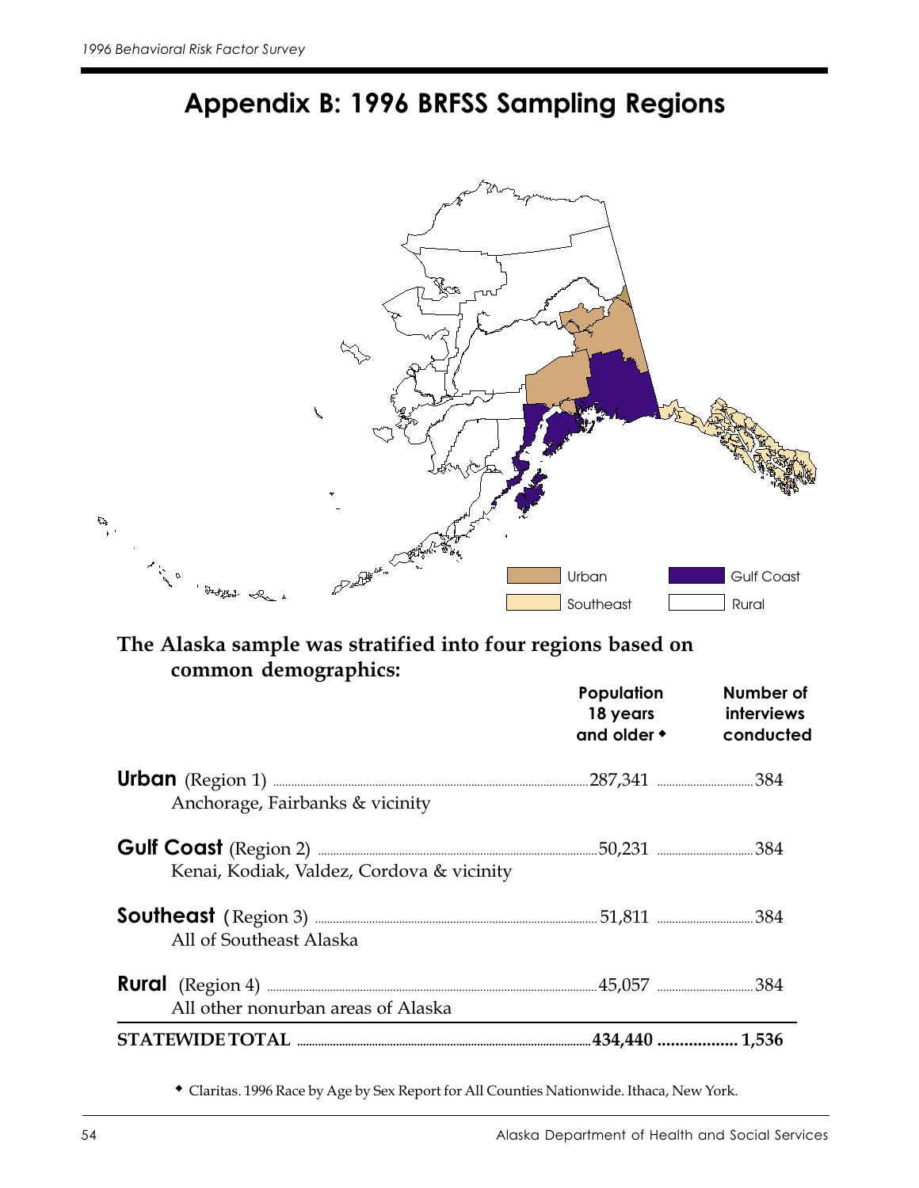# Appendix B: 1996 BRFSS Sampling Regions

Urban | Gulf Coast | Southeast | Rural

**The Alaska sample was stratified into four regions based on common demographics:**

| | Population 18 years and older ◆ | Number of interviews conducted |
|---|---|---|
| **Urban** (Region 1)<br>Anchorage, Fairbanks & vicinity | 287,341 | 384 |
| **Gulf Coast** (Region 2)<br>Kenai, Kodiak, Valdez, Cordova & vicinity | 50,231 | 384 |
| **Southeast** (Region 3)<br>All of Southeast Alaska | 51,811 | 384 |
| **Rural** (Region 4)<br>All other nonurban areas of Alaska | 45,057 | 384 |
| **STATEWIDE TOTAL** | **434,440** | **1,536** |

◆ Claritas. 1996 Race by Age by Sex Report for All Counties Nationwide. Ithaca, New York.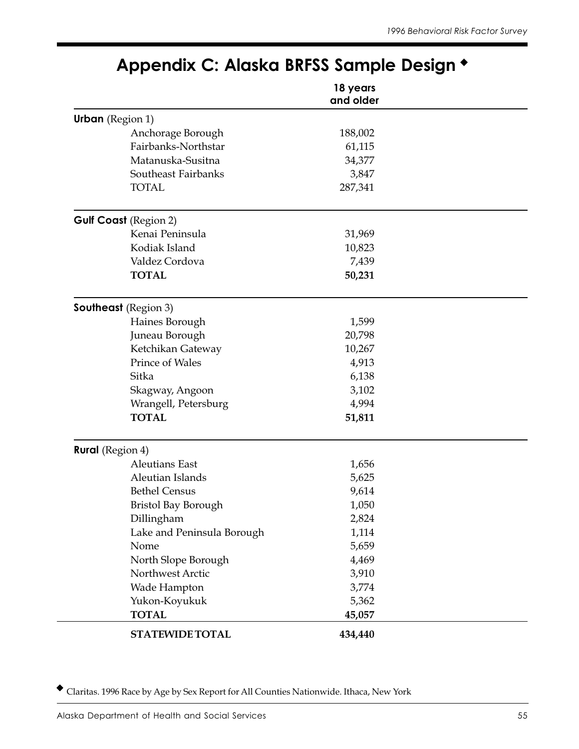# Appendix C: Alaska BRFSS Sample Design ◆

| | 18 years and older |
|---|---|
| **Urban** (Region 1) | |
| Anchorage Borough | 188,002 |
| Fairbanks-Northstar | 61,115 |
| Matanuska-Susitna | 34,377 |
| Southeast Fairbanks | 3,847 |
| TOTAL | 287,341 |
| **Gulf Coast** (Region 2) | |
| Kenai Peninsula | 31,969 |
| Kodiak Island | 10,823 |
| Valdez Cordova | 7,439 |
| **TOTAL** | **50,231** |
| **Southeast** (Region 3) | |
| Haines Borough | 1,599 |
| Juneau Borough | 20,798 |
| Ketchikan Gateway | 10,267 |
| Prince of Wales | 4,913 |
| Sitka | 6,138 |
| Skagway, Angoon | 3,102 |
| Wrangell, Petersburg | 4,994 |
| **TOTAL** | **51,811** |
| **Rural** (Region 4) | |
| Aleutians East | 1,656 |
| Aleutian Islands | 5,625 |
| Bethel Census | 9,614 |
| Bristol Bay Borough | 1,050 |
| Dillingham | 2,824 |
| Lake and Peninsula Borough | 1,114 |
| Nome | 5,659 |
| North Slope Borough | 4,469 |
| Northwest Arctic | 3,910 |
| Wade Hampton | 3,774 |
| Yukon-Koyukuk | 5,362 |
| **TOTAL** | **45,057** |
| **STATEWIDE TOTAL** | **434,440** |

◆ Claritas. 1996 Race by Age by Sex Report for All Counties Nationwide. Ithaca, New York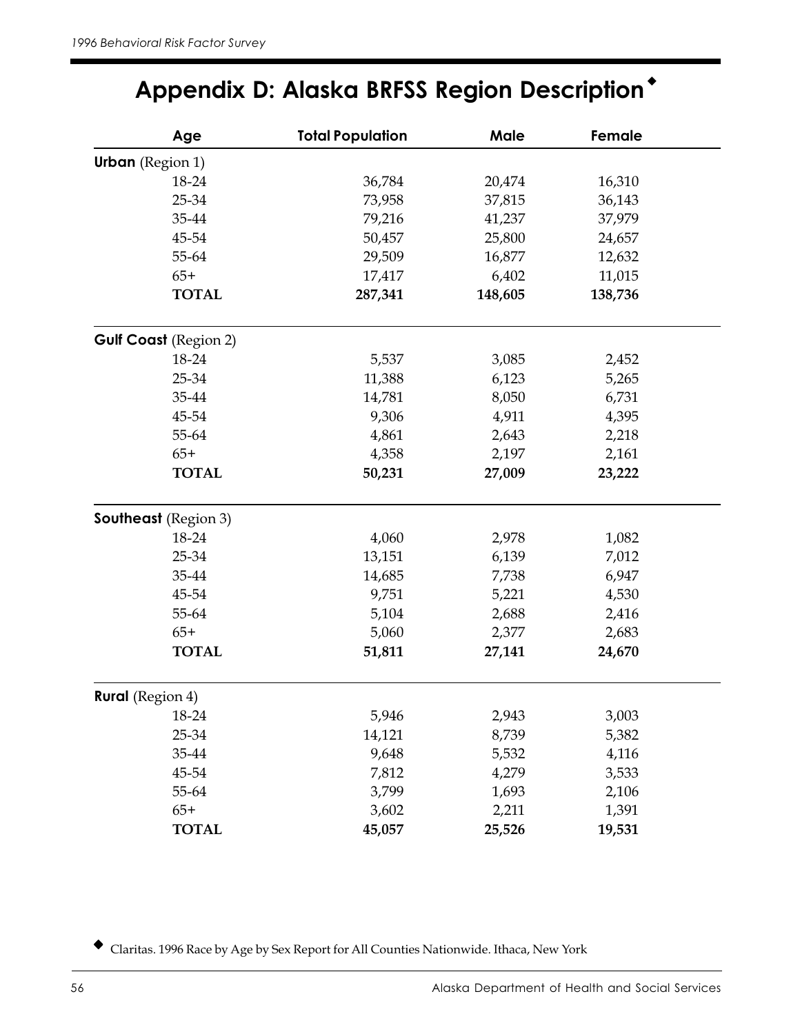# Appendix D: Alaska BRFSS Region Description◆

| Age | Total Population | Male | Female |
|---|---|---|---|
| **Urban** (Region 1) | | | |
| 18-24 | 36,784 | 20,474 | 16,310 |
| 25-34 | 73,958 | 37,815 | 36,143 |
| 35-44 | 79,216 | 41,237 | 37,979 |
| 45-54 | 50,457 | 25,800 | 24,657 |
| 55-64 | 29,509 | 16,877 | 12,632 |
| 65+ | 17,417 | 6,402 | 11,015 |
| **TOTAL** | **287,341** | **148,605** | **138,736** |
| **Gulf Coast** (Region 2) | | | |
| 18-24 | 5,537 | 3,085 | 2,452 |
| 25-34 | 11,388 | 6,123 | 5,265 |
| 35-44 | 14,781 | 8,050 | 6,731 |
| 45-54 | 9,306 | 4,911 | 4,395 |
| 55-64 | 4,861 | 2,643 | 2,218 |
| 65+ | 4,358 | 2,197 | 2,161 |
| **TOTAL** | **50,231** | **27,009** | **23,222** |
| **Southeast** (Region 3) | | | |
| 18-24 | 4,060 | 2,978 | 1,082 |
| 25-34 | 13,151 | 6,139 | 7,012 |
| 35-44 | 14,685 | 7,738 | 6,947 |
| 45-54 | 9,751 | 5,221 | 4,530 |
| 55-64 | 5,104 | 2,688 | 2,416 |
| 65+ | 5,060 | 2,377 | 2,683 |
| **TOTAL** | **51,811** | **27,141** | **24,670** |
| **Rural** (Region 4) | | | |
| 18-24 | 5,946 | 2,943 | 3,003 |
| 25-34 | 14,121 | 8,739 | 5,382 |
| 35-44 | 9,648 | 5,532 | 4,116 |
| 45-54 | 7,812 | 4,279 | 3,533 |
| 55-64 | 3,799 | 1,693 | 2,106 |
| 65+ | 3,602 | 2,211 | 1,391 |
| **TOTAL** | **45,057** | **25,526** | **19,531** |

◆ Claritas. 1996 Race by Age by Sex Report for All Counties Nationwide. Ithaca, New York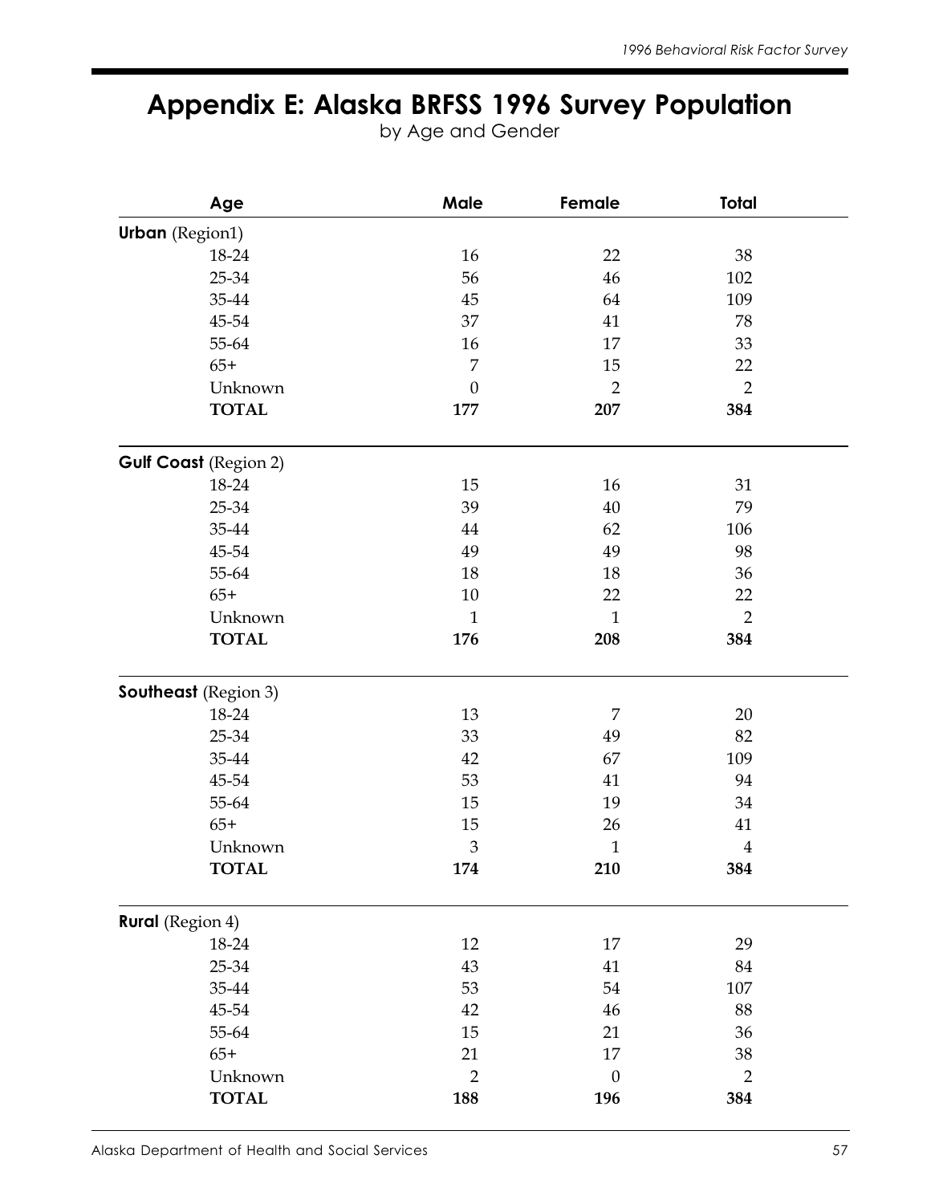# Appendix E: Alaska BRFSS 1996 Survey Population

by Age and Gender

| Age | Male | Female | Total |
|---|---|---|---|
| **Urban** (Region1) | | | |
| 18-24 | 16 | 22 | 38 |
| 25-34 | 56 | 46 | 102 |
| 35-44 | 45 | 64 | 109 |
| 45-54 | 37 | 41 | 78 |
| 55-64 | 16 | 17 | 33 |
| 65+ | 7 | 15 | 22 |
| Unknown | 0 | 2 | 2 |
| **TOTAL** | **177** | **207** | **384** |
| **Gulf Coast** (Region 2) | | | |
| 18-24 | 15 | 16 | 31 |
| 25-34 | 39 | 40 | 79 |
| 35-44 | 44 | 62 | 106 |
| 45-54 | 49 | 49 | 98 |
| 55-64 | 18 | 18 | 36 |
| 65+ | 10 | 22 | 22 |
| Unknown | 1 | 1 | 2 |
| **TOTAL** | **176** | **208** | **384** |
| **Southeast** (Region 3) | | | |
| 18-24 | 13 | 7 | 20 |
| 25-34 | 33 | 49 | 82 |
| 35-44 | 42 | 67 | 109 |
| 45-54 | 53 | 41 | 94 |
| 55-64 | 15 | 19 | 34 |
| 65+ | 15 | 26 | 41 |
| Unknown | 3 | 1 | 4 |
| **TOTAL** | **174** | **210** | **384** |
| **Rural** (Region 4) | | | |
| 18-24 | 12 | 17 | 29 |
| 25-34 | 43 | 41 | 84 |
| 35-44 | 53 | 54 | 107 |
| 45-54 | 42 | 46 | 88 |
| 55-64 | 15 | 21 | 36 |
| 65+ | 21 | 17 | 38 |
| Unknown | 2 | 0 | 2 |
| **TOTAL** | **188** | **196** | **384** |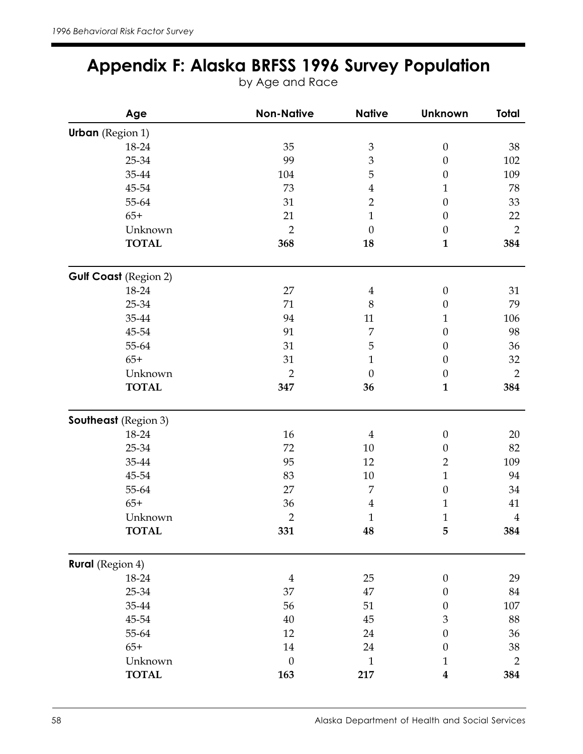# Appendix F: Alaska BRFSS 1996 Survey Population

by Age and Race

| Age | Non-Native | Native | Unknown | Total |
|---|---|---|---|---|
| **Urban** (Region 1) | | | | |
| 18-24 | 35 | 3 | 0 | 38 |
| 25-34 | 99 | 3 | 0 | 102 |
| 35-44 | 104 | 5 | 0 | 109 |
| 45-54 | 73 | 4 | 1 | 78 |
| 55-64 | 31 | 2 | 0 | 33 |
| 65+ | 21 | 1 | 0 | 22 |
| Unknown | 2 | 0 | 0 | 2 |
| **TOTAL** | **368** | **18** | **1** | **384** |
| **Gulf Coast** (Region 2) | | | | |
| 18-24 | 27 | 4 | 0 | 31 |
| 25-34 | 71 | 8 | 0 | 79 |
| 35-44 | 94 | 11 | 1 | 106 |
| 45-54 | 91 | 7 | 0 | 98 |
| 55-64 | 31 | 5 | 0 | 36 |
| 65+ | 31 | 1 | 0 | 32 |
| Unknown | 2 | 0 | 0 | 2 |
| **TOTAL** | **347** | **36** | **1** | **384** |
| **Southeast** (Region 3) | | | | |
| 18-24 | 16 | 4 | 0 | 20 |
| 25-34 | 72 | 10 | 0 | 82 |
| 35-44 | 95 | 12 | 2 | 109 |
| 45-54 | 83 | 10 | 1 | 94 |
| 55-64 | 27 | 7 | 0 | 34 |
| 65+ | 36 | 4 | 1 | 41 |
| Unknown | 2 | 1 | 1 | 4 |
| **TOTAL** | **331** | **48** | **5** | **384** |
| **Rural** (Region 4) | | | | |
| 18-24 | 4 | 25 | 0 | 29 |
| 25-34 | 37 | 47 | 0 | 84 |
| 35-44 | 56 | 51 | 0 | 107 |
| 45-54 | 40 | 45 | 3 | 88 |
| 55-64 | 12 | 24 | 0 | 36 |
| 65+ | 14 | 24 | 0 | 38 |
| Unknown | 0 | 1 | 1 | 2 |
| **TOTAL** | **163** | **217** | **4** | **384** |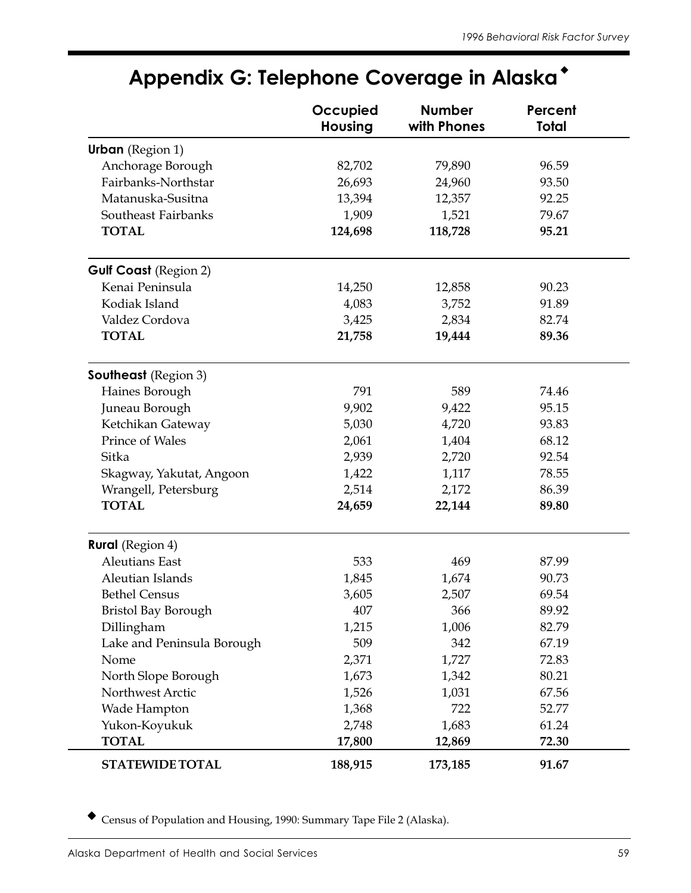# Appendix G: Telephone Coverage in Alaska[◆]

| | Occupied Housing | Number with Phones | Percent Total |
|---|---|---|---|
| **Urban** (Region 1) | | | |
| Anchorage Borough | 82,702 | 79,890 | 96.59 |
| Fairbanks-Northstar | 26,693 | 24,960 | 93.50 |
| Matanuska-Susitna | 13,394 | 12,357 | 92.25 |
| Southeast Fairbanks | 1,909 | 1,521 | 79.67 |
| **TOTAL** | **124,698** | **118,728** | **95.21** |
| **Gulf Coast** (Region 2) | | | |
| Kenai Peninsula | 14,250 | 12,858 | 90.23 |
| Kodiak Island | 4,083 | 3,752 | 91.89 |
| Valdez Cordova | 3,425 | 2,834 | 82.74 |
| **TOTAL** | **21,758** | **19,444** | **89.36** |
| **Southeast** (Region 3) | | | |
| Haines Borough | 791 | 589 | 74.46 |
| Juneau Borough | 9,902 | 9,422 | 95.15 |
| Ketchikan Gateway | 5,030 | 4,720 | 93.83 |
| Prince of Wales | 2,061 | 1,404 | 68.12 |
| Sitka | 2,939 | 2,720 | 92.54 |
| Skagway, Yakutat, Angoon | 1,422 | 1,117 | 78.55 |
| Wrangell, Petersburg | 2,514 | 2,172 | 86.39 |
| **TOTAL** | **24,659** | **22,144** | **89.80** |
| **Rural** (Region 4) | | | |
| Aleutians East | 533 | 469 | 87.99 |
| Aleutian Islands | 1,845 | 1,674 | 90.73 |
| Bethel Census | 3,605 | 2,507 | 69.54 |
| Bristol Bay Borough | 407 | 366 | 89.92 |
| Dillingham | 1,215 | 1,006 | 82.79 |
| Lake and Peninsula Borough | 509 | 342 | 67.19 |
| Nome | 2,371 | 1,727 | 72.83 |
| North Slope Borough | 1,673 | 1,342 | 80.21 |
| Northwest Arctic | 1,526 | 1,031 | 67.56 |
| Wade Hampton | 1,368 | 722 | 52.77 |
| Yukon-Koyukuk | 2,748 | 1,683 | 61.24 |
| **TOTAL** | **17,800** | **12,869** | **72.30** |
| **STATEWIDE TOTAL** | **188,915** | **173,185** | **91.67** |

◆ Census of Population and Housing, 1990: Summary Tape File 2 (Alaska).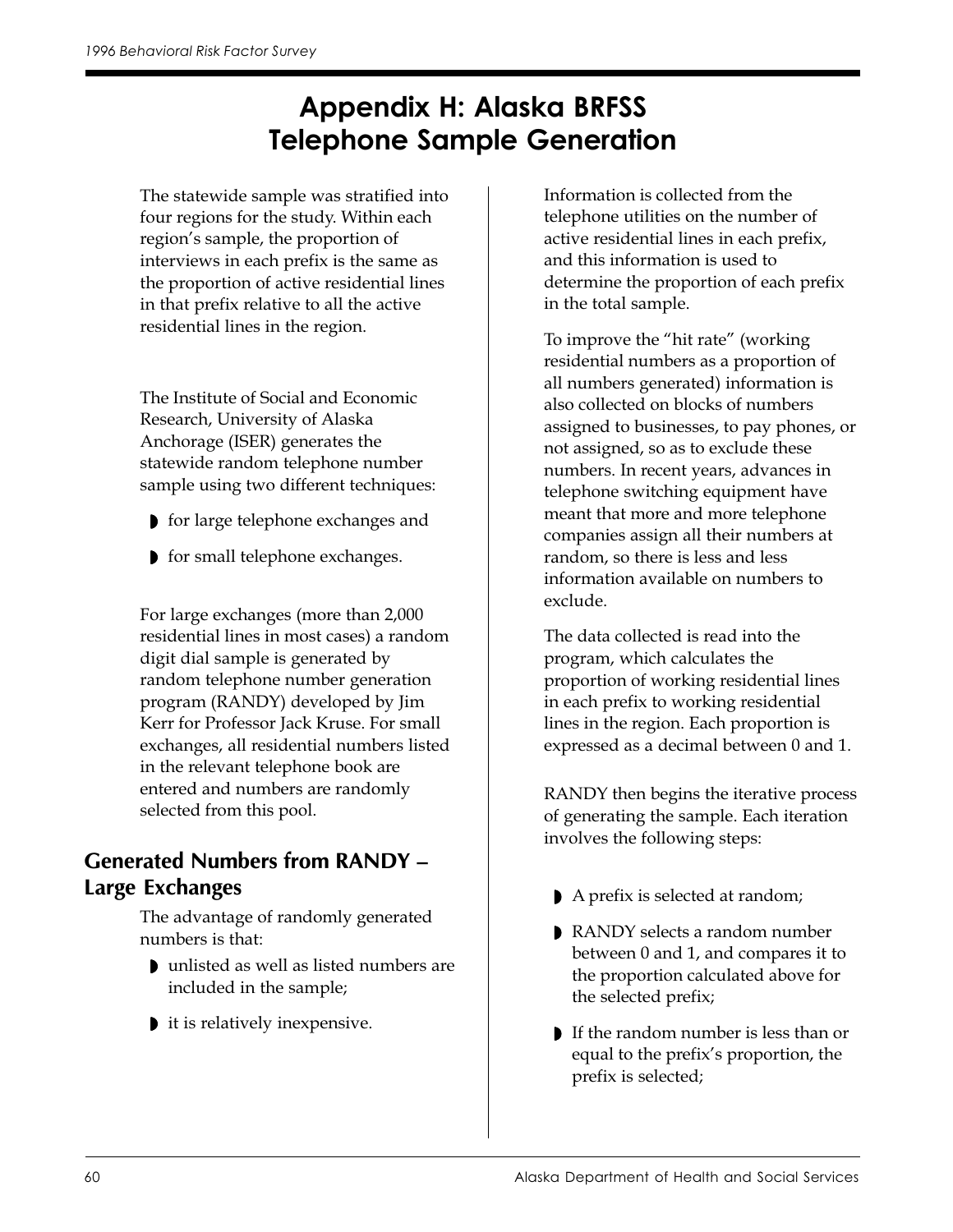# Appendix H: Alaska BRFSS Telephone Sample Generation

The statewide sample was stratified into four regions for the study. Within each region's sample, the proportion of interviews in each prefix is the same as the proportion of active residential lines in that prefix relative to all the active residential lines in the region.

The Institute of Social and Economic Research, University of Alaska Anchorage (ISER) generates the statewide random telephone number sample using two different techniques:

- for large telephone exchanges and
- for small telephone exchanges.

For large exchanges (more than 2,000 residential lines in most cases) a random digit dial sample is generated by random telephone number generation program (RANDY) developed by Jim Kerr for Professor Jack Kruse. For small exchanges, all residential numbers listed in the relevant telephone book are entered and numbers are randomly selected from this pool.

## Generated Numbers from RANDY – Large Exchanges

The advantage of randomly generated numbers is that:

- unlisted as well as listed numbers are included in the sample;
- it is relatively inexpensive.

Information is collected from the telephone utilities on the number of active residential lines in each prefix, and this information is used to determine the proportion of each prefix in the total sample.

To improve the "hit rate" (working residential numbers as a proportion of all numbers generated) information is also collected on blocks of numbers assigned to businesses, to pay phones, or not assigned, so as to exclude these numbers. In recent years, advances in telephone switching equipment have meant that more and more telephone companies assign all their numbers at random, so there is less and less information available on numbers to exclude.

The data collected is read into the program, which calculates the proportion of working residential lines in each prefix to working residential lines in the region. Each proportion is expressed as a decimal between 0 and 1.

RANDY then begins the iterative process of generating the sample. Each iteration involves the following steps:

- A prefix is selected at random;
- RANDY selects a random number between 0 and 1, and compares it to the proportion calculated above for the selected prefix;
- If the random number is less than or equal to the prefix's proportion, the prefix is selected;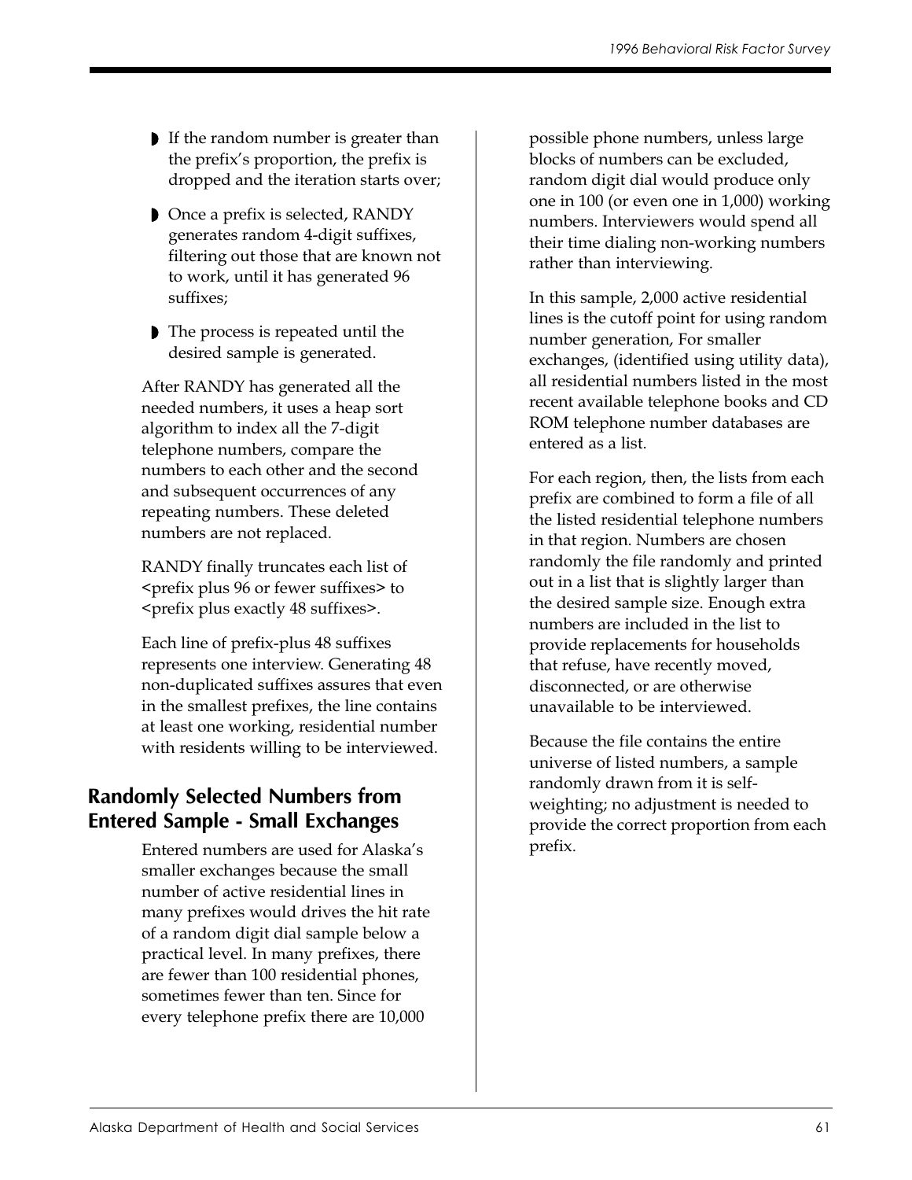- If the random number is greater than the prefix's proportion, the prefix is dropped and the iteration starts over;
- Once a prefix is selected, RANDY generates random 4-digit suffixes, filtering out those that are known not to work, until it has generated 96 suffixes;
- The process is repeated until the desired sample is generated.

After RANDY has generated all the needed numbers, it uses a heap sort algorithm to index all the 7-digit telephone numbers, compare the numbers to each other and the second and subsequent occurrences of any repeating numbers. These deleted numbers are not replaced.

RANDY finally truncates each list of <prefix plus 96 or fewer suffixes> to <prefix plus exactly 48 suffixes>.

Each line of prefix-plus 48 suffixes represents one interview. Generating 48 non-duplicated suffixes assures that even in the smallest prefixes, the line contains at least one working, residential number with residents willing to be interviewed.

## Randomly Selected Numbers from Entered Sample - Small Exchanges

Entered numbers are used for Alaska's smaller exchanges because the small number of active residential lines in many prefixes would drives the hit rate of a random digit dial sample below a practical level. In many prefixes, there are fewer than 100 residential phones, sometimes fewer than ten. Since for every telephone prefix there are 10,000 possible phone numbers, unless large blocks of numbers can be excluded, random digit dial would produce only one in 100 (or even one in 1,000) working numbers. Interviewers would spend all their time dialing non-working numbers rather than interviewing.

In this sample, 2,000 active residential lines is the cutoff point for using random number generation, For smaller exchanges, (identified using utility data), all residential numbers listed in the most recent available telephone books and CD ROM telephone number databases are entered as a list.

For each region, then, the lists from each prefix are combined to form a file of all the listed residential telephone numbers in that region. Numbers are chosen randomly the file randomly and printed out in a list that is slightly larger than the desired sample size. Enough extra numbers are included in the list to provide replacements for households that refuse, have recently moved, disconnected, or are otherwise unavailable to be interviewed.

Because the file contains the entire universe of listed numbers, a sample randomly drawn from it is self-weighting; no adjustment is needed to provide the correct proportion from each prefix.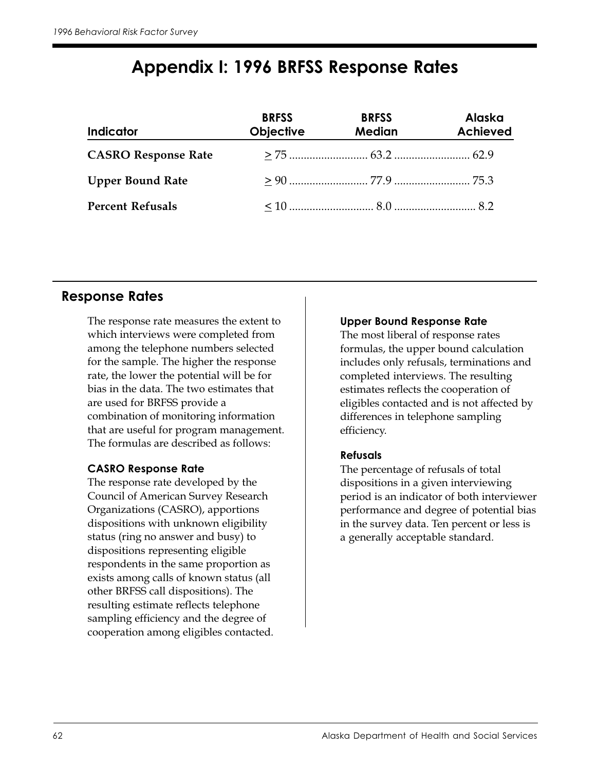# Appendix I: 1996 BRFSS Response Rates

| Indicator | BRFSS Objective | BRFSS Median | Alaska Achieved |
|---|---|---|---|
| **CASRO Response Rate** | ≥ 75 | 63.2 | 62.9 |
| **Upper Bound Rate** | ≥ 90 | 77.9 | 75.3 |
| **Percent Refusals** | ≤ 10 | 8.0 | 8.2 |

## Response Rates

The response rate measures the extent to which interviews were completed from among the telephone numbers selected for the sample. The higher the response rate, the lower the potential will be for bias in the data. The two estimates that are used for BRFSS provide a combination of monitoring information that are useful for program management. The formulas are described as follows:

### CASRO Response Rate

The response rate developed by the Council of American Survey Research Organizations (CASRO), apportions dispositions with unknown eligibility status (ring no answer and busy) to dispositions representing eligible respondents in the same proportion as exists among calls of known status (all other BRFSS call dispositions). The resulting estimate reflects telephone sampling efficiency and the degree of cooperation among eligibles contacted.

### Upper Bound Response Rate

The most liberal of response rates formulas, the upper bound calculation includes only refusals, terminations and completed interviews. The resulting estimates reflects the cooperation of eligibles contacted and is not affected by differences in telephone sampling efficiency.

### Refusals

The percentage of refusals of total dispositions in a given interviewing period is an indicator of both interviewer performance and degree of potential bias in the survey data. Ten percent or less is a generally acceptable standard.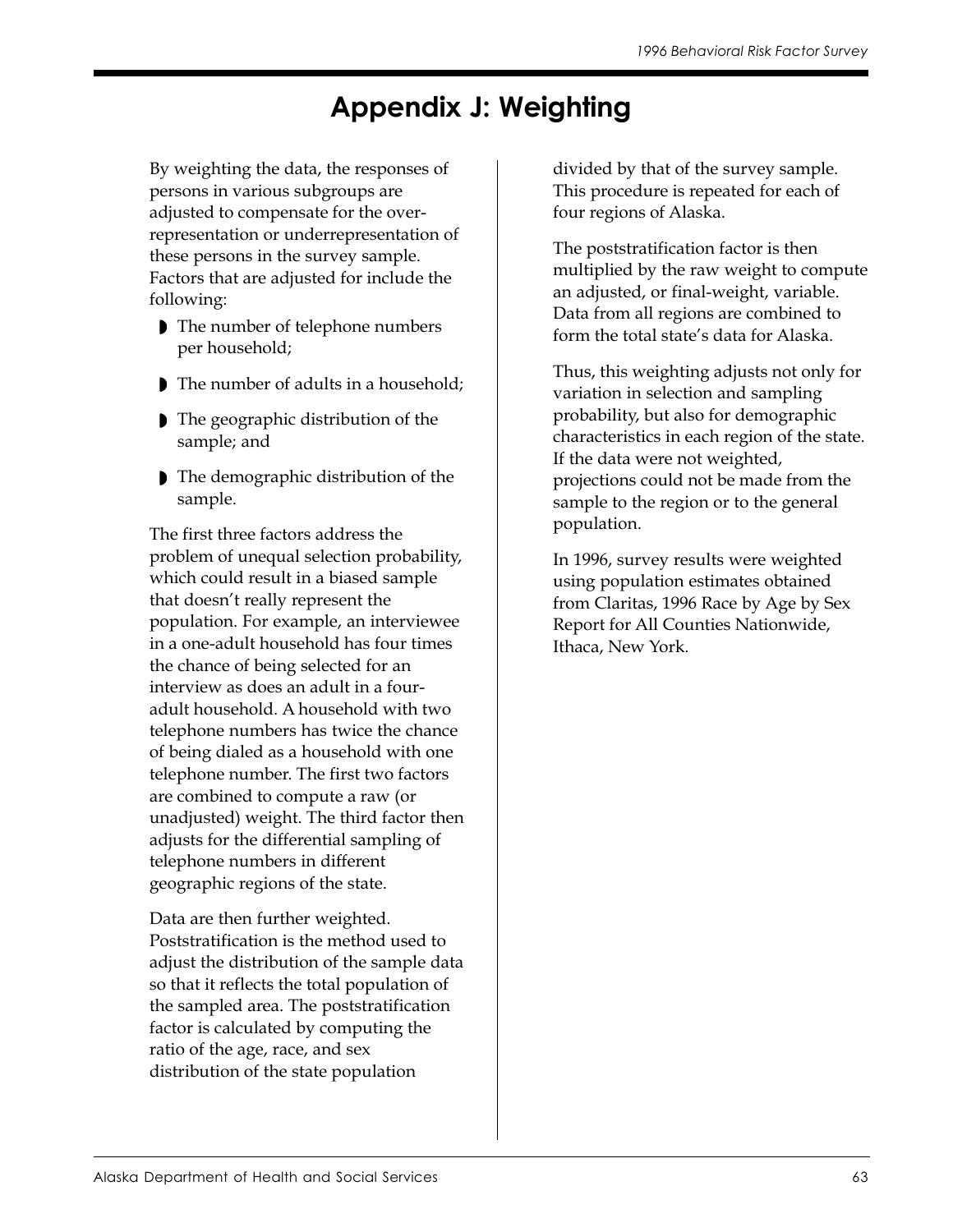# Appendix J: Weighting

By weighting the data, the responses of persons in various subgroups are adjusted to compensate for the over-representation or underrepresentation of these persons in the survey sample. Factors that are adjusted for include the following:

- The number of telephone numbers per household;
- The number of adults in a household;
- The geographic distribution of the sample; and
- The demographic distribution of the sample.

The first three factors address the problem of unequal selection probability, which could result in a biased sample that doesn't really represent the population. For example, an interviewee in a one-adult household has four times the chance of being selected for an interview as does an adult in a four-adult household. A household with two telephone numbers has twice the chance of being dialed as a household with one telephone number. The first two factors are combined to compute a raw (or unadjusted) weight. The third factor then adjusts for the differential sampling of telephone numbers in different geographic regions of the state.

Data are then further weighted. Poststratification is the method used to adjust the distribution of the sample data so that it reflects the total population of the sampled area. The poststratification factor is calculated by computing the ratio of the age, race, and sex distribution of the state population divided by that of the survey sample. This procedure is repeated for each of four regions of Alaska.

The poststratification factor is then multiplied by the raw weight to compute an adjusted, or final-weight, variable. Data from all regions are combined to form the total state's data for Alaska.

Thus, this weighting adjusts not only for variation in selection and sampling probability, but also for demographic characteristics in each region of the state. If the data were not weighted, projections could not be made from the sample to the region or to the general population.

In 1996, survey results were weighted using population estimates obtained from Claritas, 1996 Race by Age by Sex Report for All Counties Nationwide, Ithaca, New York.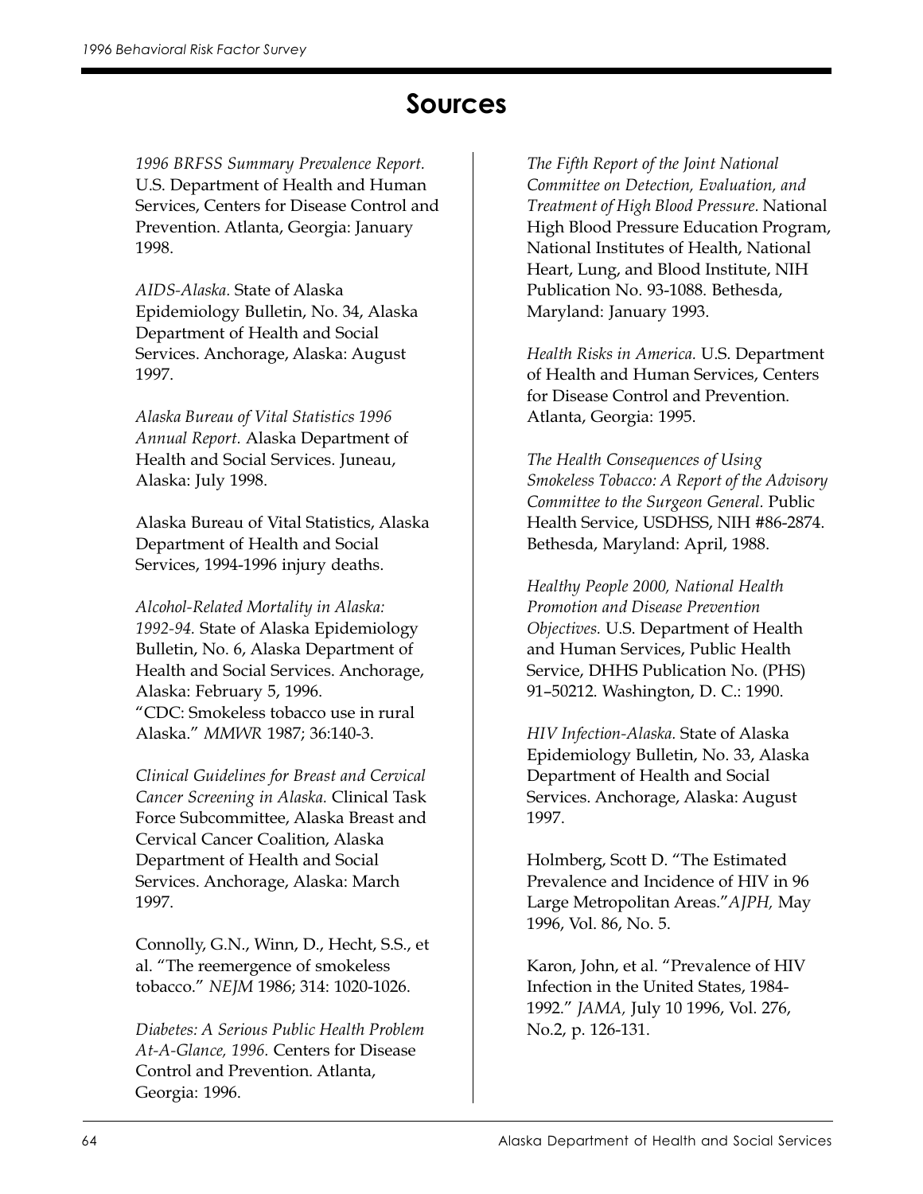# Sources

*1996 BRFSS Summary Prevalence Report.* U.S. Department of Health and Human Services, Centers for Disease Control and Prevention. Atlanta, Georgia: January 1998.

*AIDS-Alaska.* State of Alaska Epidemiology Bulletin, No. 34, Alaska Department of Health and Social Services. Anchorage, Alaska: August 1997.

*Alaska Bureau of Vital Statistics 1996 Annual Report.* Alaska Department of Health and Social Services. Juneau, Alaska: July 1998.

Alaska Bureau of Vital Statistics, Alaska Department of Health and Social Services, 1994-1996 injury deaths.

*Alcohol-Related Mortality in Alaska: 1992-94.* State of Alaska Epidemiology Bulletin, No. 6, Alaska Department of Health and Social Services. Anchorage, Alaska: February 5, 1996.
"CDC: Smokeless tobacco use in rural Alaska." *MMWR* 1987; 36:140-3.

*Clinical Guidelines for Breast and Cervical Cancer Screening in Alaska.* Clinical Task Force Subcommittee, Alaska Breast and Cervical Cancer Coalition, Alaska Department of Health and Social Services. Anchorage, Alaska: March 1997.

Connolly, G.N., Winn, D., Hecht, S.S., et al. "The reemergence of smokeless tobacco." *NEJM* 1986; 314: 1020-1026.

*Diabetes: A Serious Public Health Problem At-A-Glance, 1996.* Centers for Disease Control and Prevention. Atlanta, Georgia: 1996.

*The Fifth Report of the Joint National Committee on Detection, Evaluation, and Treatment of High Blood Pressure.* National High Blood Pressure Education Program, National Institutes of Health, National Heart, Lung, and Blood Institute, NIH Publication No. 93-1088. Bethesda, Maryland: January 1993.

*Health Risks in America.* U.S. Department of Health and Human Services, Centers for Disease Control and Prevention. Atlanta, Georgia: 1995.

*The Health Consequences of Using Smokeless Tobacco: A Report of the Advisory Committee to the Surgeon General.* Public Health Service, USDHSS, NIH #86-2874. Bethesda, Maryland: April, 1988.

*Healthy People 2000, National Health Promotion and Disease Prevention Objectives.* U.S. Department of Health and Human Services, Public Health Service, DHHS Publication No. (PHS) 91–50212. Washington, D. C.: 1990.

*HIV Infection-Alaska.* State of Alaska Epidemiology Bulletin, No. 33, Alaska Department of Health and Social Services. Anchorage, Alaska: August 1997.

Holmberg, Scott D. "The Estimated Prevalence and Incidence of HIV in 96 Large Metropolitan Areas."*AJPH,* May 1996, Vol. 86, No. 5.

Karon, John, et al. "Prevalence of HIV Infection in the United States, 1984-1992." *JAMA,* July 10 1996, Vol. 276, No.2, p. 126-131.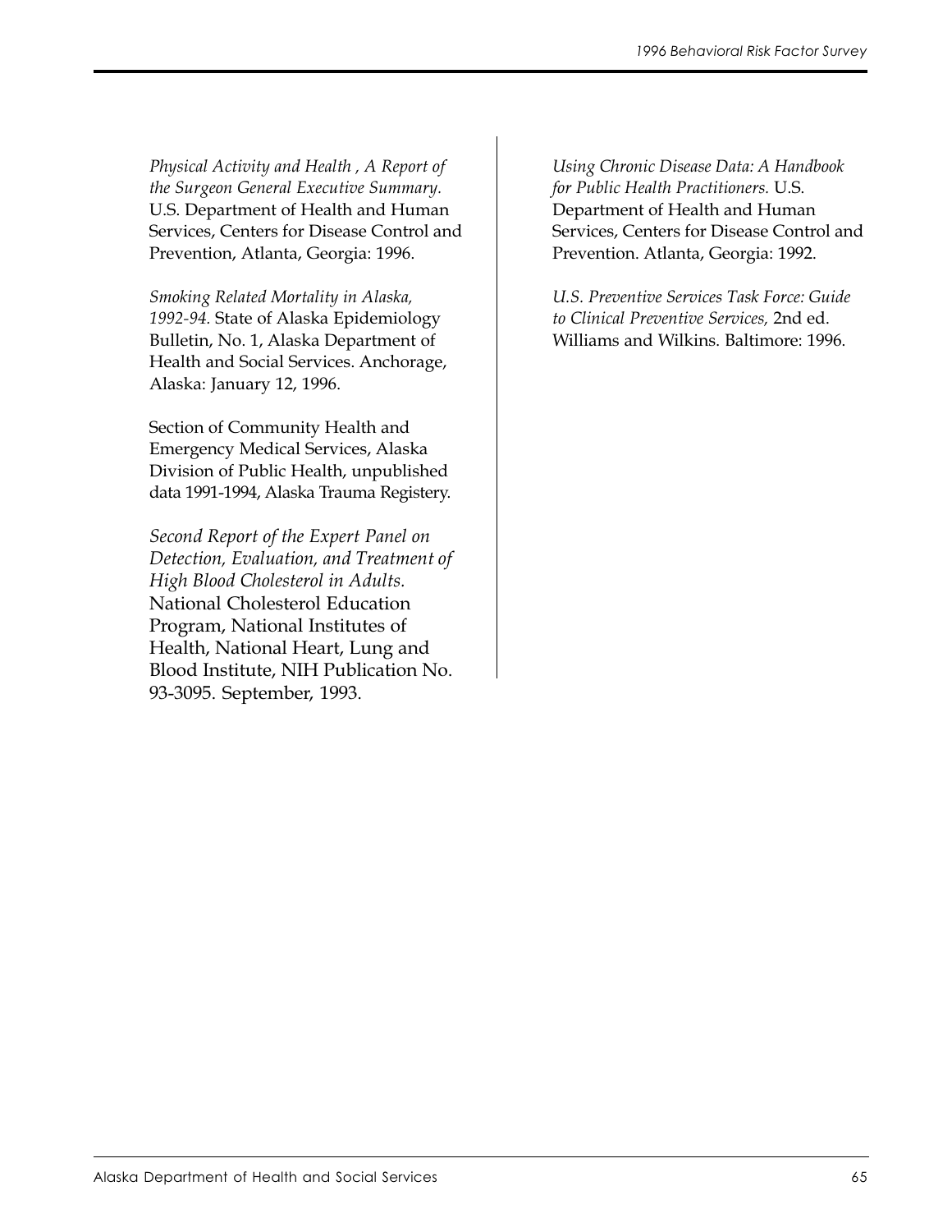*Physical Activity and Health , A Report of the Surgeon General Executive Summary.* U.S. Department of Health and Human Services, Centers for Disease Control and Prevention, Atlanta, Georgia: 1996.

*Smoking Related Mortality in Alaska, 1992-94.* State of Alaska Epidemiology Bulletin, No. 1, Alaska Department of Health and Social Services. Anchorage, Alaska: January 12, 1996.

Section of Community Health and Emergency Medical Services, Alaska Division of Public Health, unpublished data 1991-1994, Alaska Trauma Registery.

*Second Report of the Expert Panel on Detection, Evaluation, and Treatment of High Blood Cholesterol in Adults.* National Cholesterol Education Program, National Institutes of Health, National Heart, Lung and Blood Institute, NIH Publication No. 93-3095. September, 1993.

*Using Chronic Disease Data: A Handbook for Public Health Practitioners.* U.S. Department of Health and Human Services, Centers for Disease Control and Prevention. Atlanta, Georgia: 1992.

*U.S. Preventive Services Task Force: Guide to Clinical Preventive Services,* 2nd ed. Williams and Wilkins. Baltimore: 1996.